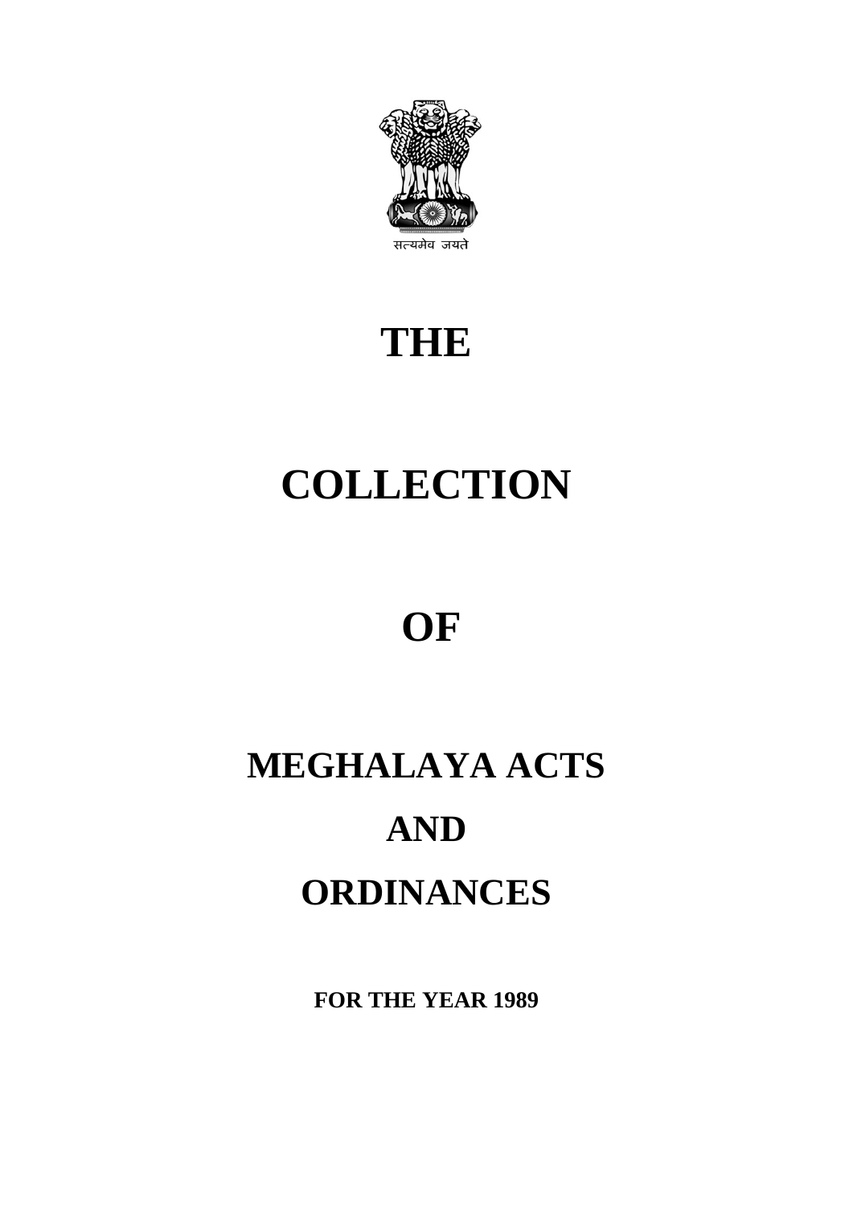सत्यमेव जयते

# THE

# COLLECTION

# OF

# MEGHALAYA ACTS

# AND

# ORDINANCES

**FOR THE YEAR 1989**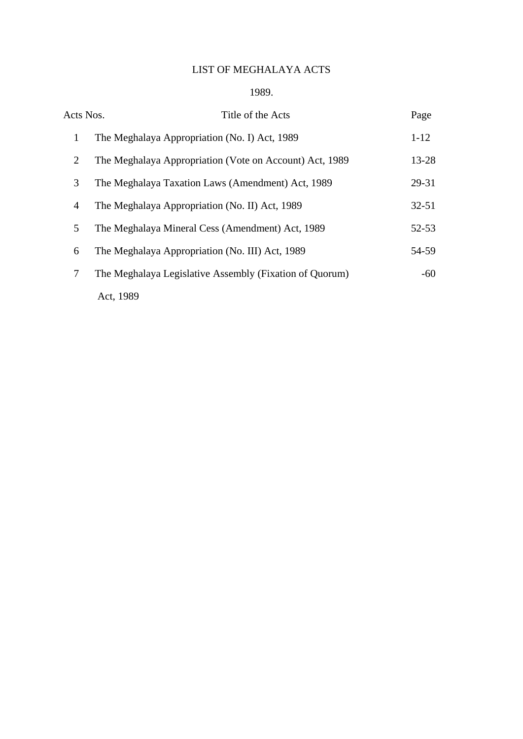# LIST OF MEGHALAYA ACTS

## 1989.

| Acts Nos. | Title of the Acts | Page |
|---|---|---|
| 1 | The Meghalaya Appropriation (No. I) Act, 1989 | 1-12 |
| 2 | The Meghalaya Appropriation (Vote on Account) Act, 1989 | 13-28 |
| 3 | The Meghalaya Taxation Laws (Amendment) Act, 1989 | 29-31 |
| 4 | The Meghalaya Appropriation (No. II) Act, 1989 | 32-51 |
| 5 | The Meghalaya Mineral Cess (Amendment) Act, 1989 | 52-53 |
| 6 | The Meghalaya Appropriation (No. III) Act, 1989 | 54-59 |
| 7 | The Meghalaya Legislative Assembly (Fixation of Quorum) Act, 1989 | -60 |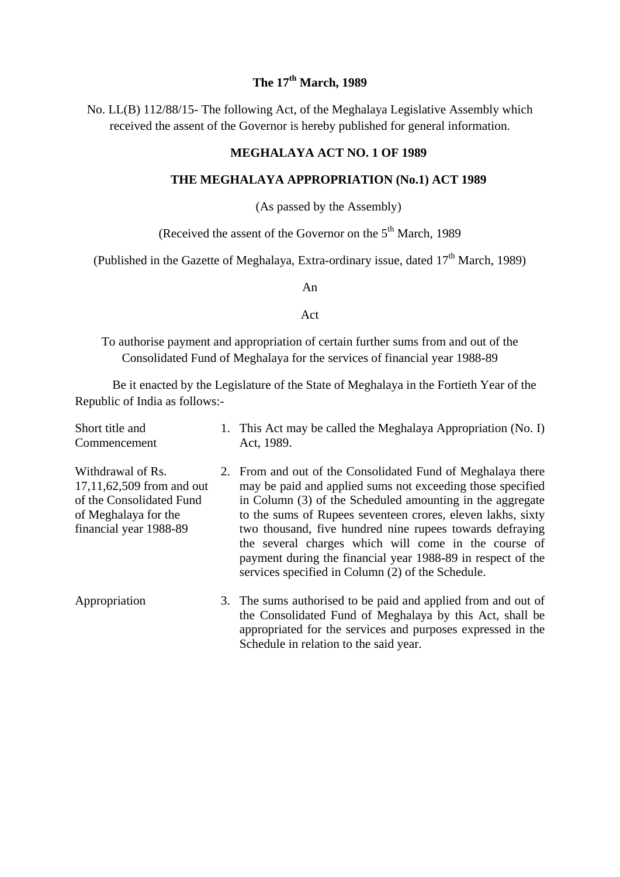**The 17th March, 1989**

No. LL(B) 112/88/15- The following Act, of the Meghalaya Legislative Assembly which received the assent of the Governor is hereby published for general information.

**MEGHALAYA ACT NO. 1 OF 1989**

**THE MEGHALAYA APPROPRIATION (No.1) ACT 1989**

(As passed by the Assembly)

(Received the assent of the Governor on the 5th March, 1989

(Published in the Gazette of Meghalaya, Extra-ordinary issue, dated 17th March, 1989)

An

Act

To authorise payment and appropriation of certain further sums from and out of the Consolidated Fund of Meghalaya for the services of financial year 1988-89

Be it enacted by the Legislature of the State of Meghalaya in the Fortieth Year of the Republic of India as follows:-

| | |
|---|---|
| Short title and Commencement | 1. This Act may be called the Meghalaya Appropriation (No. I) Act, 1989. |
| Withdrawal of Rs. 17,11,62,509 from and out of the Consolidated Fund of Meghalaya for the financial year 1988-89 | 2. From and out of the Consolidated Fund of Meghalaya there may be paid and applied sums not exceeding those specified in Column (3) of the Scheduled amounting in the aggregate to the sums of Rupees seventeen crores, eleven lakhs, sixty two thousand, five hundred nine rupees towards defraying the several charges which will come in the course of payment during the financial year 1988-89 in respect of the services specified in Column (2) of the Schedule. |
| Appropriation | 3. The sums authorised to be paid and applied from and out of the Consolidated Fund of Meghalaya by this Act, shall be appropriated for the services and purposes expressed in the Schedule in relation to the said year. |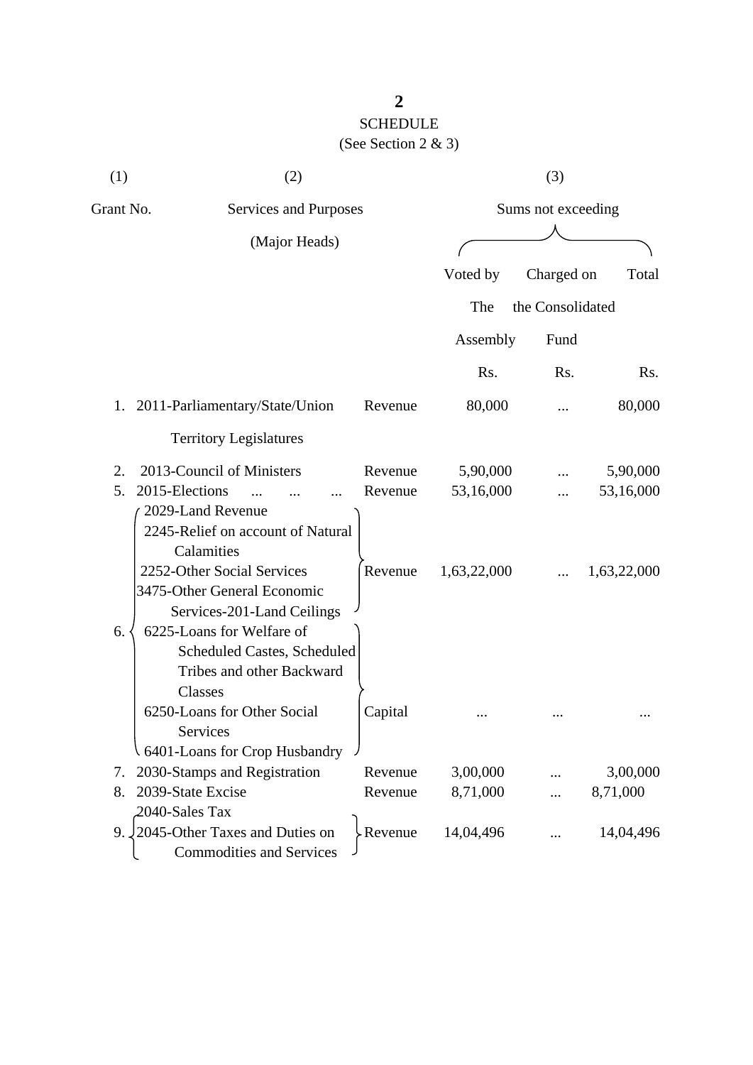## SCHEDULE

(See Section 2 & 3)

| (1) | (2) | | (3) | | |
|---|---|---|---|---|---|
| Grant No. | Services and Purposes (Major Heads) | | Sums not exceeding | | |
| | | | Voted by The Assembly | Charged on the Consolidated Fund | Total |
| | | | Rs. | Rs. | Rs. |
| 1. | 2011-Parliamentary/State/Union Territory Legislatures | Revenue | 80,000 | ... | 80,000 |
| 2. | 2013-Council of Ministers | Revenue | 5,90,000 | ... | 5,90,000 |
| 5. | 2015-Elections ... ... ... | Revenue | 53,16,000 | ... | 53,16,000 |
| 6. | 2029-Land Revenue<br>2245-Relief on account of Natural Calamities<br>2252-Other Social Services<br>3475-Other General Economic Services-201-Land Ceilings | Revenue | 1,63,22,000 | ... | 1,63,22,000 |
| | 6225-Loans for Welfare of Scheduled Castes, Scheduled Tribes and other Backward Classes<br>6250-Loans for Other Social Services<br>6401-Loans for Crop Husbandry | Capital | ... | ... | ... |
| 7. | 2030-Stamps and Registration | Revenue | 3,00,000 | ... | 3,00,000 |
| 8. | 2039-State Excise | Revenue | 8,71,000 | ... | 8,71,000 |
| 9. | 2040-Sales Tax<br>2045-Other Taxes and Duties on Commodities and Services | Revenue | 14,04,496 | ... | 14,04,496 |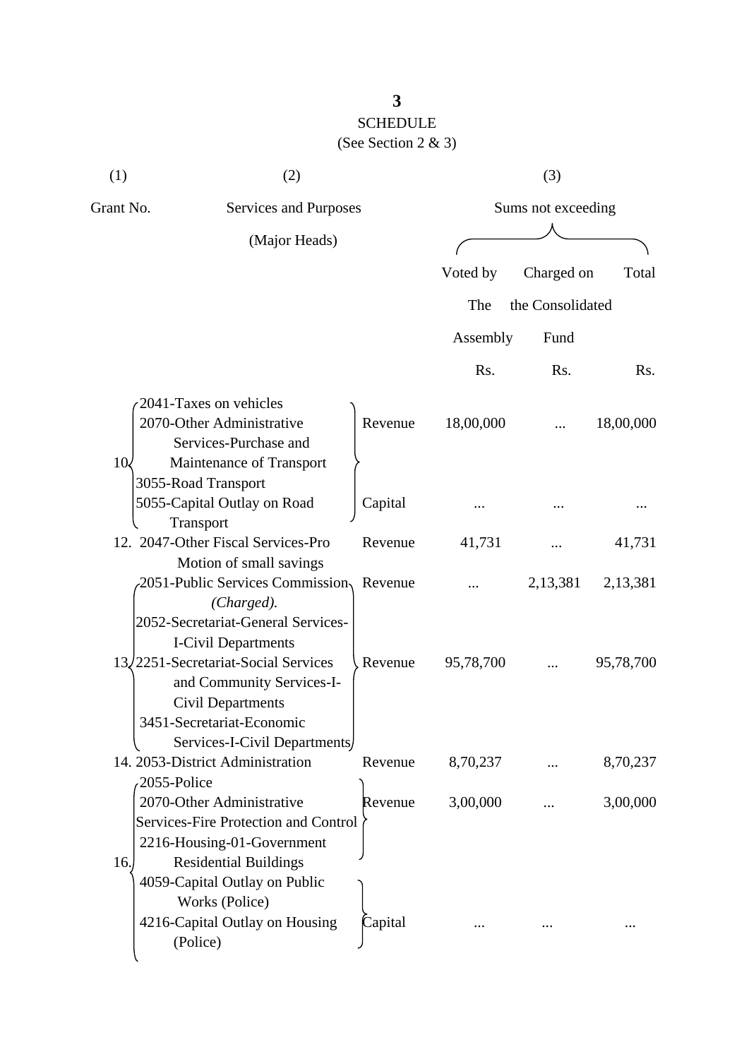# 3

## SCHEDULE

(See Section 2 & 3)

| (1) | (2) | | (3) | | |
|---|---|---|---|---|---|
| Grant No. | Services and Purposes (Major Heads) | | Sums not exceeding | | |
| | | | Voted by The Assembly | Charged on the Consolidated Fund | Total |
| | | | Rs. | Rs. | Rs. |
| 10 | 2041-Taxes on vehicles<br>2070-Other Administrative Services-Purchase and Maintenance of Transport<br>3055-Road Transport | Revenue | 18,00,000 | ... | 18,00,000 |
| | 5055-Capital Outlay on Road Transport | Capital | ... | ... | ... |
| 12. | 2047-Other Fiscal Services-Pro Motion of small savings | Revenue | 41,731 | ... | 41,731 |
| 13 | 2051-Public Services Commission *(Charged).* | Revenue | ... | 2,13,381 | 2,13,381 |
| | 2052-Secretariat-General Services-I-Civil Departments<br>2251-Secretariat-Social Services and Community Services-I-Civil Departments<br>3451-Secretariat-Economic Services-I-Civil Departments | Revenue | 95,78,700 | ... | 95,78,700 |
| 14. | 2053-District Administration | Revenue | 8,70,237 | ... | 8,70,237 |
| 16. | 2055-Police<br>2070-Other Administrative Services-Fire Protection and Control<br>2216-Housing-01-Government Residential Buildings | Revenue | 3,00,000 | ... | 3,00,000 |
| | 4059-Capital Outlay on Public Works (Police)<br>4216-Capital Outlay on Housing (Police) | Capital | ... | ... | ... |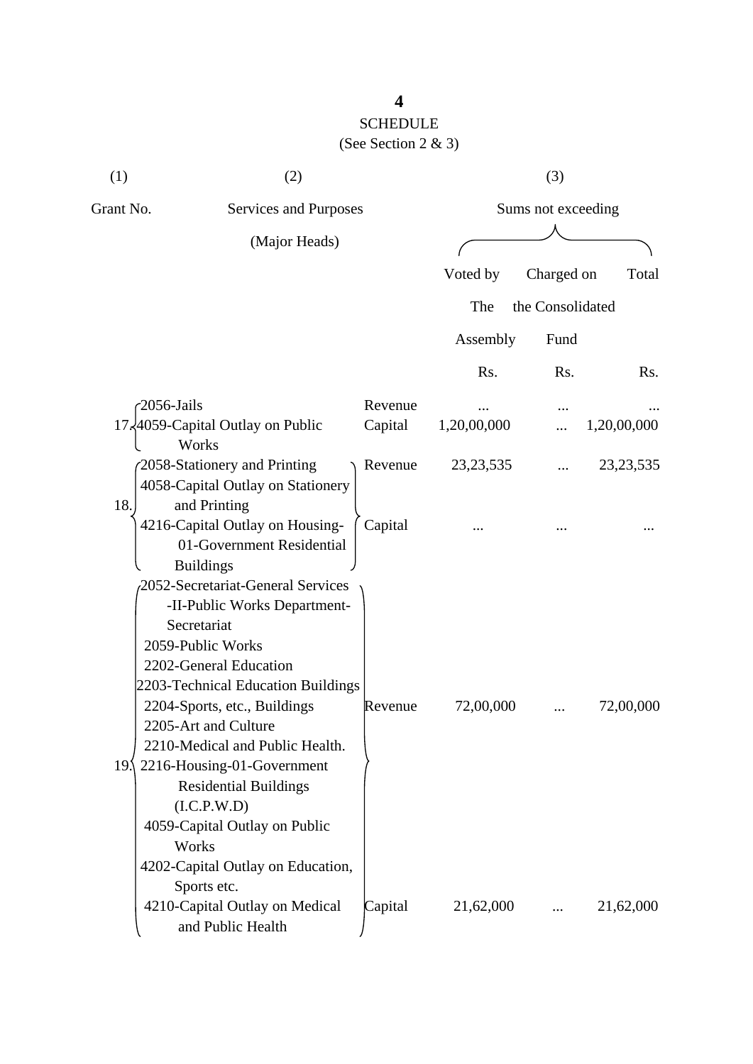## SCHEDULE

(See Section 2 & 3)

| (1) | (2) | | (3) | | |
|---|---|---|---|---|---|
| Grant No. | Services and Purposes (Major Heads) | | Sums not exceeding | | |
| | | | Voted by The Assembly | Charged on the Consolidated Fund | Total |
| | | | Rs. | Rs. | Rs. |
| 17. | 2056-Jails | Revenue | ... | ... | ... |
| | 4059-Capital Outlay on Public Works | Capital | 1,20,00,000 | ... | 1,20,00,000 |
| 18. | 2058-Stationery and Printing | Revenue | 23,23,535 | ... | 23,23,535 |
| | 4058-Capital Outlay on Stationery and Printing<br>4216-Capital Outlay on Housing-01-Government Residential Buildings | Capital | ... | ... | ... |
| 19. | 2052-Secretariat-General Services -II-Public Works Department-Secretariat<br>2059-Public Works<br>2202-General Education<br>2203-Technical Education Buildings<br>2204-Sports, etc., Buildings<br>2205-Art and Culture<br>2210-Medical and Public Health.<br>2216-Housing-01-Government Residential Buildings (I.C.P.W.D) | Revenue | 72,00,000 | ... | 72,00,000 |
| | 4059-Capital Outlay on Public Works<br>4202-Capital Outlay on Education, Sports etc.<br>4210-Capital Outlay on Medical and Public Health | Capital | 21,62,000 | ... | 21,62,000 |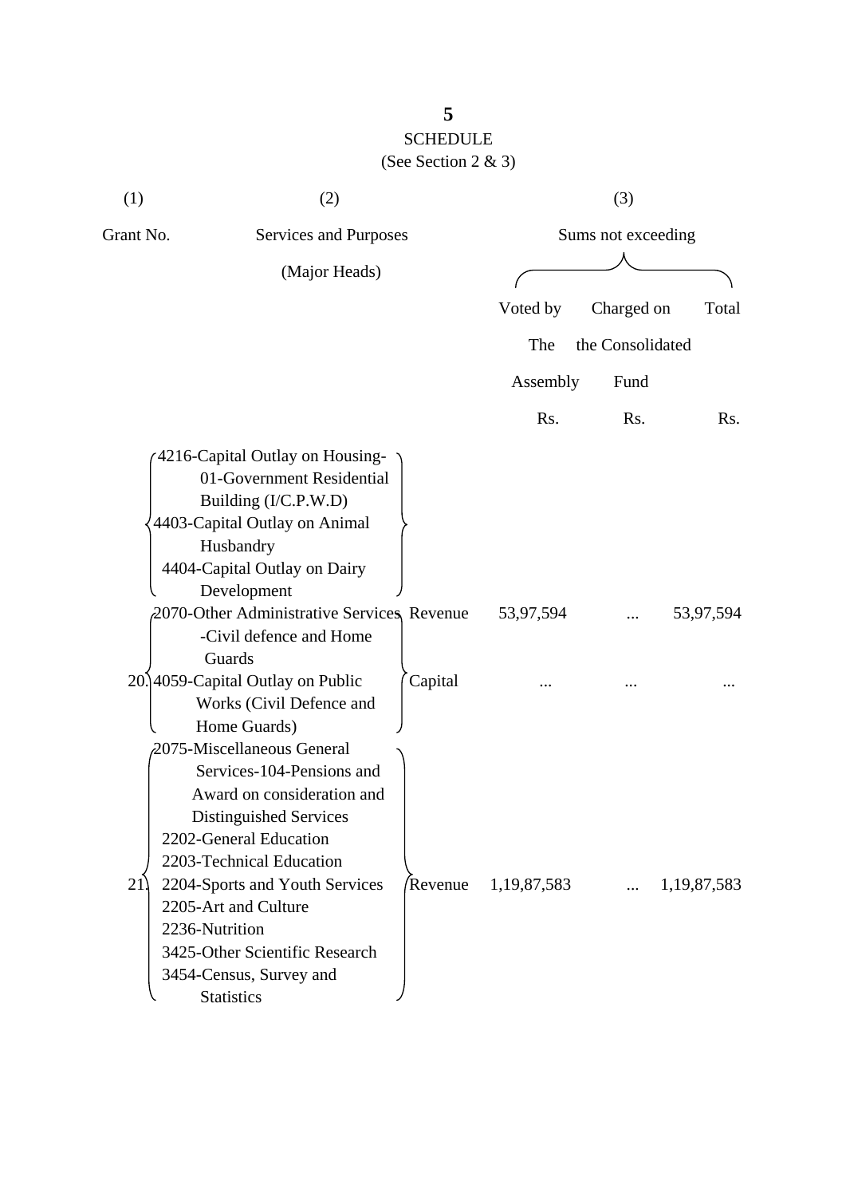## SCHEDULE

(See Section 2 & 3)

| (1) | (2) | | (3) | | |
|---|---|---|---|---|---|
| Grant No. | Services and Purposes (Major Heads) | | Sums not exceeding | | |
| | | | Voted by The Assembly | Charged on the Consolidated Fund | Total |
| | | | Rs. | Rs. | Rs. |
| | 4216-Capital Outlay on Housing-01-Government Residential Building (I/C.P.W.D)<br>4403-Capital Outlay on Animal Husbandry<br>4404-Capital Outlay on Dairy Development | | | | |
| 20. | 2070-Other Administrative Services -Civil defence and Home Guards | Revenue | 53,97,594 | ... | 53,97,594 |
| | 4059-Capital Outlay on Public Works (Civil Defence and Home Guards) | Capital | ... | ... | ... |
| 21. | 2075-Miscellaneous General Services-104-Pensions and Award on consideration and Distinguished Services<br>2202-General Education<br>2203-Technical Education<br>2204-Sports and Youth Services<br>2205-Art and Culture<br>2236-Nutrition<br>3425-Other Scientific Research<br>3454-Census, Survey and Statistics | Revenue | 1,19,87,583 | ... | 1,19,87,583 |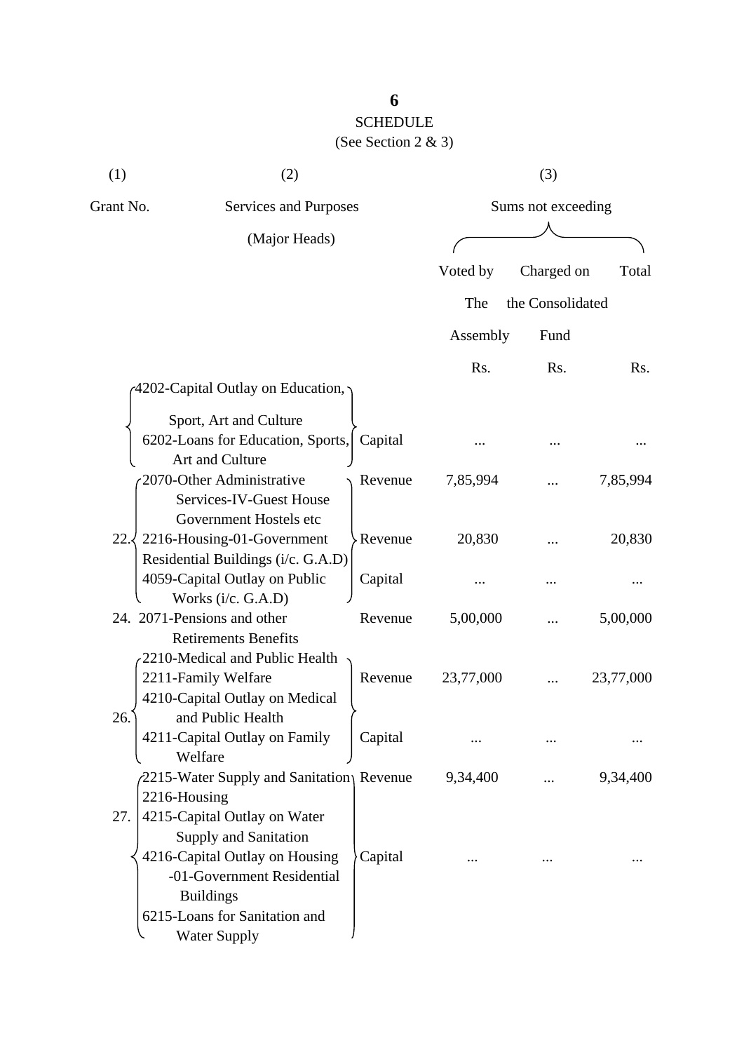## SCHEDULE

(See Section 2 & 3)

| (1) | (2) | | (3) | | |
|---|---|---|---|---|---|
| Grant No. | Services and Purposes (Major Heads) | | Sums not exceeding | | |
| | | | Voted by The Assembly | Charged on the Consolidated Fund | Total |
| | | | Rs. | Rs. | Rs. |
| | 4202-Capital Outlay on Education, Sport, Art and Culture<br>6202-Loans for Education, Sports, Art and Culture | Capital | ... | ... | ... |
| 22. | 2070-Other Administrative Services-IV-Guest House Government Hostels etc | Revenue | 7,85,994 | ... | 7,85,994 |
| | 2216-Housing-01-Government Residential Buildings (i/c. G.A.D) | Revenue | 20,830 | ... | 20,830 |
| | 4059-Capital Outlay on Public Works (i/c. G.A.D) | Capital | ... | ... | ... |
| 24. | 2071-Pensions and other Retirements Benefits | Revenue | 5,00,000 | ... | 5,00,000 |
| 26. | 2210-Medical and Public Health<br>2211-Family Welfare | Revenue | 23,77,000 | ... | 23,77,000 |
| | 4210-Capital Outlay on Medical and Public Health<br>4211-Capital Outlay on Family Welfare | Capital | ... | ... | ... |
| 27. | 2215-Water Supply and Sanitation<br>2216-Housing | Revenue | 9,34,400 | ... | 9,34,400 |
| | 4215-Capital Outlay on Water Supply and Sanitation<br>4216-Capital Outlay on Housing -01-Government Residential Buildings<br>6215-Loans for Sanitation and Water Supply | Capital | ... | ... | ... |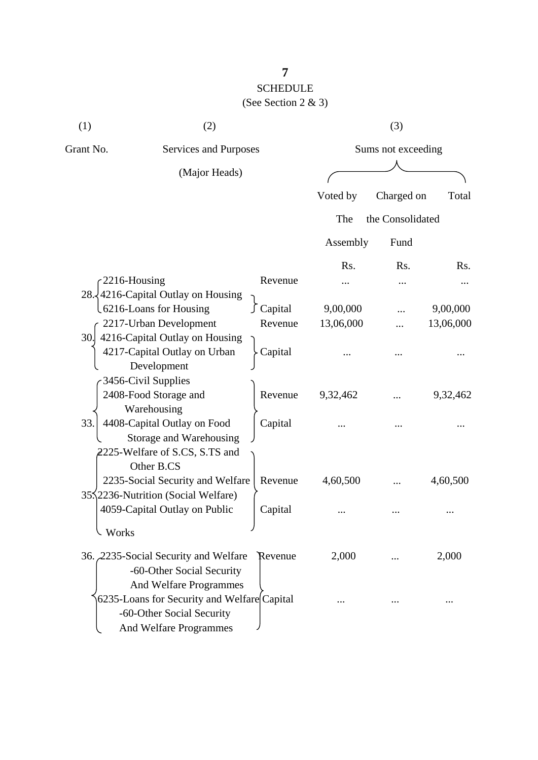# SCHEDULE

(See Section 2 & 3)

| (1) | (2) | | (3) | | |
|---|---|---|---|---|---|
| Grant No. | Services and Purposes (Major Heads) | | Sums not exceeding | | |
| | | | Voted by The Assembly | Charged on the Consolidated Fund | Total |
| | | | Rs. | Rs. | Rs. |
| 28. | 2216-Housing | Revenue | ... | ... | ... |
| | 4216-Capital Outlay on Housing<br>6216-Loans for Housing | Capital | 9,00,000 | ... | 9,00,000 |
| 30. | 2217-Urban Development | Revenue | 13,06,000 | ... | 13,06,000 |
| | 4216-Capital Outlay on Housing<br>4217-Capital Outlay on Urban Development | Capital | ... | ... | ... |
| 33. | 3456-Civil Supplies<br>2408-Food Storage and Warehousing | Revenue | 9,32,462 | ... | 9,32,462 |
| | 4408-Capital Outlay on Food Storage and Warehousing | Capital | ... | ... | ... |
| 35. | 2225-Welfare of S.CS, S.TS and Other B.CS<br>2235-Social Security and Welfare<br>2236-Nutrition (Social Welfare) | Revenue | 4,60,500 | ... | 4,60,500 |
| | 4059-Capital Outlay on Public Works | Capital | ... | ... | ... |
| 36. | 2235-Social Security and Welfare -60-Other Social Security And Welfare Programmes | Revenue | 2,000 | ... | 2,000 |
| | 6235-Loans for Security and Welfare -60-Other Social Security And Welfare Programmes | Capital | ... | ... | ... |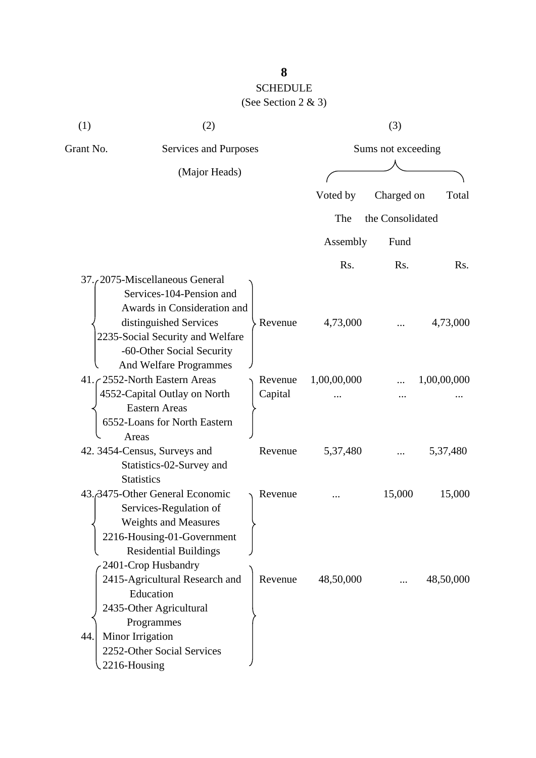# SCHEDULE

(See Section 2 & 3)

| (1) | (2) | | (3) | | |
|---|---|---|---|---|---|
| Grant No. | Services and Purposes (Major Heads) | | Sums not exceeding | | |
| | | | Voted by The Assembly | Charged on the Consolidated Fund | Total |
| | | | Rs. | Rs. | Rs. |
| 37. | 2075-Miscellaneous General Services-104-Pension and Awards in Consideration and distinguished Services<br>2235-Social Security and Welfare -60-Other Social Security And Welfare Programmes | Revenue | 4,73,000 | ... | 4,73,000 |
| 41. | 2552-North Eastern Areas<br>4552-Capital Outlay on North Eastern Areas<br>6552-Loans for North Eastern Areas | Revenue<br>Capital | 1,00,00,000<br>... | ...<br>... | 1,00,00,000<br>... |
| 42. | 3454-Census, Surveys and Statistics-02-Survey and Statistics | Revenue | 5,37,480 | ... | 5,37,480 |
| 43. | 3475-Other General Economic Services-Regulation of Weights and Measures<br>2216-Housing-01-Government Residential Buildings | Revenue | ... | 15,000 | 15,000 |
| 44. | 2401-Crop Husbandry<br>2415-Agricultural Research and Education<br>2435-Other Agricultural Programmes<br>Minor Irrigation<br>2252-Other Social Services<br>2216-Housing | Revenue | 48,50,000 | ... | 48,50,000 |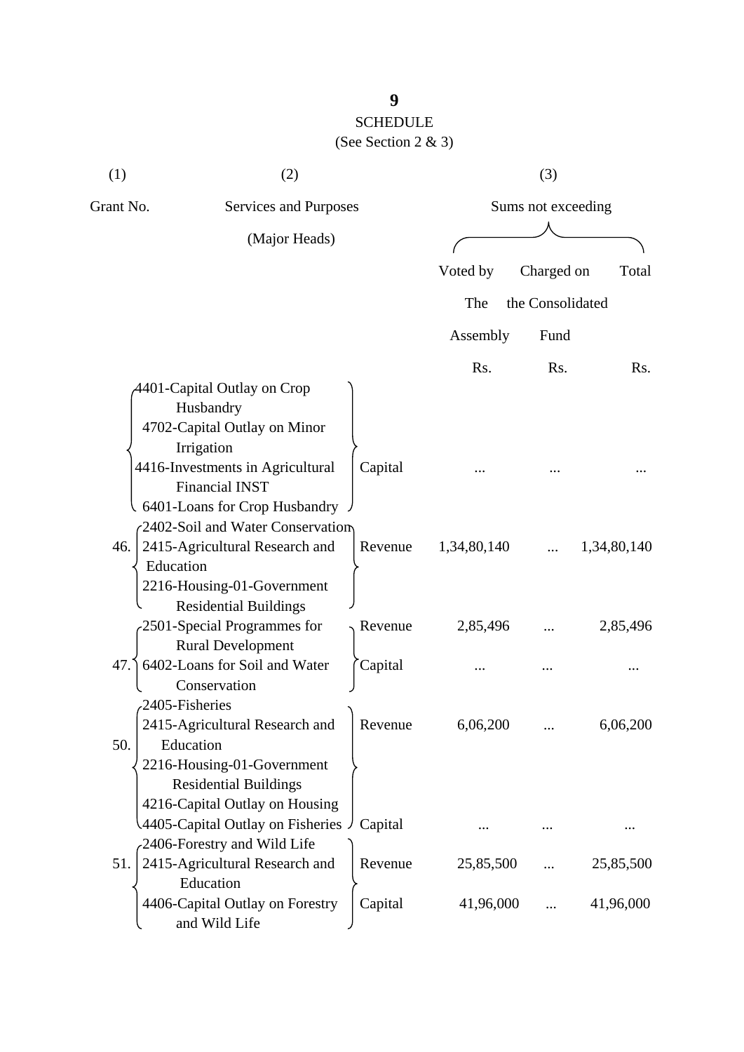SCHEDULE

(See Section 2 & 3)

| (1) | (2) | | (3) | | |
|---|---|---|---|---|---|
| Grant No. | Services and Purposes (Major Heads) | | Sums not exceeding | | |
| | | | Voted by The Assembly | Charged on the Consolidated Fund | Total |
| | | | Rs. | Rs. | Rs. |
| | 4401-Capital Outlay on Crop Husbandry<br>4702-Capital Outlay on Minor Irrigation<br>4416-Investments in Agricultural Financial INST<br>6401-Loans for Crop Husbandry | Capital | ... | ... | ... |
| 46. | 2402-Soil and Water Conservation<br>2415-Agricultural Research and Education<br>2216-Housing-01-Government Residential Buildings | Revenue | 1,34,80,140 | ... | 1,34,80,140 |
| 47. | 2501-Special Programmes for Rural Development | Revenue | 2,85,496 | ... | 2,85,496 |
| | 6402-Loans for Soil and Water Conservation | Capital | ... | ... | ... |
| 50. | 2405-Fisheries<br>2415-Agricultural Research and Education<br>2216-Housing-01-Government Residential Buildings | Revenue | 6,06,200 | ... | 6,06,200 |
| | 4216-Capital Outlay on Housing<br>4405-Capital Outlay on Fisheries | Capital | ... | ... | ... |
| 51. | 2406-Forestry and Wild Life<br>2415-Agricultural Research and Education | Revenue | 25,85,500 | ... | 25,85,500 |
| | 4406-Capital Outlay on Forestry and Wild Life | Capital | 41,96,000 | ... | 41,96,000 |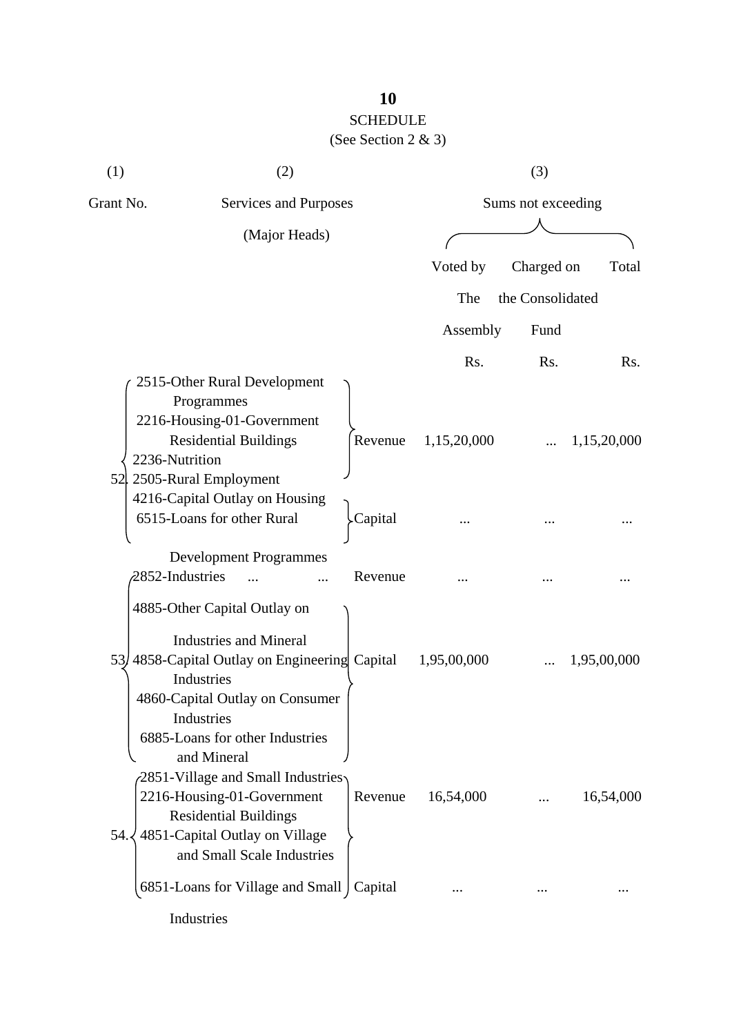## SCHEDULE

(See Section 2 & 3)

| (1) | (2) | | (3) | | |
|---|---|---|---|---|---|
| Grant No. | Services and Purposes (Major Heads) | | Sums not exceeding | | |
| | | | Voted by The Assembly | Charged on the Consolidated Fund | Total |
| | | | Rs. | Rs. | Rs. |
| 52. | 2515-Other Rural Development Programmes<br>2216-Housing-01-Government Residential Buildings<br>2236-Nutrition<br>2505-Rural Employment | Revenue | 1,15,20,000 | ... | 1,15,20,000 |
| | 4216-Capital Outlay on Housing<br>6515-Loans for other Rural Development Programmes | Capital | ... | ... | ... |
| 53. | 2852-Industries ... ... | Revenue | ... | ... | ... |
| | 4885-Other Capital Outlay on Industries and Mineral<br>4858-Capital Outlay on Engineering Industries<br>4860-Capital Outlay on Consumer Industries<br>6885-Loans for other Industries and Mineral | Capital | 1,95,00,000 | ... | 1,95,00,000 |
| 54. | 2851-Village and Small Industries<br>2216-Housing-01-Government Residential Buildings | Revenue | 16,54,000 | ... | 16,54,000 |
| | 4851-Capital Outlay on Village and Small Scale Industries<br>6851-Loans for Village and Small Industries | Capital | ... | ... | ... |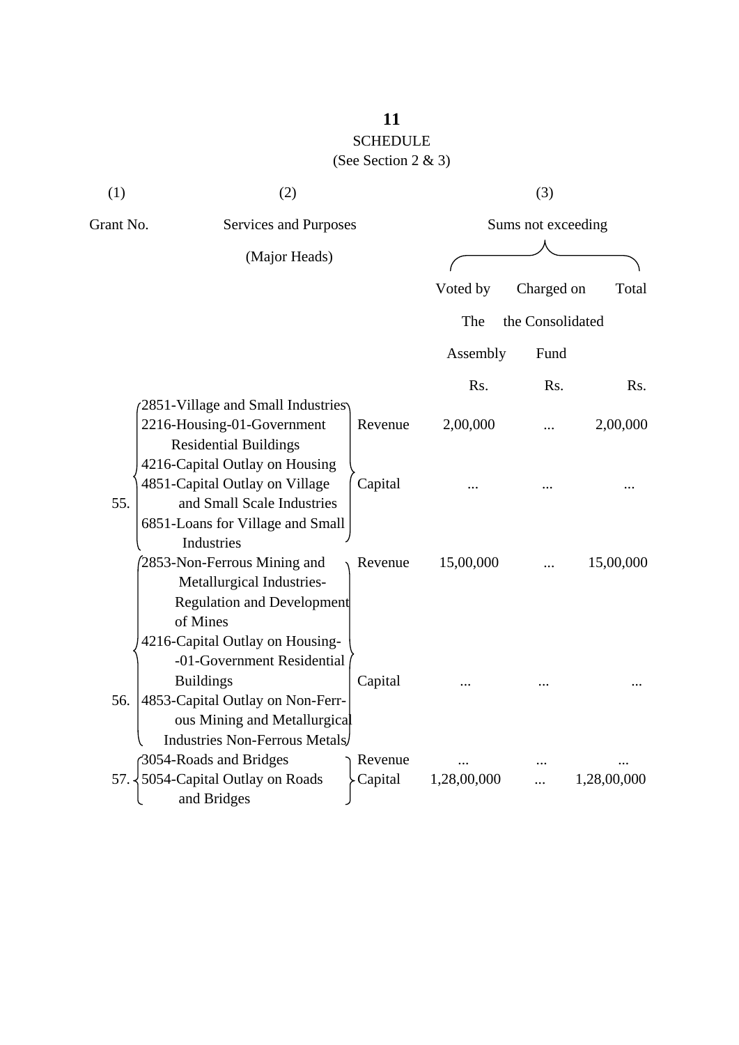## SCHEDULE

(See Section 2 & 3)

| (1) | (2) | | (3) | | |
|---|---|---|---|---|---|
| Grant No. | Services and Purposes (Major Heads) | | Sums not exceeding | | |
| | | | Voted by The Assembly | Charged on the Consolidated Fund | Total |
| | | | Rs. | Rs. | Rs. |
| 55. | 2851-Village and Small Industries<br>2216-Housing-01-Government Residential Buildings | Revenue | 2,00,000 | ... | 2,00,000 |
| | 4216-Capital Outlay on Housing<br>4851-Capital Outlay on Village and Small Scale Industries<br>6851-Loans for Village and Small Industries | Capital | ... | ... | ... |
| 56. | 2853-Non-Ferrous Mining and Metallurgical Industries-Regulation and Development of Mines | Revenue | 15,00,000 | ... | 15,00,000 |
| | 4216-Capital Outlay on Housing--01-Government Residential Buildings<br>4853-Capital Outlay on Non-Ferrous Mining and Metallurgical Industries Non-Ferrous Metals | Capital | ... | ... | ... |
| 57. | 3054-Roads and Bridges | Revenue | ... | ... | ... |
| | 5054-Capital Outlay on Roads and Bridges | Capital | 1,28,00,000 | ... | 1,28,00,000 |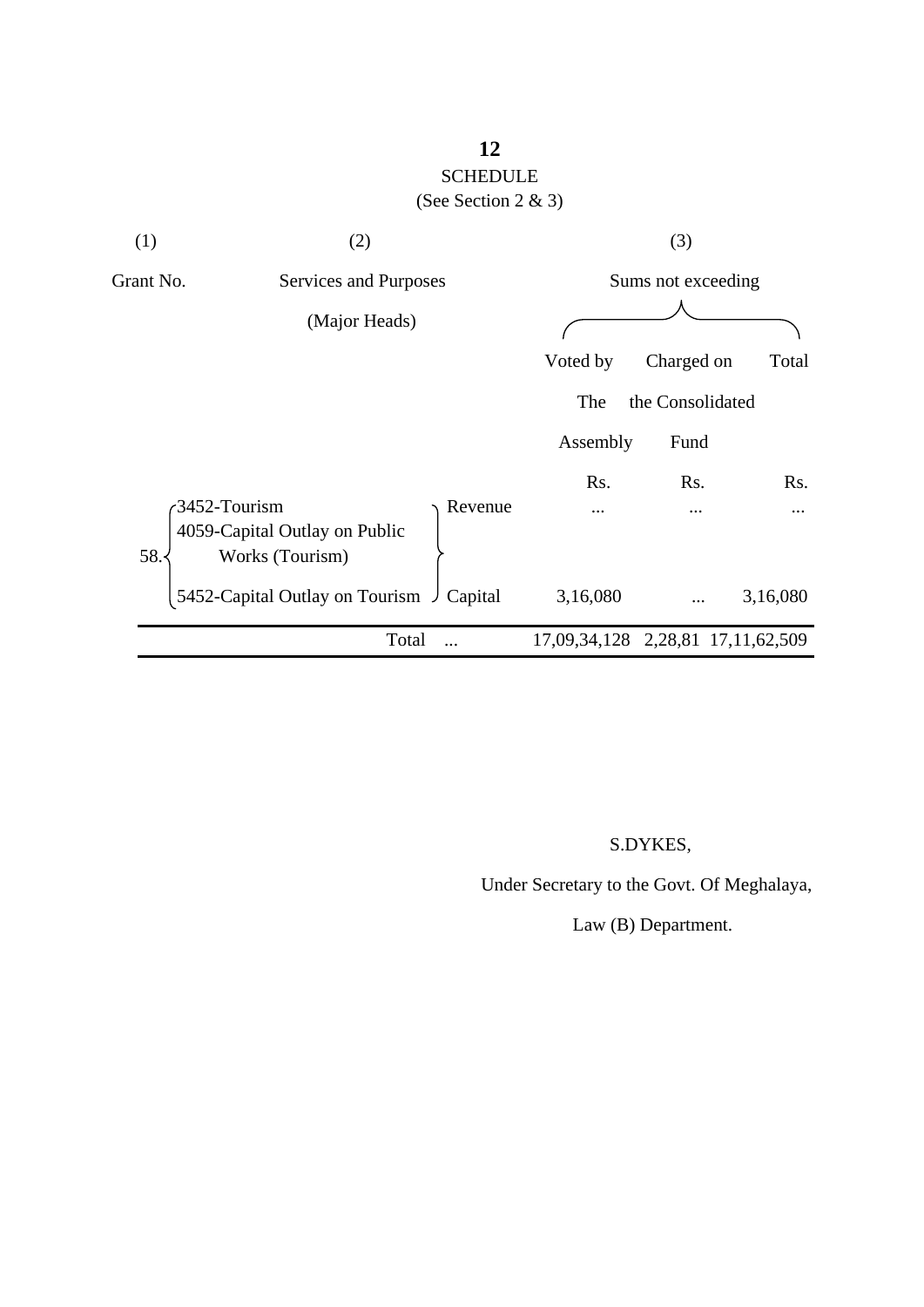**12**

SCHEDULE

(See Section 2 & 3)

| (1) | (2) | | (3) | | |
|---|---|---|---|---|---|
| Grant No. | Services and Purposes (Major Heads) | | Sums not exceeding | | |
| | | | Voted by The Assembly | Charged on the Consolidated Fund | Total |
| | | | Rs. | Rs. | Rs. |
| 58. | 3452-Tourism<br>4059-Capital Outlay on Public Works (Tourism) | Revenue | ... | ... | ... |
| | 5452-Capital Outlay on Tourism | Capital | 3,16,080 | ... | 3,16,080 |
| | Total | ... | 17,09,34,128 | 2,28,81 | 17,11,62,509 |

S.DYKES,

Under Secretary to the Govt. Of Meghalaya,

Law (B) Department.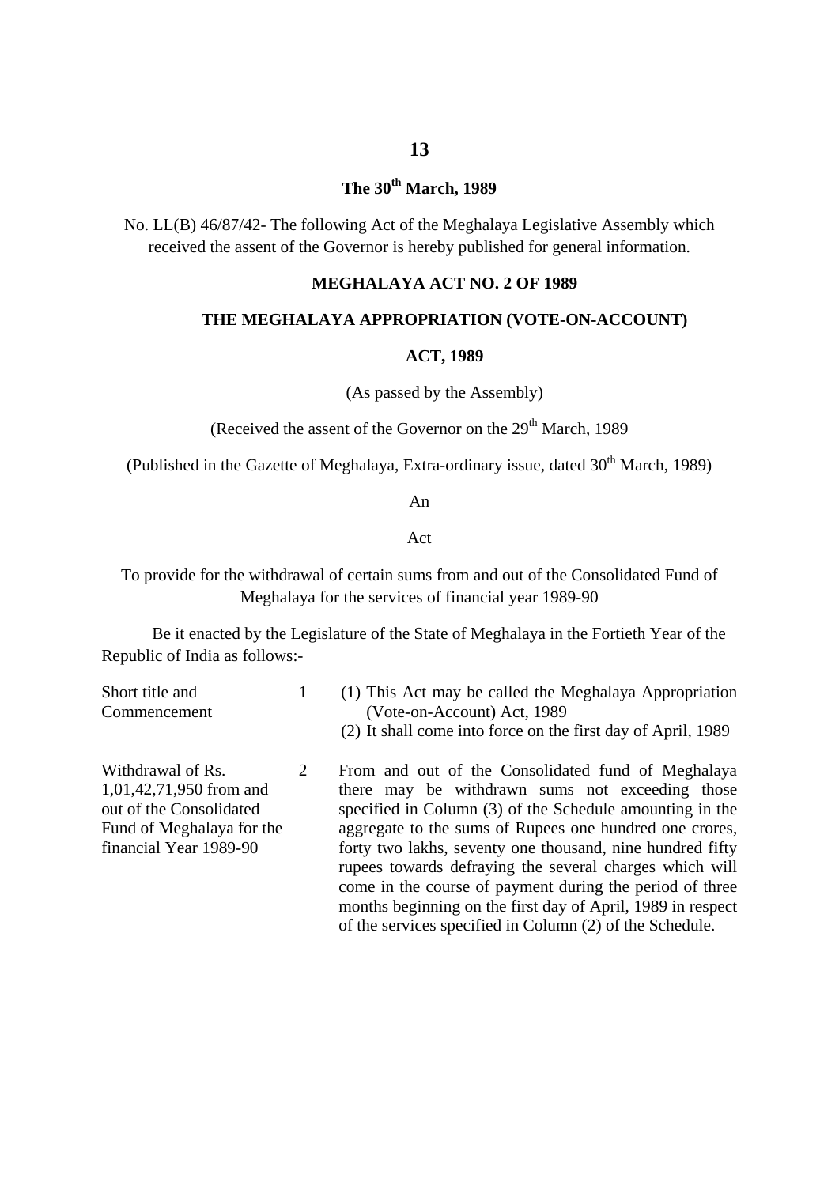**The 30th March, 1989**

No. LL(B) 46/87/42- The following Act of the Meghalaya Legislative Assembly which received the assent of the Governor is hereby published for general information.

## MEGHALAYA ACT NO. 2 OF 1989

## THE MEGHALAYA APPROPRIATION (VOTE-ON-ACCOUNT) ACT, 1989

(As passed by the Assembly)

(Received the assent of the Governor on the 29th March, 1989

(Published in the Gazette of Meghalaya, Extra-ordinary issue, dated 30th March, 1989)

An

Act

To provide for the withdrawal of certain sums from and out of the Consolidated Fund of Meghalaya for the services of financial year 1989-90

Be it enacted by the Legislature of the State of Meghalaya in the Fortieth Year of the Republic of India as follows:-

| | | |
|---|---|---|
| Short title and Commencement | 1 | (1) This Act may be called the Meghalaya Appropriation (Vote-on-Account) Act, 1989<br>(2) It shall come into force on the first day of April, 1989 |
| Withdrawal of Rs. 1,01,42,71,950 from and out of the Consolidated Fund of Meghalaya for the financial Year 1989-90 | 2 | From and out of the Consolidated fund of Meghalaya there may be withdrawn sums not exceeding those specified in Column (3) of the Schedule amounting in the aggregate to the sums of Rupees one hundred one crores, forty two lakhs, seventy one thousand, nine hundred fifty rupees towards defraying the several charges which will come in the course of payment during the period of three months beginning on the first day of April, 1989 in respect of the services specified in Column (2) of the Schedule. |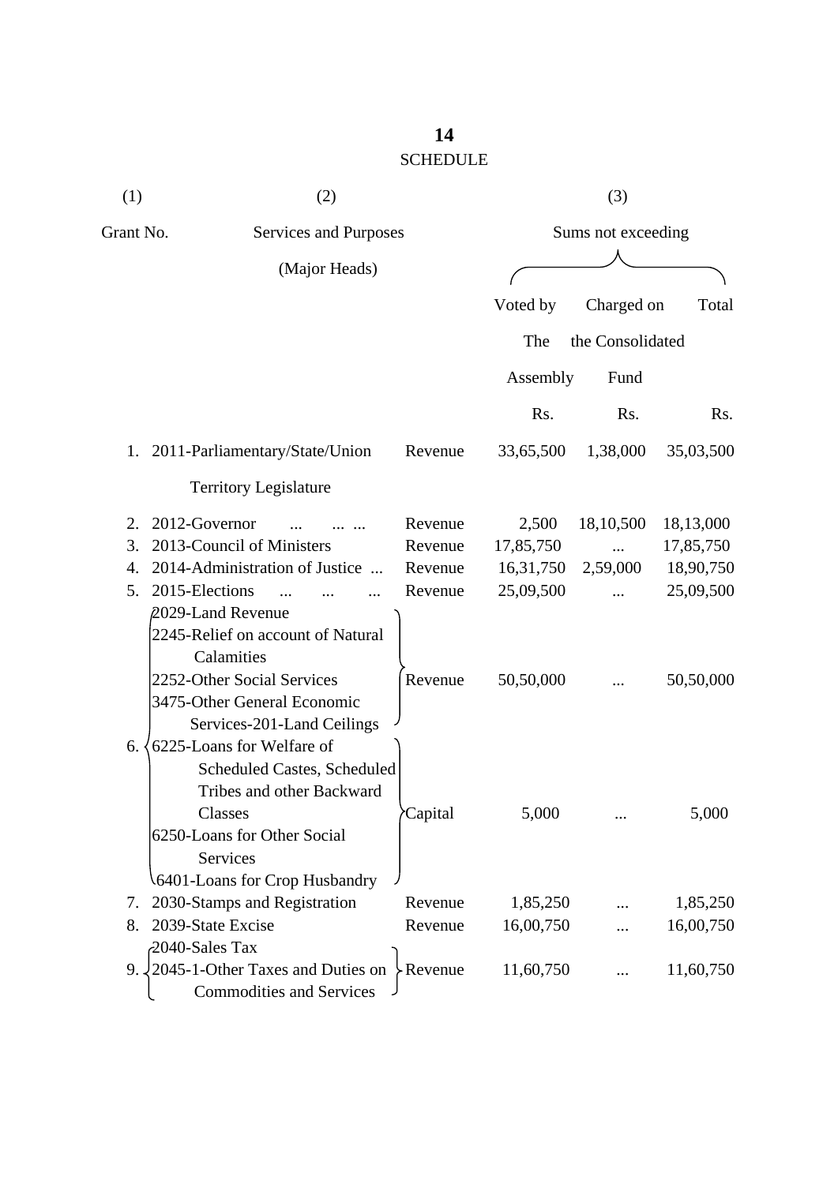## SCHEDULE

| (1) | (2) | | (3) | | |
|---|---|---|---|---|---|
| Grant No. | Services and Purposes (Major Heads) | | Sums not exceeding | | |
| | | | Voted by The Assembly | Charged on the Consolidated Fund | Total |
| | | | Rs. | Rs. | Rs. |
| 1. | 2011-Parliamentary/State/Union Territory Legislature | Revenue | 33,65,500 | 1,38,000 | 35,03,500 |
| 2. | 2012-Governor ... ... ... | Revenue | 2,500 | 18,10,500 | 18,13,000 |
| 3. | 2013-Council of Ministers | Revenue | 17,85,750 | ... | 17,85,750 |
| 4. | 2014-Administration of Justice ... | Revenue | 16,31,750 | 2,59,000 | 18,90,750 |
| 5. | 2015-Elections ... ... ... | Revenue | 25,09,500 | ... | 25,09,500 |
| 6. | 2029-Land Revenue<br>2245-Relief on account of Natural Calamities<br>2252-Other Social Services<br>3475-Other General Economic Services-201-Land Ceilings | Revenue | 50,50,000 | ... | 50,50,000 |
| | 6225-Loans for Welfare of Scheduled Castes, Scheduled Tribes and other Backward Classes<br>6250-Loans for Other Social Services<br>6401-Loans for Crop Husbandry | Capital | 5,000 | ... | 5,000 |
| 7. | 2030-Stamps and Registration | Revenue | 1,85,250 | ... | 1,85,250 |
| 8. | 2039-State Excise | Revenue | 16,00,750 | ... | 16,00,750 |
| 9. | 2040-Sales Tax<br>2045-1-Other Taxes and Duties on Commodities and Services | Revenue | 11,60,750 | ... | 11,60,750 |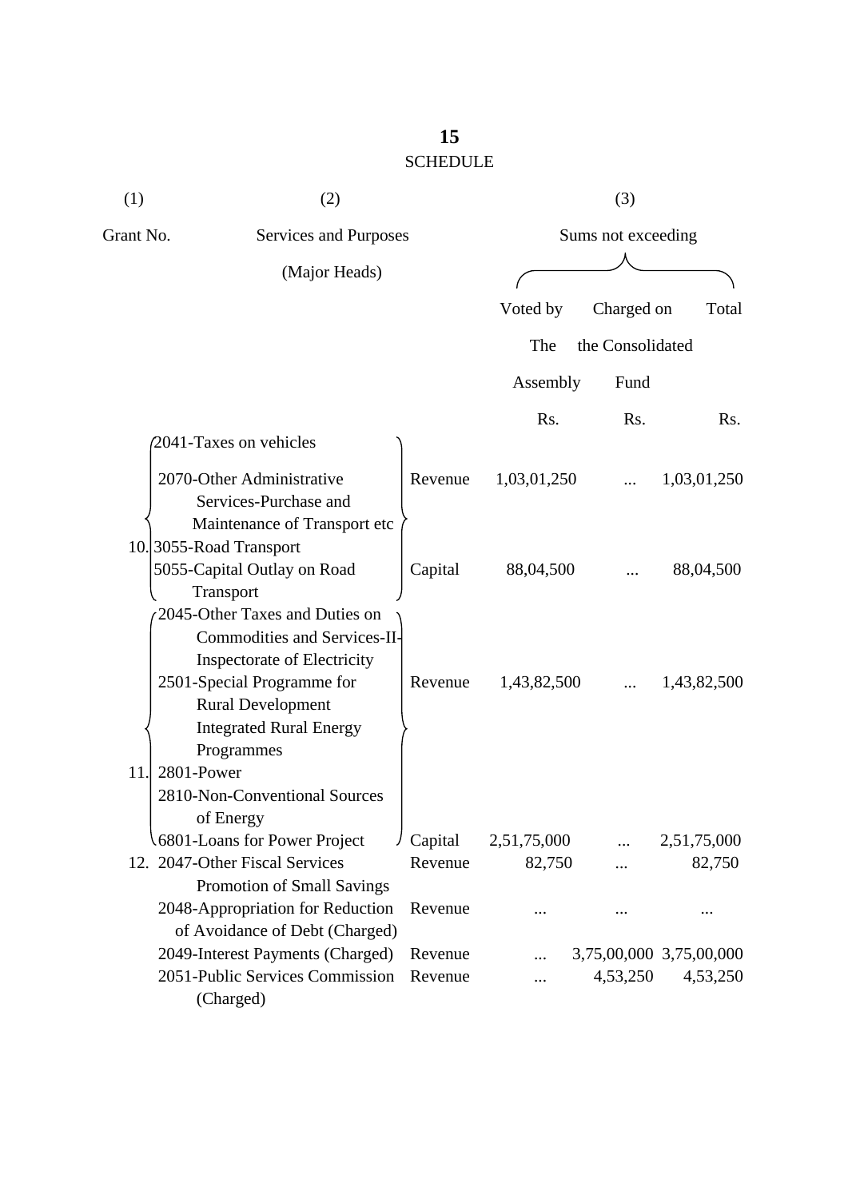## SCHEDULE

| (1) | (2) | | (3) | | |
|---|---|---|---|---|---|
| Grant No. | Services and Purposes (Major Heads) | | Sums not exceeding | | |
| | | | Voted by The Assembly | Charged on the Consolidated Fund | Total |
| | | | Rs. | Rs. | Rs. |
| 10. | 2041-Taxes on vehicles 2070-Other Administrative Services-Purchase and Maintenance of Transport etc | Revenue | 1,03,01,250 | ... | 1,03,01,250 |
| | 3055-Road Transport 5055-Capital Outlay on Road Transport | Capital | 88,04,500 | ... | 88,04,500 |
| 11. | 2045-Other Taxes and Duties on Commodities and Services-II-Inspectorate of Electricity 2501-Special Programme for Rural Development Integrated Rural Energy Programmes 2801-Power 2810-Non-Conventional Sources of Energy | Revenue | 1,43,82,500 | ... | 1,43,82,500 |
| | 6801-Loans for Power Project | Capital | 2,51,75,000 | ... | 2,51,75,000 |
| 12. | 2047-Other Fiscal Services Promotion of Small Savings | Revenue | 82,750 | ... | 82,750 |
| | 2048-Appropriation for Reduction of Avoidance of Debt (Charged) | Revenue | ... | ... | ... |
| | 2049-Interest Payments (Charged) | Revenue | ... | 3,75,00,000 | 3,75,00,000 |
| | 2051-Public Services Commission (Charged) | Revenue | ... | 4,53,250 | 4,53,250 |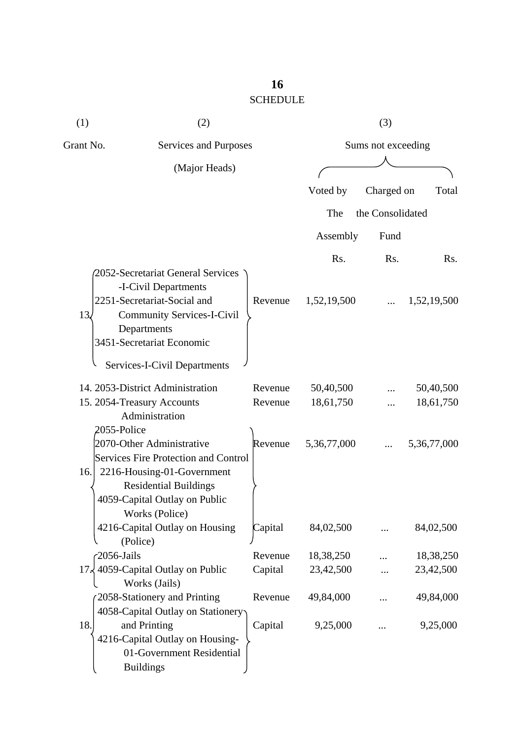## SCHEDULE

| (1) | (2) | | (3) | | |
|---|---|---|---|---|---|
| Grant No. | Services and Purposes (Major Heads) | | Sums not exceeding | | |
| | | | Voted by The Assembly | Charged on the Consolidated Fund | Total |
| | | | Rs. | Rs. | Rs. |
| 13. | 2052-Secretariat General Services -I-Civil Departments<br>2251-Secretariat-Social and Community Services-I-Civil Departments<br>3451-Secretariat Economic Services-I-Civil Departments | Revenue | 1,52,19,500 | ... | 1,52,19,500 |
| 14. | 2053-District Administration | Revenue | 50,40,500 | ... | 50,40,500 |
| 15. | 2054-Treasury Accounts Administration | Revenue | 18,61,750 | ... | 18,61,750 |
| 16. | 2055-Police<br>2070-Other Administrative Services Fire Protection and Control<br>2216-Housing-01-Government Residential Buildings | Revenue | 5,36,77,000 | ... | 5,36,77,000 |
| | 4059-Capital Outlay on Public Works (Police)<br>4216-Capital Outlay on Housing (Police) | Capital | 84,02,500 | ... | 84,02,500 |
| 17. | 2056-Jails | Revenue | 18,38,250 | ... | 18,38,250 |
| | 4059-Capital Outlay on Public Works (Jails) | Capital | 23,42,500 | ... | 23,42,500 |
| 18. | 2058-Stationery and Printing | Revenue | 49,84,000 | ... | 49,84,000 |
| | 4058-Capital Outlay on Stationery and Printing<br>4216-Capital Outlay on Housing-01-Government Residential Buildings | Capital | 9,25,000 | ... | 9,25,000 |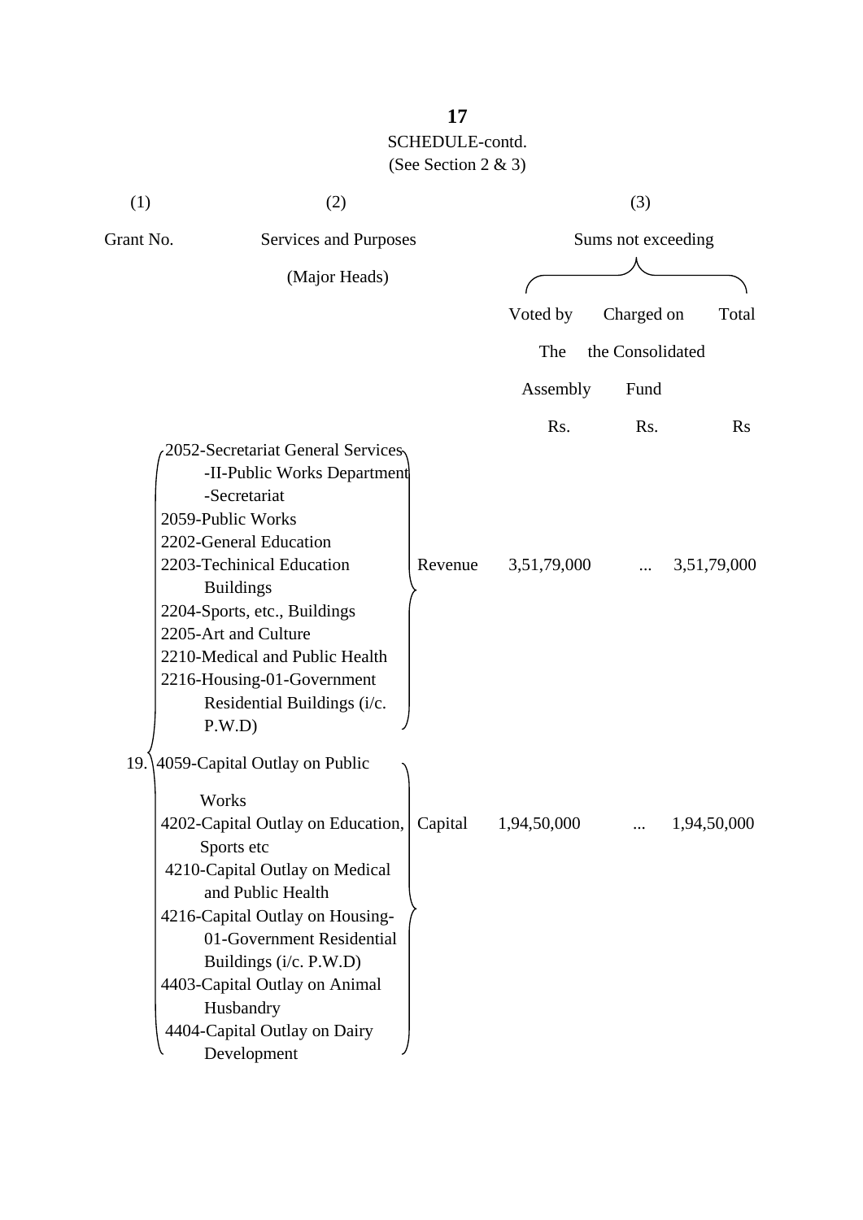SCHEDULE-contd.

(See Section 2 & 3)

| (1) | (2) | | (3) | | |
|---|---|---|---|---|---|
| Grant No. | Services and Purposes (Major Heads) | | Sums not exceeding | | |
| | | | Voted by The Assembly | Charged on the Consolidated Fund | Total |
| | | | Rs. | Rs. | Rs |
| 19. | 2052-Secretariat General Services -II-Public Works Department -Secretariat<br>2059-Public Works<br>2202-General Education<br>2203-Techinical Education Buildings<br>2204-Sports, etc., Buildings<br>2205-Art and Culture<br>2210-Medical and Public Health<br>2216-Housing-01-Government Residential Buildings (i/c. P.W.D) | Revenue | 3,51,79,000 | ... | 3,51,79,000 |
| | 4059-Capital Outlay on Public Works<br>4202-Capital Outlay on Education, Sports etc<br>4210-Capital Outlay on Medical and Public Health<br>4216-Capital Outlay on Housing-01-Government Residential Buildings (i/c. P.W.D)<br>4403-Capital Outlay on Animal Husbandry<br>4404-Capital Outlay on Dairy Development | Capital | 1,94,50,000 | ... | 1,94,50,000 |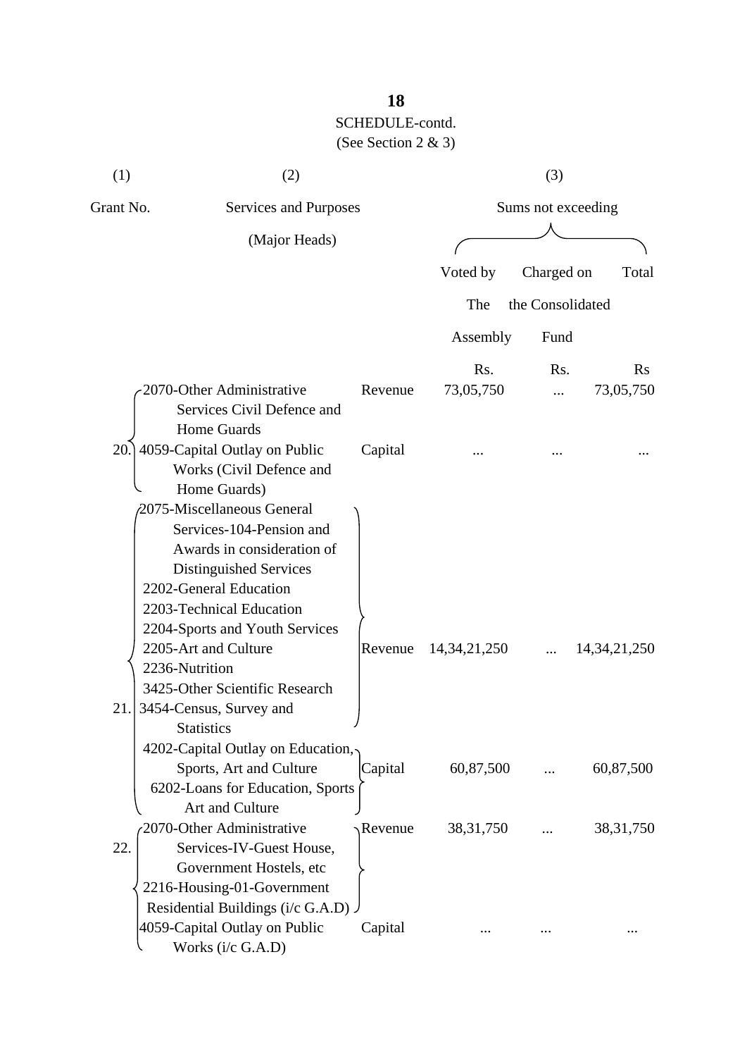SCHEDULE-contd.
(See Section 2 & 3)

| (1) | (2) | | (3) | | |
|---|---|---|---|---|---|
| Grant No. | Services and Purposes (Major Heads) | | Sums not exceeding | | |
| | | | Voted by The Assembly | Charged on the Consolidated Fund | Total |
| | | | Rs. | Rs. | Rs |
| 20. | 2070-Other Administrative Services Civil Defence and Home Guards | Revenue | 73,05,750 | ... | 73,05,750 |
| | 4059-Capital Outlay on Public Works (Civil Defence and Home Guards) | Capital | ... | ... | ... |
| 21. | 2075-Miscellaneous General Services-104-Pension and Awards in consideration of Distinguished Services<br>2202-General Education<br>2203-Technical Education<br>2204-Sports and Youth Services<br>2205-Art and Culture<br>2236-Nutrition<br>3425-Other Scientific Research<br>3454-Census, Survey and Statistics | Revenue | 14,34,21,250 | ... | 14,34,21,250 |
| | 4202-Capital Outlay on Education, Sports, Art and Culture<br>6202-Loans for Education, Sports Art and Culture | Capital | 60,87,500 | ... | 60,87,500 |
| 22. | 2070-Other Administrative Services-IV-Guest House, Government Hostels, etc<br>2216-Housing-01-Government Residential Buildings (i/c G.A.D) | Revenue | 38,31,750 | ... | 38,31,750 |
| | 4059-Capital Outlay on Public Works (i/c G.A.D) | Capital | ... | ... | ... |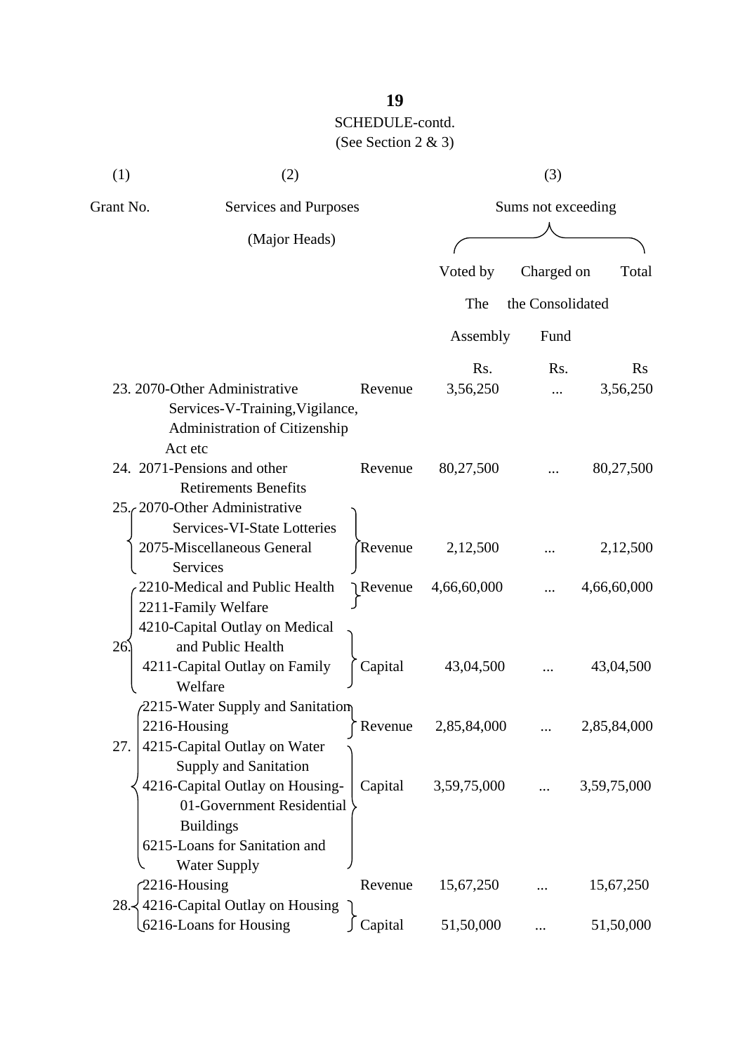SCHEDULE-contd.

(See Section 2 & 3)

| (1) | (2) | | (3) | | |
|---|---|---|---|---|---|
| Grant No. | Services and Purposes (Major Heads) | | Sums not exceeding | | |
| | | | Voted by The Assembly | Charged on the Consolidated Fund | Total |
| | | | Rs. | Rs. | Rs |
| 23. | 2070-Other Administrative Services-V-Training, Vigilance, Administration of Citizenship Act etc | Revenue | 3,56,250 | ... | 3,56,250 |
| 24. | 2071-Pensions and other Retirements Benefits | Revenue | 80,27,500 | ... | 80,27,500 |
| 25. | 2070-Other Administrative Services-VI-State Lotteries<br>2075-Miscellaneous General Services | Revenue | 2,12,500 | ... | 2,12,500 |
| 26. | 2210-Medical and Public Health<br>2211-Family Welfare | Revenue | 4,66,60,000 | ... | 4,66,60,000 |
| | 4210-Capital Outlay on Medical and Public Health<br>4211-Capital Outlay on Family Welfare | Capital | 43,04,500 | ... | 43,04,500 |
| 27. | 2215-Water Supply and Sanitation<br>2216-Housing | Revenue | 2,85,84,000 | ... | 2,85,84,000 |
| | 4215-Capital Outlay on Water Supply and Sanitation<br>4216-Capital Outlay on Housing-01-Government Residential Buildings<br>6215-Loans for Sanitation and Water Supply | Capital | 3,59,75,000 | ... | 3,59,75,000 |
| 28. | 2216-Housing | Revenue | 15,67,250 | ... | 15,67,250 |
| | 4216-Capital Outlay on Housing<br>6216-Loans for Housing | Capital | 51,50,000 | ... | 51,50,000 |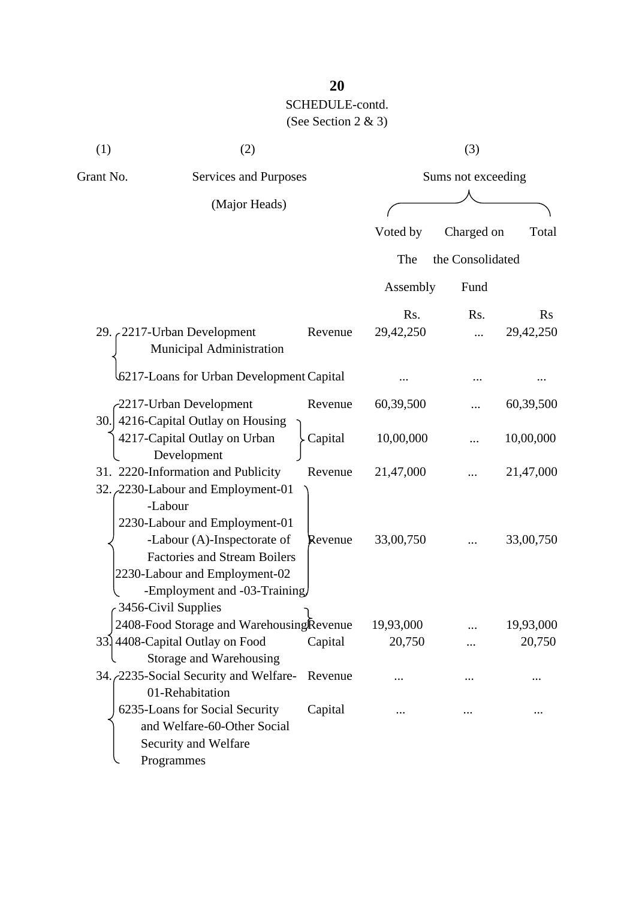SCHEDULE-contd.

(See Section 2 & 3)

| (1) | (2) | | (3) | | |
|---|---|---|---|---|---|
| Grant No. | Services and Purposes (Major Heads) | | Sums not exceeding | | |
| | | | Voted by The Assembly | Charged on the Consolidated Fund | Total |
| | | | Rs. | Rs. | Rs |
| 29. | 2217-Urban Development Municipal Administration | Revenue | 29,42,250 | ... | 29,42,250 |
| | 6217-Loans for Urban Development | Capital | ... | ... | ... |
| 30. | 2217-Urban Development | Revenue | 60,39,500 | ... | 60,39,500 |
| | 4216-Capital Outlay on Housing<br>4217-Capital Outlay on Urban Development | Capital | 10,00,000 | ... | 10,00,000 |
| 31. | 2220-Information and Publicity | Revenue | 21,47,000 | ... | 21,47,000 |
| 32. | 2230-Labour and Employment-01 -Labour<br>2230-Labour and Employment-01 -Labour (A)-Inspectorate of Factories and Stream Boilers<br>2230-Labour and Employment-02 -Employment and -03-Training | Revenue | 33,00,750 | ... | 33,00,750 |
| 33. | 3456-Civil Supplies<br>2408-Food Storage and Warehousing | Revenue | 19,93,000 | ... | 19,93,000 |
| | 4408-Capital Outlay on Food Storage and Warehousing | Capital | 20,750 | ... | 20,750 |
| 34. | 2235-Social Security and Welfare-01-Rehabitation | Revenue | ... | ... | ... |
| | 6235-Loans for Social Security and Welfare-60-Other Social Security and Welfare Programmes | Capital | ... | ... | ... |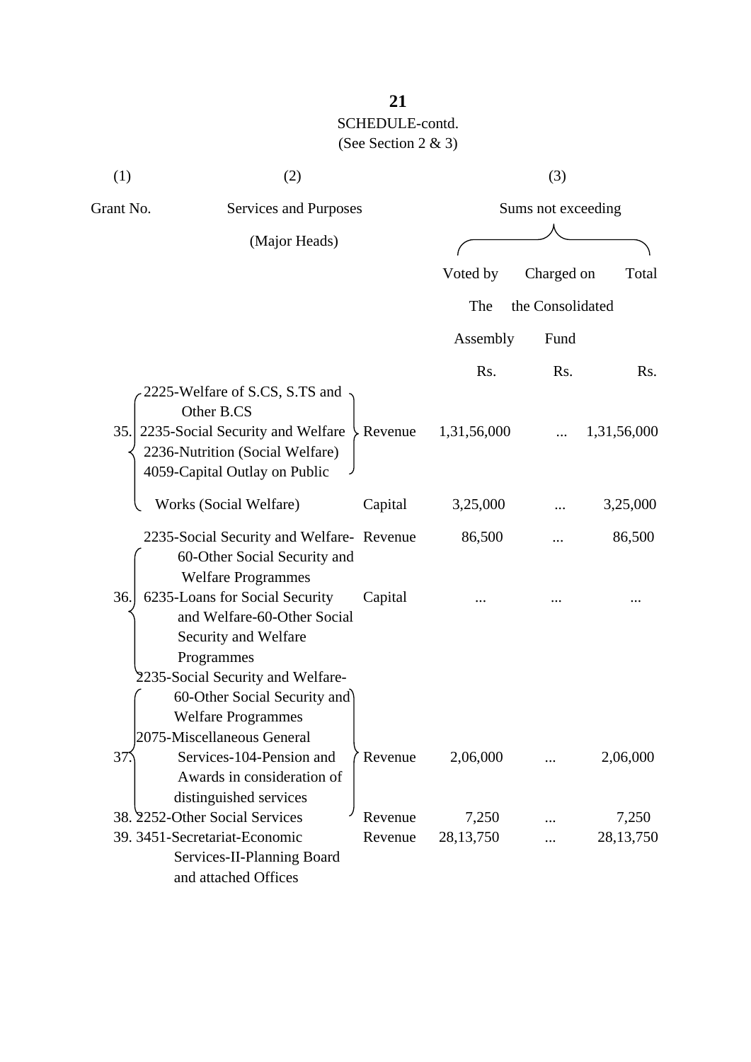SCHEDULE-contd.

(See Section 2 & 3)

| (1) | (2) | | (3) | | |
|---|---|---|---|---|---|
| Grant No. | Services and Purposes (Major Heads) | | Sums not exceeding | | |
| | | | Voted by The Assembly | Charged on the Consolidated Fund | Total |
| | | | Rs. | Rs. | Rs. |
| 35. | 2225-Welfare of S.CS, S.TS and Other B.CS<br>2235-Social Security and Welfare<br>2236-Nutrition (Social Welfare)<br>4059-Capital Outlay on Public | Revenue | 1,31,56,000 | ... | 1,31,56,000 |
| | Works (Social Welfare) | Capital | 3,25,000 | ... | 3,25,000 |
| 36. | 2235-Social Security and Welfare-60-Other Social Security and Welfare Programmes | Revenue | 86,500 | ... | 86,500 |
| | 6235-Loans for Social Security and Welfare-60-Other Social Security and Welfare Programmes | Capital | ... | ... | ... |
| 37. | 2235-Social Security and Welfare-60-Other Social Security and Welfare Programmes<br>2075-Miscellaneous General Services-104-Pension and Awards in consideration of distinguished services | Revenue | 2,06,000 | ... | 2,06,000 |
| 38. | 2252-Other Social Services | Revenue | 7,250 | ... | 7,250 |
| 39. | 3451-Secretariat-Economic Services-II-Planning Board and attached Offices | Revenue | 28,13,750 | ... | 28,13,750 |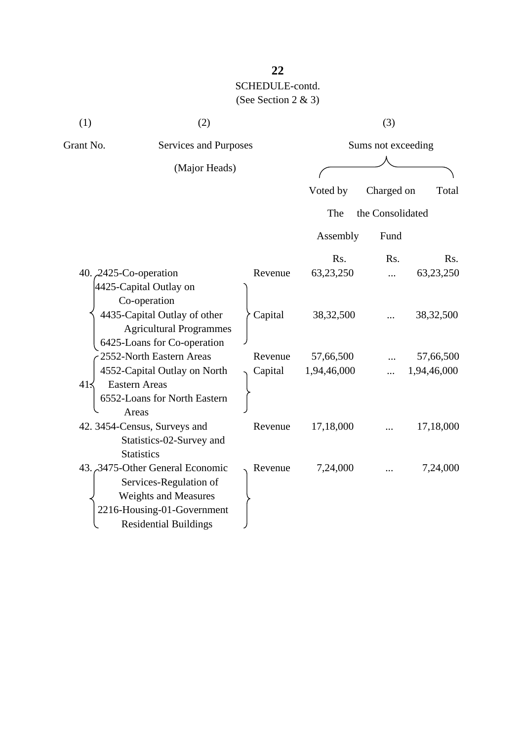SCHEDULE-contd.

(See Section 2 & 3)

| (1) | (2) | | (3) | | |
|---|---|---|---|---|---|
| Grant No. | Services and Purposes (Major Heads) | | Sums not exceeding | | |
| | | | Voted by The Assembly | Charged on the Consolidated Fund | Total |
| | | | Rs. | Rs. | Rs. |
| 40. | 2425-Co-operation | Revenue | 63,23,250 | ... | 63,23,250 |
| | 4425-Capital Outlay on Co-operation<br>4435-Capital Outlay of other Agricultural Programmes<br>6425-Loans for Co-operation | Capital | 38,32,500 | ... | 38,32,500 |
| 41. | 2552-North Eastern Areas | Revenue | 57,66,500 | ... | 57,66,500 |
| | 4552-Capital Outlay on North Eastern Areas<br>6552-Loans for North Eastern Areas | Capital | 1,94,46,000 | ... | 1,94,46,000 |
| 42. | 3454-Census, Surveys and Statistics-02-Survey and Statistics | Revenue | 17,18,000 | ... | 17,18,000 |
| 43. | 3475-Other General Economic Services-Regulation of Weights and Measures<br>2216-Housing-01-Government Residential Buildings | Revenue | 7,24,000 | ... | 7,24,000 |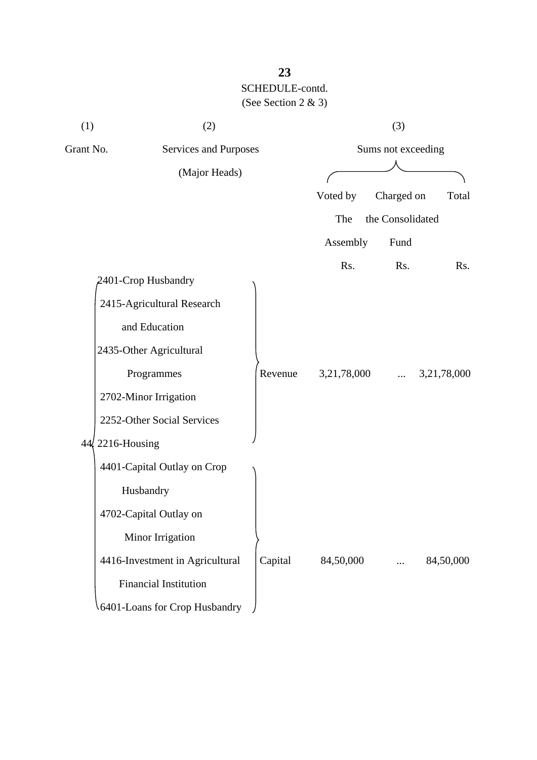SCHEDULE-contd.

(See Section 2 & 3)

| (1) | (2) | | (3) | | |
|---|---|---|---|---|---|
| Grant No. | Services and Purposes (Major Heads) | | Sums not exceeding | | |
| | | | Voted by The Assembly | Charged on the Consolidated Fund | Total |
| | | | Rs. | Rs. | Rs. |
| 44 | 2401-Crop Husbandry<br>2415-Agricultural Research and Education<br>2435-Other Agricultural Programmes<br>2702-Minor Irrigation<br>2252-Other Social Services<br>2216-Housing | Revenue | 3,21,78,000 | ... | 3,21,78,000 |
| | 4401-Capital Outlay on Crop Husbandry<br>4702-Capital Outlay on Minor Irrigation<br>4416-Investment in Agricultural Financial Institution<br>6401-Loans for Crop Husbandry | Capital | 84,50,000 | ... | 84,50,000 |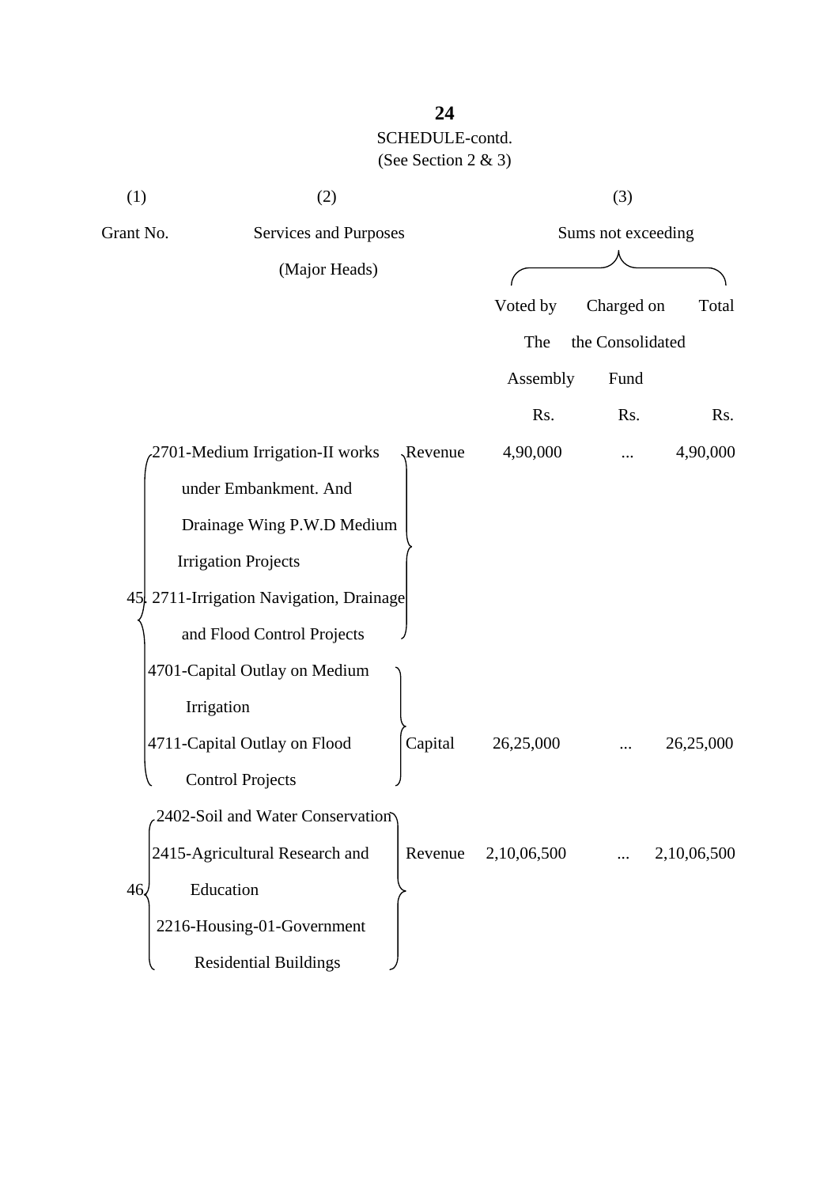SCHEDULE-contd.

(See Section 2 & 3)

| (1) | (2) | | (3) | | |
|---|---|---|---|---|---|
| Grant No. | Services and Purposes (Major Heads) | | Sums not exceeding | | |
| | | | Voted by The Assembly | Charged on the Consolidated Fund | Total |
| | | | Rs. | Rs. | Rs. |
| 45 | 2701-Medium Irrigation-II works under Embankment. And Drainage Wing P.W.D Medium Irrigation Projects<br>2711-Irrigation Navigation, Drainage and Flood Control Projects | Revenue | 4,90,000 | ... | 4,90,000 |
| | 4701-Capital Outlay on Medium Irrigation<br>4711-Capital Outlay on Flood Control Projects | Capital | 26,25,000 | ... | 26,25,000 |
| 46 | 2402-Soil and Water Conservation<br>2415-Agricultural Research and Education<br>2216-Housing-01-Government Residential Buildings | Revenue | 2,10,06,500 | ... | 2,10,06,500 |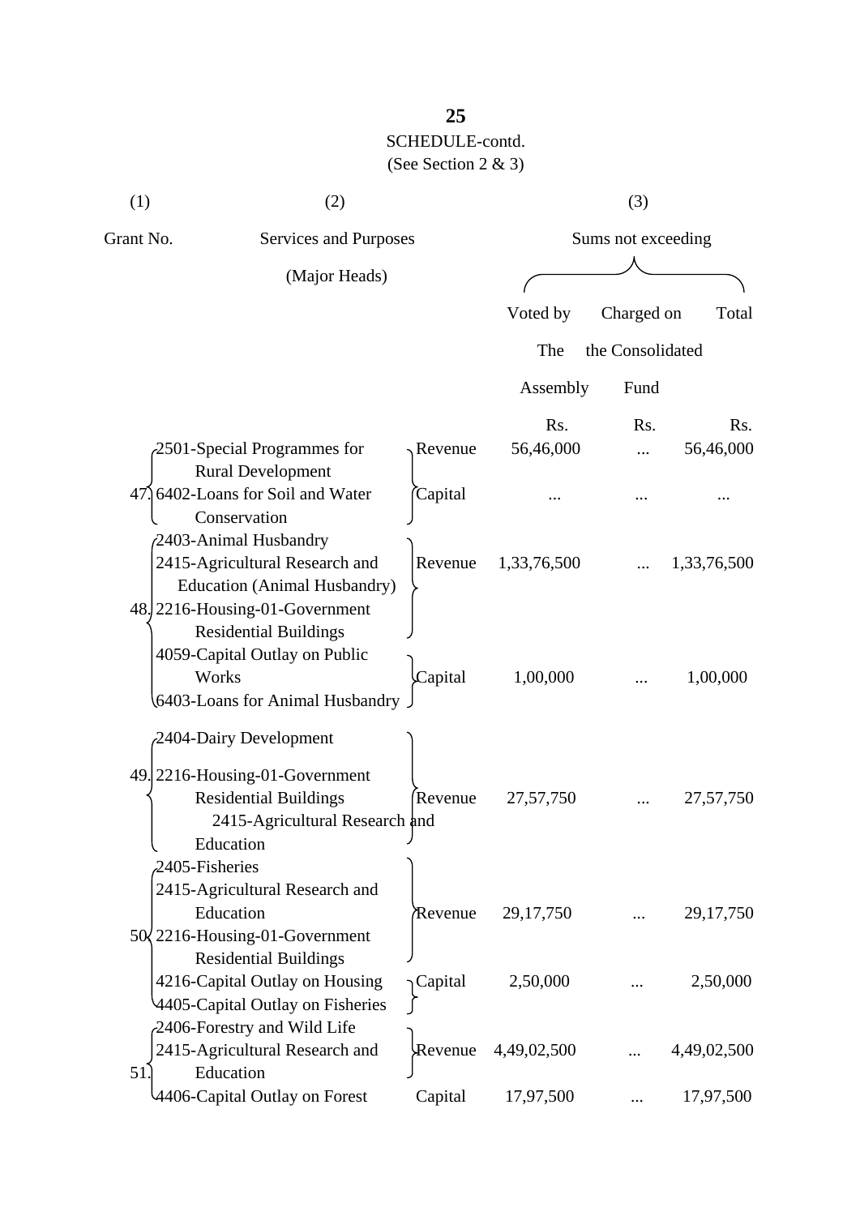SCHEDULE-contd.
(See Section 2 & 3)

| (1) | (2) | | (3) | | |
|---|---|---|---|---|---|
| Grant No. | Services and Purposes (Major Heads) | | Sums not exceeding | | |
| | | | Voted by The Assembly | Charged on the Consolidated Fund | Total |
| | | | Rs. | Rs. | Rs. |
| 47. | 2501-Special Programmes for Rural Development | Revenue | 56,46,000 | ... | 56,46,000 |
| | 6402-Loans for Soil and Water Conservation | Capital | ... | ... | ... |
| 48. | 2403-Animal Husbandry<br>2415-Agricultural Research and Education (Animal Husbandry)<br>2216-Housing-01-Government Residential Buildings | Revenue | 1,33,76,500 | ... | 1,33,76,500 |
| | 4059-Capital Outlay on Public Works<br>6403-Loans for Animal Husbandry | Capital | 1,00,000 | ... | 1,00,000 |
| 49. | 2404-Dairy Development<br>2216-Housing-01-Government Residential Buildings<br>2415-Agricultural Research and Education | Revenue | 27,57,750 | ... | 27,57,750 |
| 50. | 2405-Fisheries<br>2415-Agricultural Research and Education<br>2216-Housing-01-Government Residential Buildings | Revenue | 29,17,750 | ... | 29,17,750 |
| | 4216-Capital Outlay on Housing<br>4405-Capital Outlay on Fisheries | Capital | 2,50,000 | ... | 2,50,000 |
| 51. | 2406-Forestry and Wild Life<br>2415-Agricultural Research and Education | Revenue | 4,49,02,500 | ... | 4,49,02,500 |
| | 4406-Capital Outlay on Forest | Capital | 17,97,500 | ... | 17,97,500 |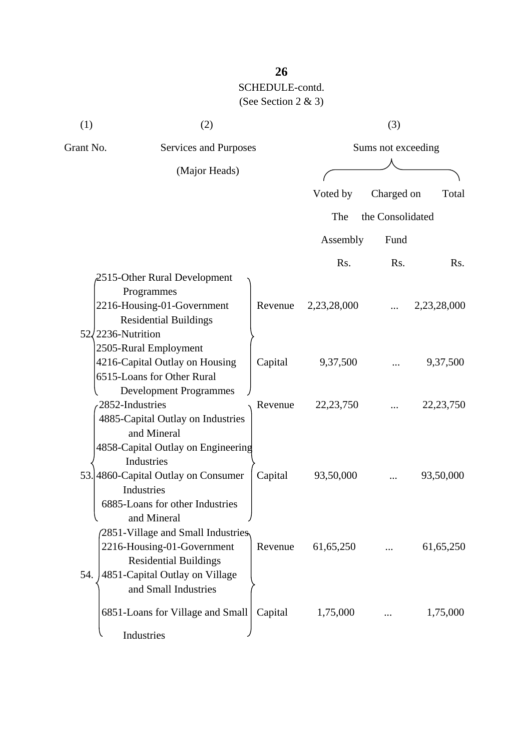**SCHEDULE-contd.**

(See Section 2 & 3)

| (1) | (2) | | (3) | | |
|---|---|---|---|---|---|
| Grant No. | Services and Purposes (Major Heads) | | Sums not exceeding | | |
| | | | Voted by The Assembly | Charged on the Consolidated Fund | Total |
| | | | Rs. | Rs. | Rs. |
| 52. | 2515-Other Rural Development Programmes<br>2216-Housing-01-Government Residential Buildings<br>2236-Nutrition<br>2505-Rural Employment | Revenue | 2,23,28,000 | ... | 2,23,28,000 |
| | 4216-Capital Outlay on Housing<br>6515-Loans for Other Rural Development Programmes | Capital | 9,37,500 | ... | 9,37,500 |
| 53. | 2852-Industries | Revenue | 22,23,750 | ... | 22,23,750 |
| | 4885-Capital Outlay on Industries and Mineral<br>4858-Capital Outlay on Engineering Industries<br>4860-Capital Outlay on Consumer Industries<br>6885-Loans for other Industries and Mineral | Capital | 93,50,000 | ... | 93,50,000 |
| 54. | 2851-Village and Small Industries<br>2216-Housing-01-Government Residential Buildings | Revenue | 61,65,250 | ... | 61,65,250 |
| | 4851-Capital Outlay on Village and Small Industries<br>6851-Loans for Village and Small Industries | Capital | 1,75,000 | ... | 1,75,000 |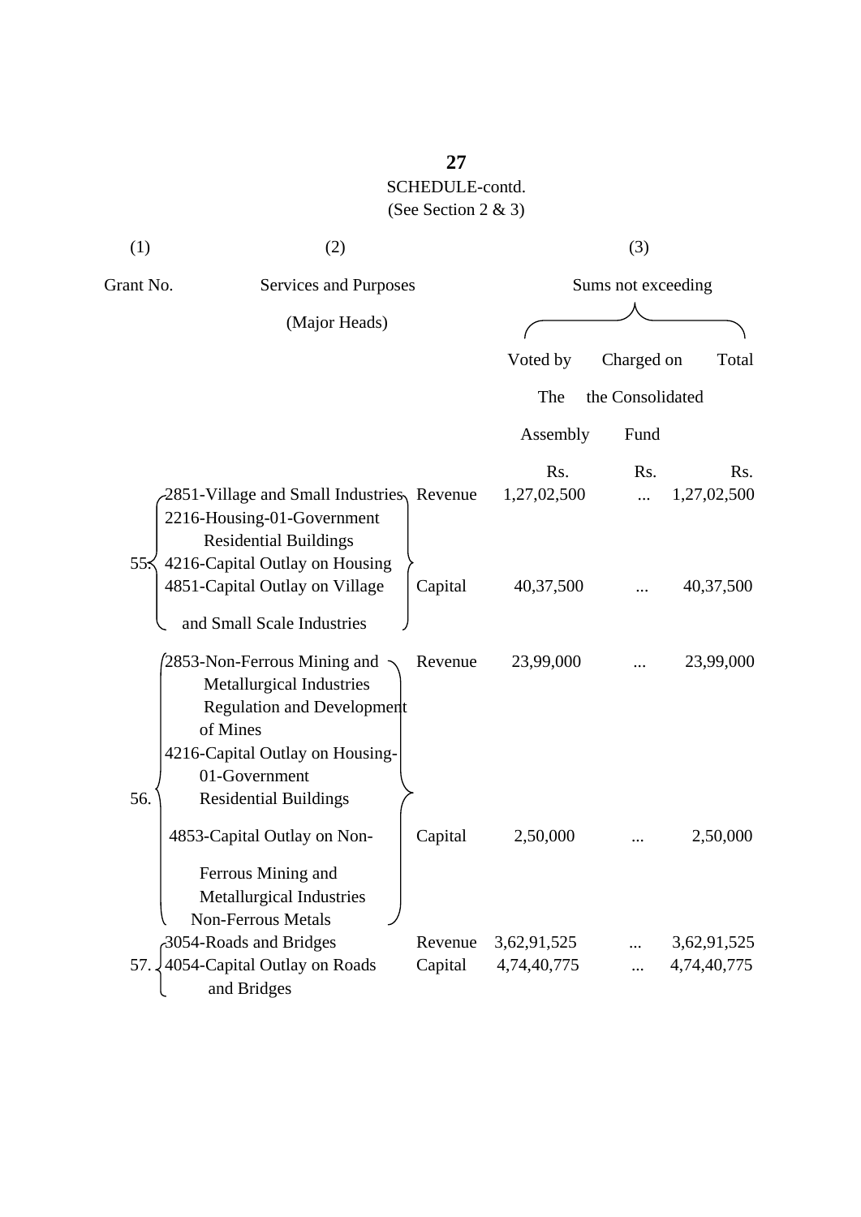## SCHEDULE-contd.

(See Section 2 & 3)

| (1) | (2) | | (3) | | |
|---|---|---|---|---|---|
| Grant No. | Services and Purposes (Major Heads) | | Sums not exceeding | | |
| | | | Voted by The Assembly | Charged on the Consolidated Fund | Total |
| | | | Rs. | Rs. | Rs. |
| 55. | 2851-Village and Small Industries 2216-Housing-01-Government Residential Buildings | Revenue | 1,27,02,500 | ... | 1,27,02,500 |
| | 4216-Capital Outlay on Housing 4851-Capital Outlay on Village and Small Scale Industries | Capital | 40,37,500 | ... | 40,37,500 |
| 56. | 2853-Non-Ferrous Mining and Metallurgical Industries Regulation and Development of Mines | Revenue | 23,99,000 | ... | 23,99,000 |
| | 4216-Capital Outlay on Housing-01-Government Residential Buildings 4853-Capital Outlay on Non-Ferrous Mining and Metallurgical Industries Non-Ferrous Metals | Capital | 2,50,000 | ... | 2,50,000 |
| 57. | 3054-Roads and Bridges | Revenue | 3,62,91,525 | ... | 3,62,91,525 |
| | 4054-Capital Outlay on Roads and Bridges | Capital | 4,74,40,775 | ... | 4,74,40,775 |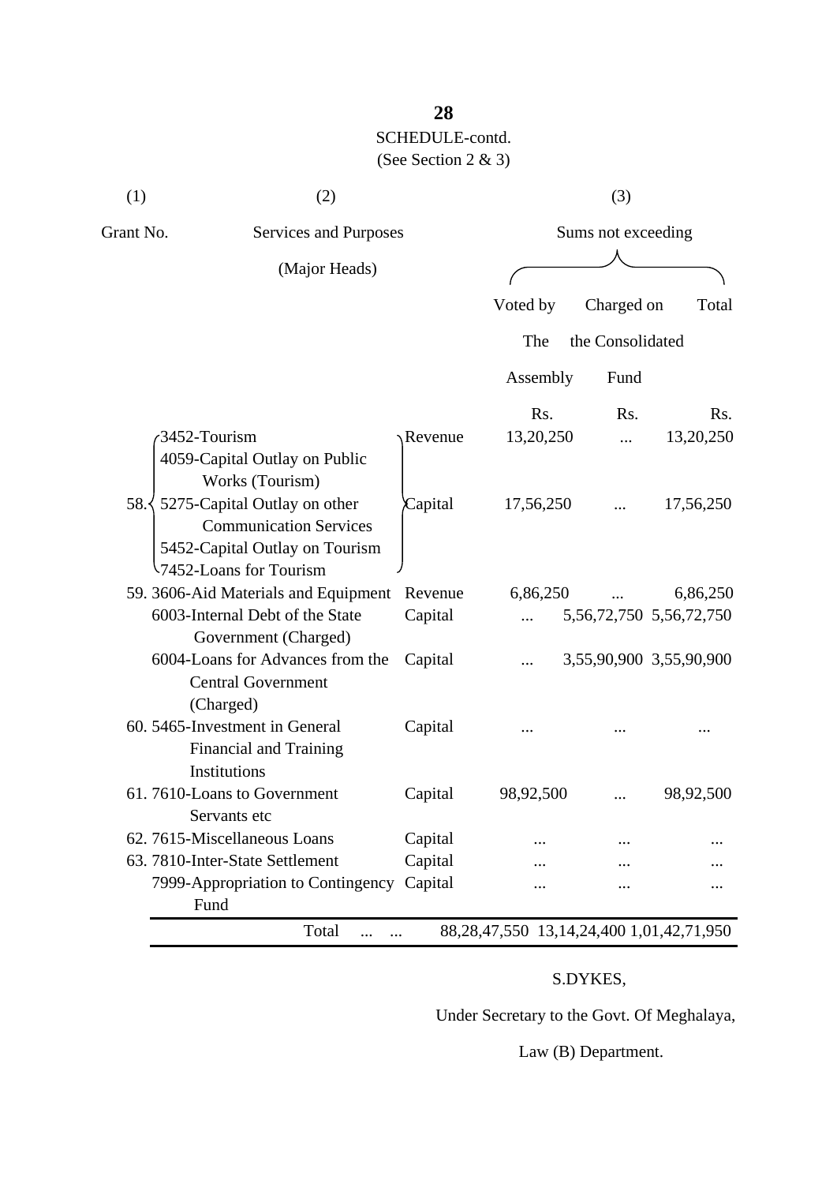SCHEDULE-contd.

(See Section 2 & 3)

| (1) | (2) | | (3) | | |
|---|---|---|---|---|---|
| Grant No. | Services and Purposes (Major Heads) | | Sums not exceeding | | |
| | | | Voted by The Assembly | Charged on the Consolidated Fund | Total |
| | | | Rs. | Rs. | Rs. |
| 58. | 3452-Tourism | Revenue | 13,20,250 | ... | 13,20,250 |
| | 4059-Capital Outlay on Public Works (Tourism)<br>5275-Capital Outlay on other Communication Services<br>5452-Capital Outlay on Tourism<br>7452-Loans for Tourism | Capital | 17,56,250 | ... | 17,56,250 |
| 59. | 3606-Aid Materials and Equipment | Revenue | 6,86,250 | ... | 6,86,250 |
| | 6003-Internal Debt of the State Government (Charged) | Capital | ... | 5,56,72,750 | 5,56,72,750 |
| | 6004-Loans for Advances from the Central Government (Charged) | Capital | ... | 3,55,90,900 | 3,55,90,900 |
| 60. | 5465-Investment in General Financial and Training Institutions | Capital | ... | ... | ... |
| 61. | 7610-Loans to Government Servants etc | Capital | 98,92,500 | ... | 98,92,500 |
| 62. | 7615-Miscellaneous Loans | Capital | ... | ... | ... |
| 63. | 7810-Inter-State Settlement | Capital | ... | ... | ... |
| | 7999-Appropriation to Contingency Fund | Capital | ... | ... | ... |
| | Total ... ... | | 88,28,47,550 | 13,14,24,400 | 1,01,42,71,950 |

S.DYKES,

Under Secretary to the Govt. Of Meghalaya,

Law (B) Department.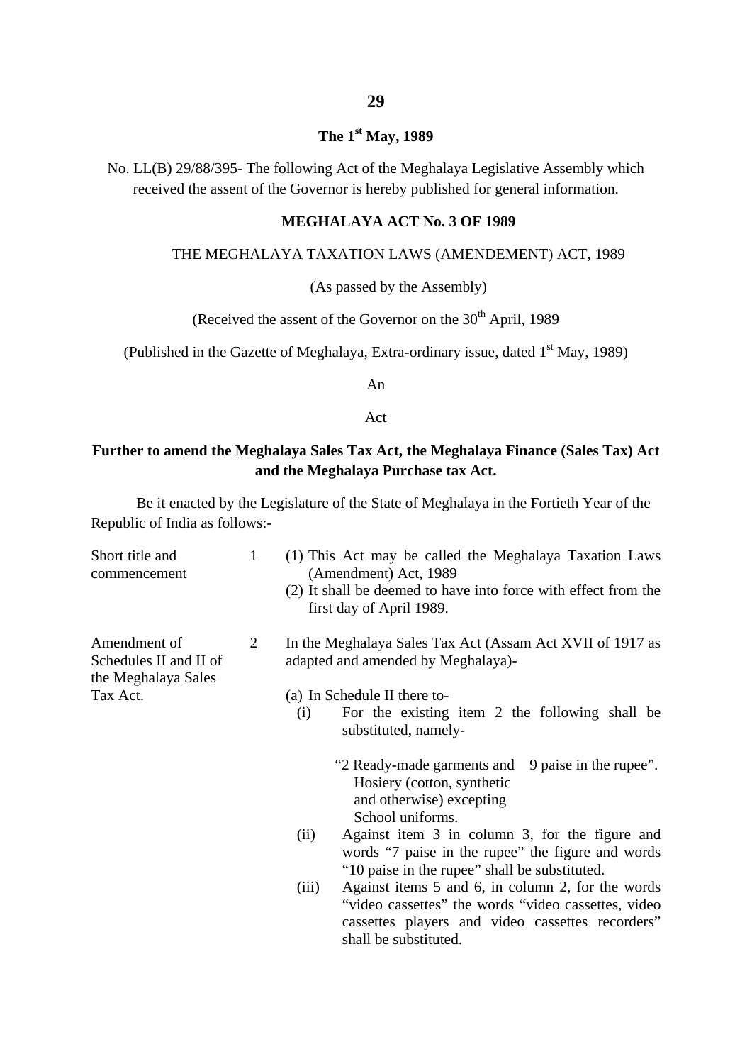**29**

**The 1st May, 1989**

No. LL(B) 29/88/395- The following Act of the Meghalaya Legislative Assembly which received the assent of the Governor is hereby published for general information.

**MEGHALAYA ACT No. 3 OF 1989**

THE MEGHALAYA TAXATION LAWS (AMENDEMENT) ACT, 1989

(As passed by the Assembly)

(Received the assent of the Governor on the 30th April, 1989

(Published in the Gazette of Meghalaya, Extra-ordinary issue, dated 1st May, 1989)

An

Act

**Further to amend the Meghalaya Sales Tax Act, the Meghalaya Finance (Sales Tax) Act and the Meghalaya Purchase tax Act.**

Be it enacted by the Legislature of the State of Meghalaya in the Fortieth Year of the Republic of India as follows:-

Short title and commencement

1 (1) This Act may be called the Meghalaya Taxation Laws (Amendment) Act, 1989

(2) It shall be deemed to have into force with effect from the first day of April 1989.

Amendment of Schedules II and II of the Meghalaya Sales Tax Act.

2 In the Meghalaya Sales Tax Act (Assam Act XVII of 1917 as adapted and amended by Meghalaya)-

(a) In Schedule II there to-

(i) For the existing item 2 the following shall be substituted, namely-

"2 Ready-made garments and Hosiery (cotton, synthetic and otherwise) excepting School uniforms. 9 paise in the rupee".

(ii) Against item 3 in column 3, for the figure and words "7 paise in the rupee" the figure and words "10 paise in the rupee" shall be substituted.

(iii) Against items 5 and 6, in column 2, for the words "video cassettes" the words "video cassettes, video cassettes players and video cassettes recorders" shall be substituted.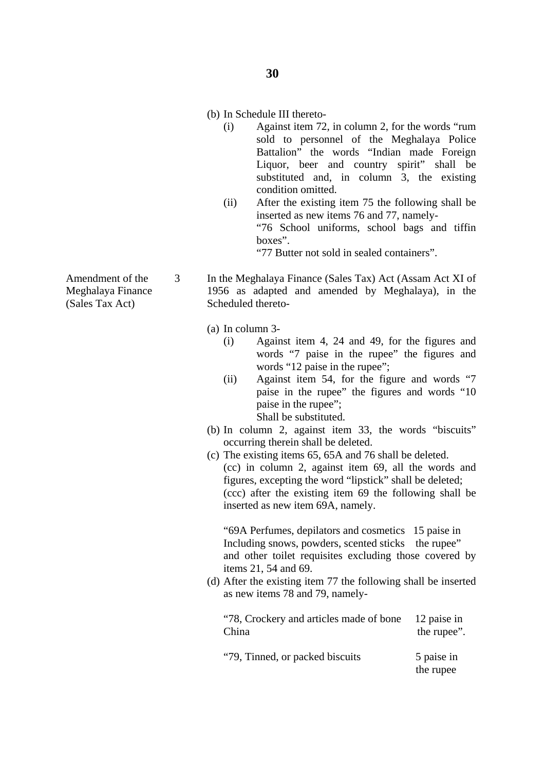(b) In Schedule III thereto-

   (i) Against item 72, in column 2, for the words "rum sold to personnel of the Meghalaya Police Battalion" the words "Indian made Foreign Liquor, beer and country spirit" shall be substituted and, in column 3, the existing condition omitted.

   (ii) After the existing item 75 the following shall be inserted as new items 76 and 77, namely-

   "76 School uniforms, school bags and tiffin boxes".

   "77 Butter not sold in sealed containers".

Amendment of the Meghalaya Finance (Sales Tax Act)

3 In the Meghalaya Finance (Sales Tax) Act (Assam Act XI of 1956 as adapted and amended by Meghalaya), in the Scheduled thereto-

(a) In column 3-

   (i) Against item 4, 24 and 49, for the figures and words "7 paise in the rupee" the figures and words "12 paise in the rupee";

   (ii) Against item 54, for the figure and words "7 paise in the rupee" the figures and words "10 paise in the rupee";

   Shall be substituted.

(b) In column 2, against item 33, the words "biscuits" occurring therein shall be deleted.

(c) The existing items 65, 65A and 76 shall be deleted.

(cc) in column 2, against item 69, all the words and figures, excepting the word "lipstick" shall be deleted;

(ccc) after the existing item 69 the following shall be inserted as new item 69A, namely.

| | |
|---|---|
| "69A Perfumes, depilators and cosmetics Including snows, powders, scented sticks | 15 paise in the rupee" |

and other toilet requisites excluding those covered by items 21, 54 and 69.

(d) After the existing item 77 the following shall be inserted as new items 78 and 79, namely-

| | |
|---|---|
| "78, Crockery and articles made of bone China | 12 paise in the rupee". |
| "79, Tinned, or packed biscuits | 5 paise in the rupee |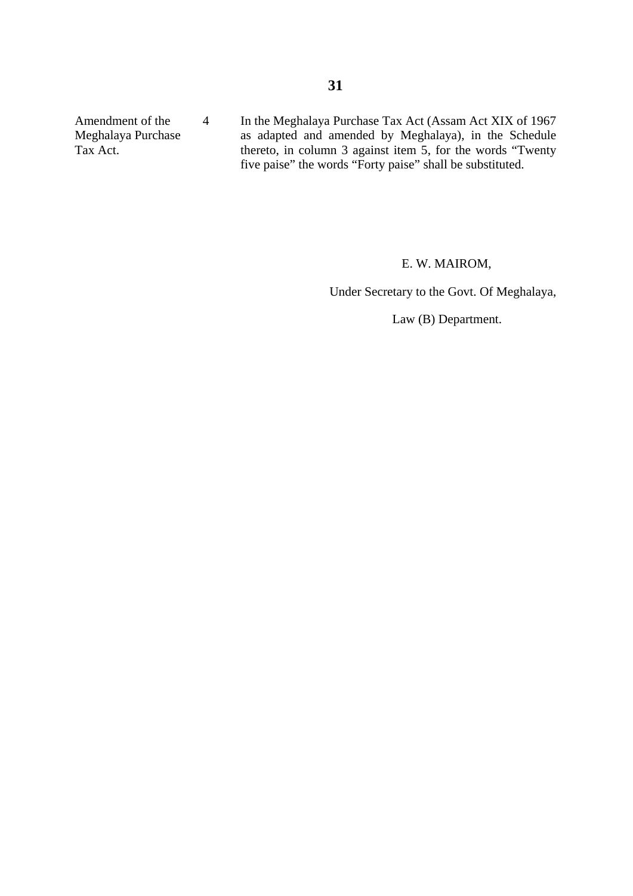| | | |
|---|---|---|
| Amendment of the Meghalaya Purchase Tax Act. | 4 | In the Meghalaya Purchase Tax Act (Assam Act XIX of 1967 as adapted and amended by Meghalaya), in the Schedule thereto, in column 3 against item 5, for the words "Twenty five paise" the words "Forty paise" shall be substituted. |

E. W. MAIROM,

Under Secretary to the Govt. Of Meghalaya,

Law (B) Department.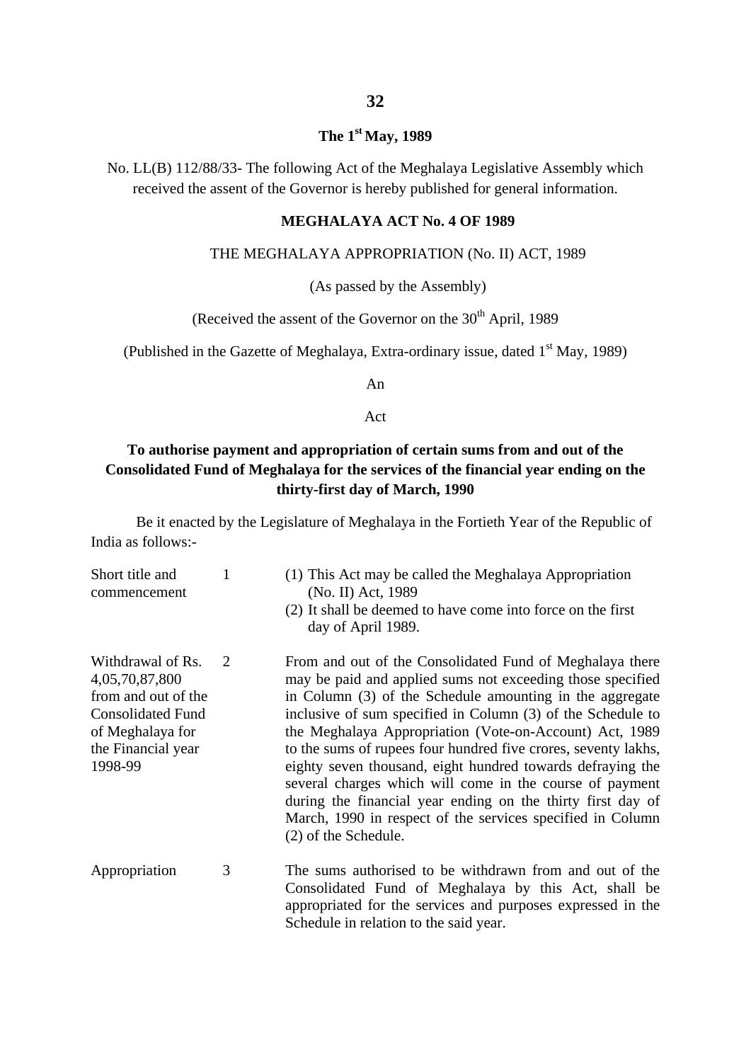**The 1st May, 1989**

No. LL(B) 112/88/33- The following Act of the Meghalaya Legislative Assembly which received the assent of the Governor is hereby published for general information.

## MEGHALAYA ACT No. 4 OF 1989

THE MEGHALAYA APPROPRIATION (No. II) ACT, 1989

(As passed by the Assembly)

(Received the assent of the Governor on the 30th April, 1989

(Published in the Gazette of Meghalaya, Extra-ordinary issue, dated 1st May, 1989)

An

Act

**To authorise payment and appropriation of certain sums from and out of the Consolidated Fund of Meghalaya for the services of the financial year ending on the thirty-first day of March, 1990**

Be it enacted by the Legislature of Meghalaya in the Fortieth Year of the Republic of India as follows:-

| | | |
|---|---|---|
| Short title and commencement | 1 | (1) This Act may be called the Meghalaya Appropriation (No. II) Act, 1989<br>(2) It shall be deemed to have come into force on the first day of April 1989. |
| Withdrawal of Rs. 4,05,70,87,800 from and out of the Consolidated Fund of Meghalaya for the Financial year 1998-99 | 2 | From and out of the Consolidated Fund of Meghalaya there may be paid and applied sums not exceeding those specified in Column (3) of the Schedule amounting in the aggregate inclusive of sum specified in Column (3) of the Schedule to the Meghalaya Appropriation (Vote-on-Account) Act, 1989 to the sums of rupees four hundred five crores, seventy lakhs, eighty seven thousand, eight hundred towards defraying the several charges which will come in the course of payment during the financial year ending on the thirty first day of March, 1990 in respect of the services specified in Column (2) of the Schedule. |
| Appropriation | 3 | The sums authorised to be withdrawn from and out of the Consolidated Fund of Meghalaya by this Act, shall be appropriated for the services and purposes expressed in the Schedule in relation to the said year. |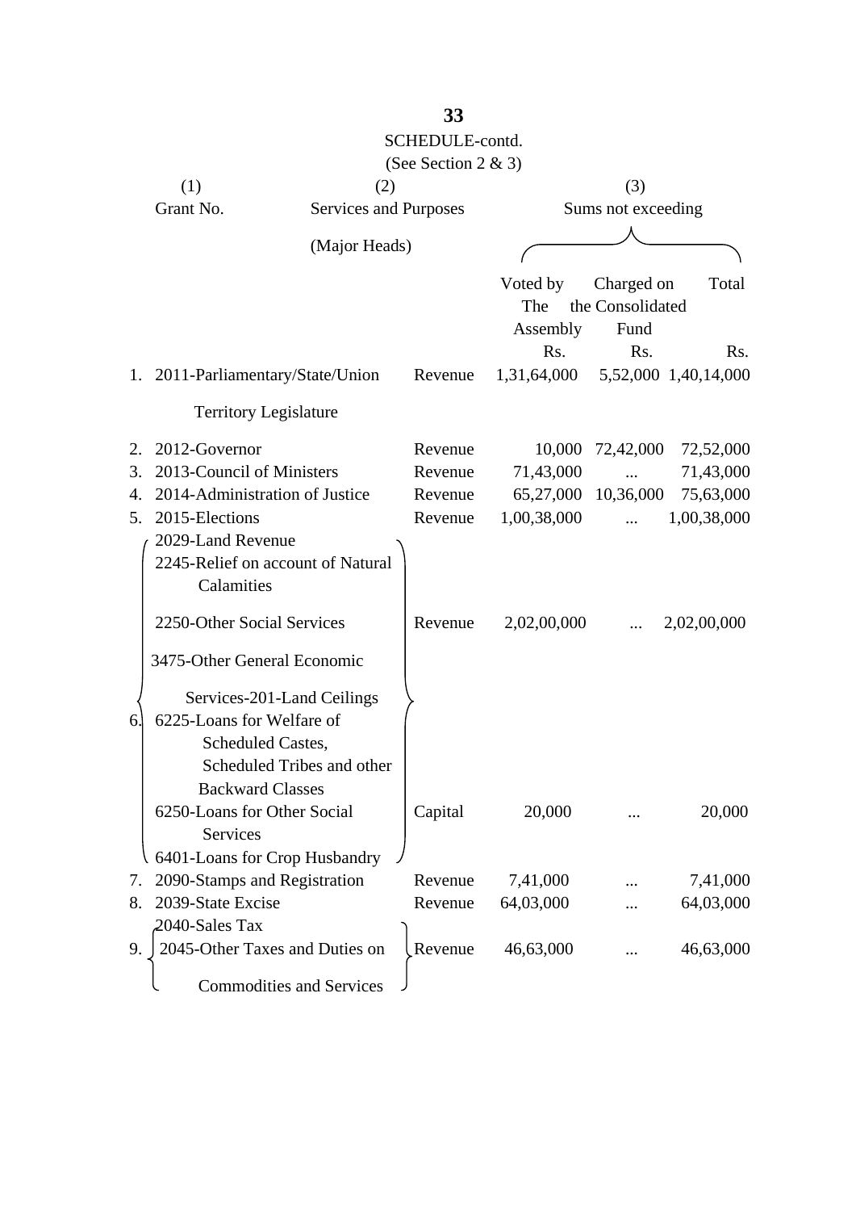**SCHEDULE-contd.**

(See Section 2 & 3)

| (1) Grant No. | (2) Services and Purposes (Major Heads) | | (3) Sums not exceeding | | |
|---|---|---|---|---|---|
| | | | Voted by The Assembly | Charged on the Consolidated Fund | Total |
| | | | Rs. | Rs. | Rs. |
| 1. | 2011-Parliamentary/State/Union Territory Legislature | Revenue | 1,31,64,000 | 5,52,000 | 1,40,14,000 |
| 2. | 2012-Governor | Revenue | 10,000 | 72,42,000 | 72,52,000 |
| 3. | 2013-Council of Ministers | Revenue | 71,43,000 | ... | 71,43,000 |
| 4. | 2014-Administration of Justice | Revenue | 65,27,000 | 10,36,000 | 75,63,000 |
| 5. | 2015-Elections | Revenue | 1,00,38,000 | ... | 1,00,38,000 |
| 6. | 2029-Land Revenue<br>2245-Relief on account of Natural Calamities<br>2250-Other Social Services<br>3475-Other General Economic Services-201-Land Ceilings | Revenue | 2,02,00,000 | ... | 2,02,00,000 |
| | 6225-Loans for Welfare of Scheduled Castes, Scheduled Tribes and other Backward Classes<br>6250-Loans for Other Social Services<br>6401-Loans for Crop Husbandry | Capital | 20,000 | ... | 20,000 |
| 7. | 2090-Stamps and Registration | Revenue | 7,41,000 | ... | 7,41,000 |
| 8. | 2039-State Excise | Revenue | 64,03,000 | ... | 64,03,000 |
| 9. | 2040-Sales Tax<br>2045-Other Taxes and Duties on Commodities and Services | Revenue | 46,63,000 | ... | 46,63,000 |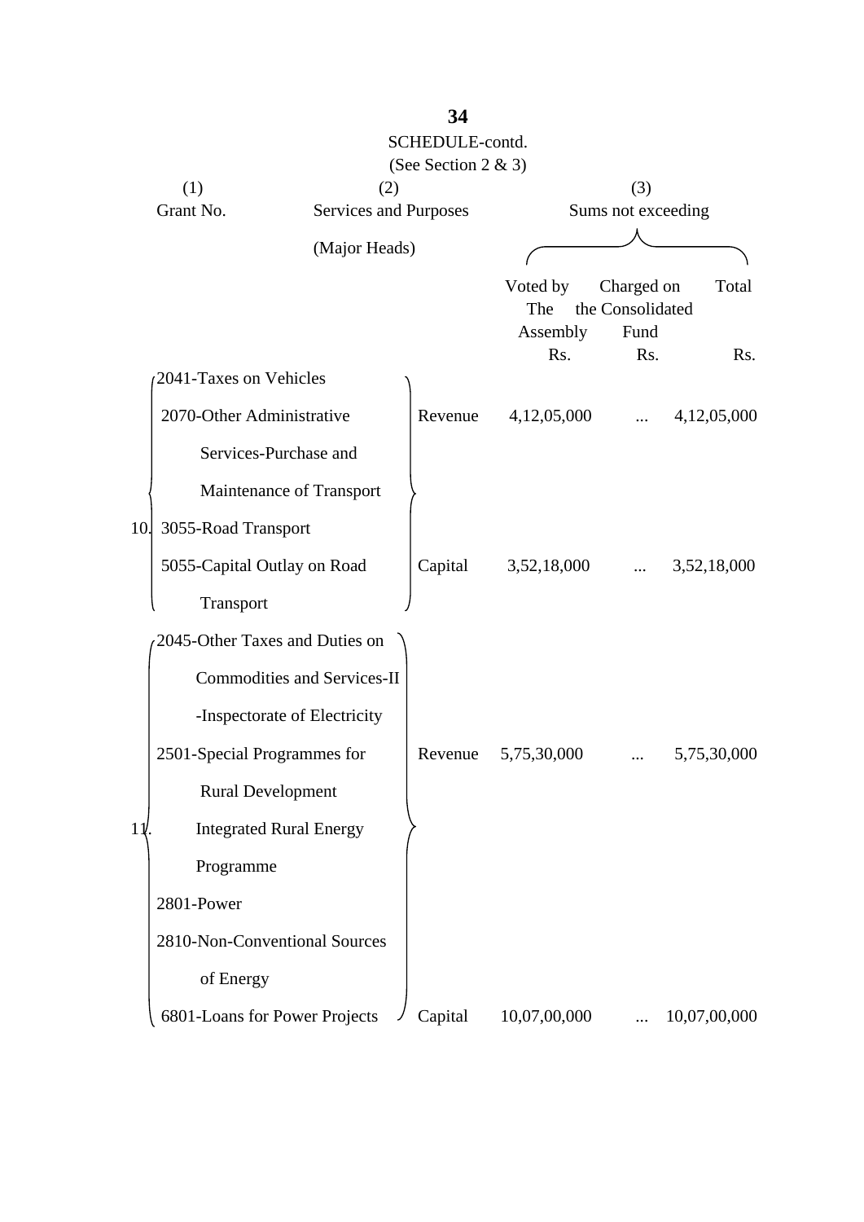SCHEDULE-contd.

(See Section 2 & 3)

| (1) Grant No. | (2) Services and Purposes (Major Heads) | | (3) Sums not exceeding | | |
|---|---|---|---|---|---|
| | | | Voted by The Assembly Rs. | Charged on the Consolidated Fund Rs. | Total Rs. |
| 10. | 2041-Taxes on Vehicles<br>2070-Other Administrative Services-Purchase and Maintenance of Transport<br>3055-Road Transport | Revenue | 4,12,05,000 | ... | 4,12,05,000 |
| | 5055-Capital Outlay on Road Transport | Capital | 3,52,18,000 | ... | 3,52,18,000 |
| 11. | 2045-Other Taxes and Duties on Commodities and Services-II -Inspectorate of Electricity<br>2501-Special Programmes for Rural Development Integrated Rural Energy Programme<br>2801-Power<br>2810-Non-Conventional Sources of Energy | Revenue | 5,75,30,000 | ... | 5,75,30,000 |
| | 6801-Loans for Power Projects | Capital | 10,07,00,000 | ... | 10,07,00,000 |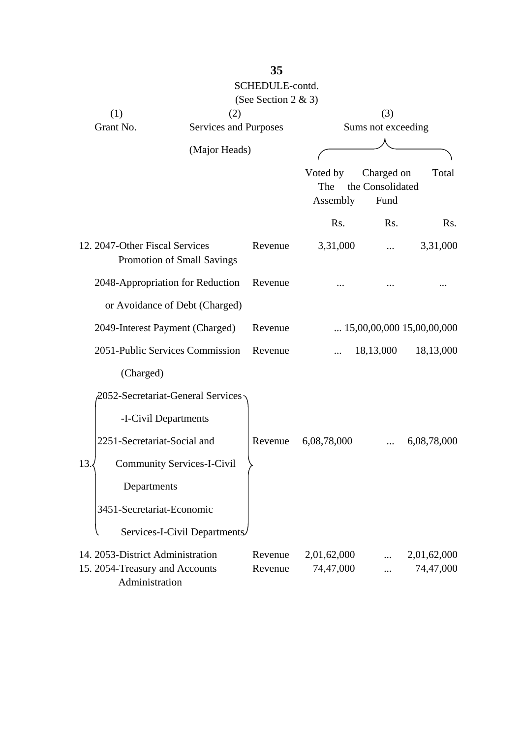SCHEDULE-contd.

(See Section 2 & 3)

| (1) Grant No. | (2) Services and Purposes (Major Heads) | | (3) Sums not exceeding | | |
|---|---|---|---|---|---|
| | | | Voted by The Assembly | Charged on the Consolidated Fund | Total |
| | | | Rs. | Rs. | Rs. |
| 12. | 2047-Other Fiscal Services Promotion of Small Savings | Revenue | 3,31,000 | ... | 3,31,000 |
| | 2048-Appropriation for Reduction or Avoidance of Debt (Charged) | Revenue | ... | ... | ... |
| | 2049-Interest Payment (Charged) | Revenue | ... | 15,00,00,000 | 15,00,00,000 |
| | 2051-Public Services Commission (Charged) | Revenue | ... | 18,13,000 | 18,13,000 |
| 13. | 2052-Secretariat-General Services -I-Civil Departments; 2251-Secretariat-Social and Community Services-I-Civil Departments; 3451-Secretariat-Economic Services-I-Civil Departments | Revenue | 6,08,78,000 | ... | 6,08,78,000 |
| 14. | 2053-District Administration | Revenue | 2,01,62,000 | ... | 2,01,62,000 |
| 15. | 2054-Treasury and Accounts Administration | Revenue | 74,47,000 | ... | 74,47,000 |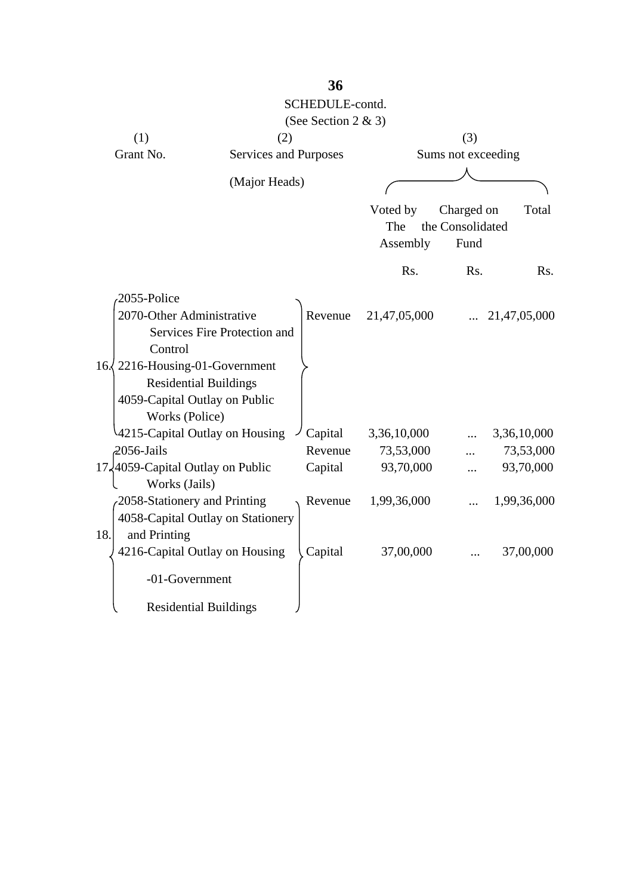SCHEDULE-contd.

(See Section 2 & 3)

| (1) Grant No. | (2) Services and Purposes (Major Heads) | | (3) Sums not exceeding | | |
|---|---|---|---|---|---|
| | | | Voted by The Assembly | Charged on the Consolidated Fund | Total |
| | | | Rs. | Rs. | Rs. |
| 16. | 2055-Police<br>2070-Other Administrative Services Fire Protection and Control<br>2216-Housing-01-Government Residential Buildings<br>4059-Capital Outlay on Public Works (Police)<br>4215-Capital Outlay on Housing | Revenue | 21,47,05,000 | ... | 21,47,05,000 |
| | | Capital | 3,36,10,000 | ... | 3,36,10,000 |
| 17. | 2056-Jails | Revenue | 73,53,000 | ... | 73,53,000 |
| | 4059-Capital Outlay on Public Works (Jails) | Capital | 93,70,000 | ... | 93,70,000 |
| 18. | 2058-Stationery and Printing<br>4058-Capital Outlay on Stationery and Printing<br>4216-Capital Outlay on Housing -01-Government Residential Buildings | Revenue | 1,99,36,000 | ... | 1,99,36,000 |
| | | Capital | 37,00,000 | ... | 37,00,000 |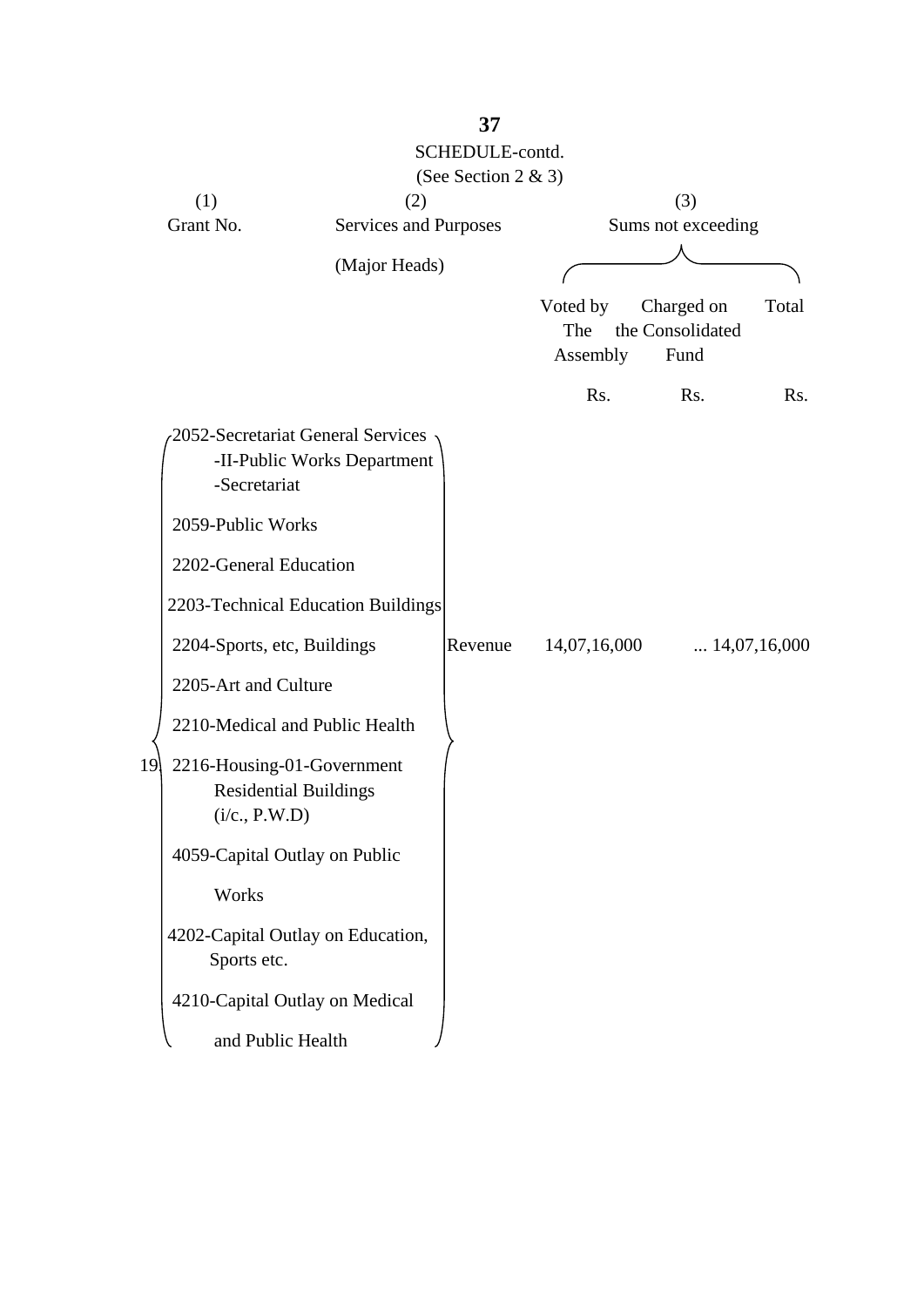SCHEDULE-contd.

(See Section 2 & 3)

| (1) Grant No. | (2) Services and Purposes (Major Heads) | | (3) Sums not exceeding | | |
|---|---|---|---|---|---|
| | | | Voted by The Assembly | Charged on the Consolidated Fund | Total |
| | | | Rs. | Rs. | Rs. |
| 19 | 2052-Secretariat General Services -II-Public Works Department -Secretariat<br>2059-Public Works<br>2202-General Education<br>2203-Technical Education Buildings<br>2204-Sports, etc, Buildings<br>2205-Art and Culture<br>2210-Medical and Public Health<br>2216-Housing-01-Government Residential Buildings (i/c., P.W.D)<br>4059-Capital Outlay on Public Works<br>4202-Capital Outlay on Education, Sports etc.<br>4210-Capital Outlay on Medical and Public Health | Revenue | 14,07,16,000 | ... | 14,07,16,000 |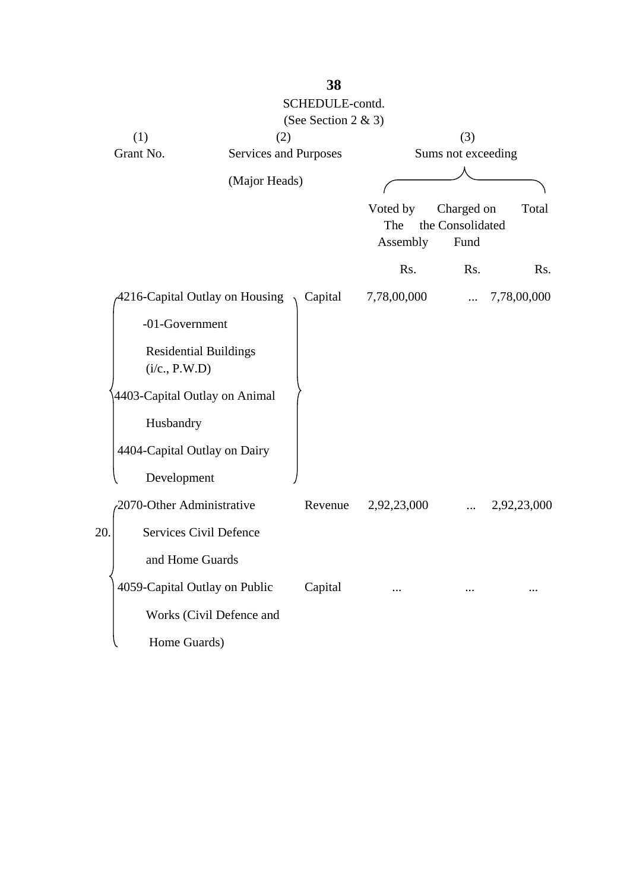SCHEDULE-contd.

(See Section 2 & 3)

| (1) Grant No. | (2) Services and Purposes (Major Heads) | | (3) Sums not exceeding | | |
|---|---|---|---|---|---|
| | | | Voted by The Assembly | Charged on the Consolidated Fund | Total |
| | | | Rs. | Rs. | Rs. |
| | 4216-Capital Outlay on Housing -01-Government Residential Buildings (i/c., P.W.D) 4403-Capital Outlay on Animal Husbandry 4404-Capital Outlay on Dairy Development | Capital | 7,78,00,000 | ... | 7,78,00,000 |
| 20. | 2070-Other Administrative Services Civil Defence and Home Guards | Revenue | 2,92,23,000 | ... | 2,92,23,000 |
| | 4059-Capital Outlay on Public Works (Civil Defence and Home Guards) | Capital | ... | ... | ... |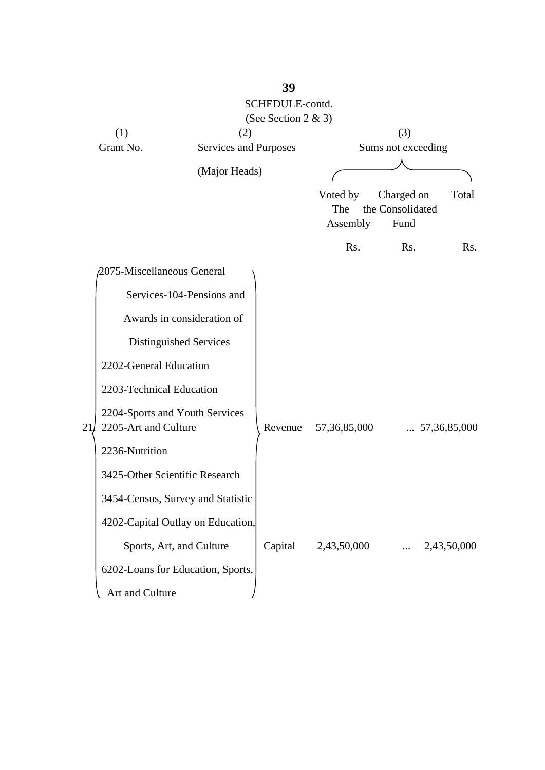SCHEDULE-contd.

(See Section 2 & 3)

| (1) Grant No. | (2) Services and Purposes (Major Heads) | | (3) Sums not exceeding | | |
|---|---|---|---|---|---|
| | | | Voted by The Assembly | Charged on the Consolidated Fund | Total |
| | | | Rs. | Rs. | Rs. |
| 21 | 2075-Miscellaneous General Services-104-Pensions and Awards in consideration of Distinguished Services<br>2202-General Education<br>2203-Technical Education<br>2204-Sports and Youth Services<br>2205-Art and Culture<br>2236-Nutrition<br>3425-Other Scientific Research<br>3454-Census, Survey and Statistic | Revenue | 57,36,85,000 | ... | 57,36,85,000 |
| | 4202-Capital Outlay on Education, Sports, Art, and Culture<br>6202-Loans for Education, Sports, Art and Culture | Capital | 2,43,50,000 | ... | 2,43,50,000 |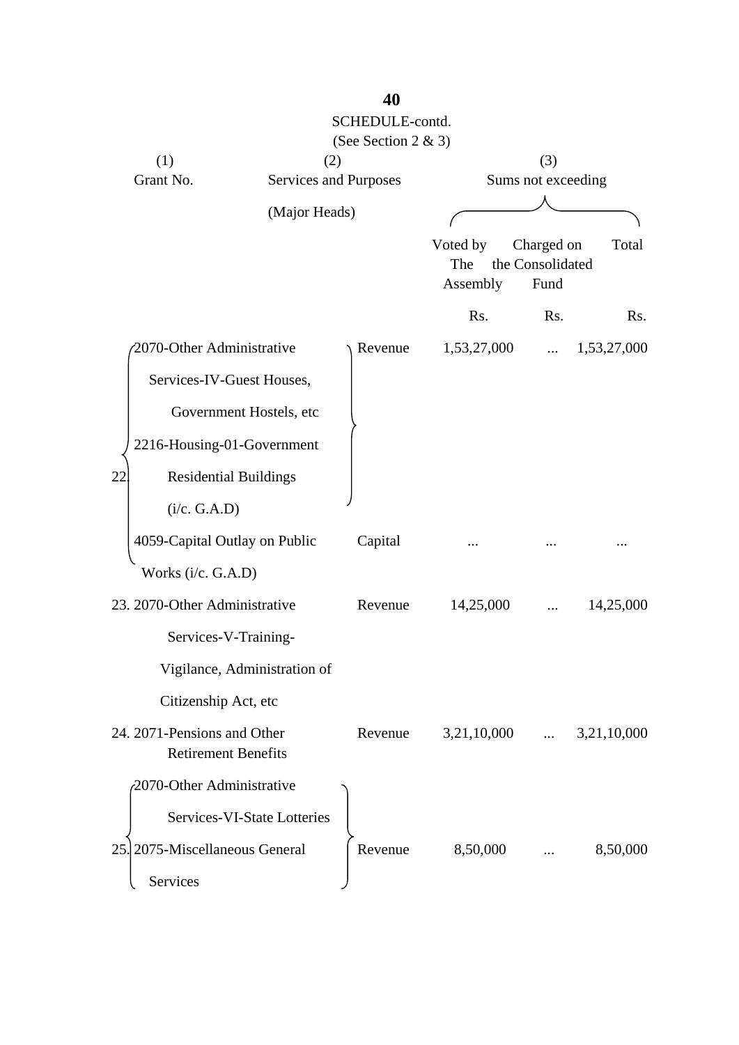SCHEDULE-contd.

(See Section 2 & 3)

| (1) Grant No. | (2) Services and Purposes (Major Heads) | | (3) Sums not exceeding | | |
|---|---|---|---|---|---|
| | | | Voted by The Assembly | Charged on the Consolidated Fund | Total |
| | | | Rs. | Rs. | Rs. |
| 22. | 2070-Other Administrative Services-IV-Guest Houses, Government Hostels, etc 2216-Housing-01-Government Residential Buildings (i/c. G.A.D) | Revenue | 1,53,27,000 | ... | 1,53,27,000 |
| | 4059-Capital Outlay on Public Works (i/c. G.A.D) | Capital | ... | ... | ... |
| 23. | 2070-Other Administrative Services-V-Training-Vigilance, Administration of Citizenship Act, etc | Revenue | 14,25,000 | ... | 14,25,000 |
| 24. | 2071-Pensions and Other Retirement Benefits | Revenue | 3,21,10,000 | ... | 3,21,10,000 |
| 25. | 2070-Other Administrative Services-VI-State Lotteries 2075-Miscellaneous General Services | Revenue | 8,50,000 | ... | 8,50,000 |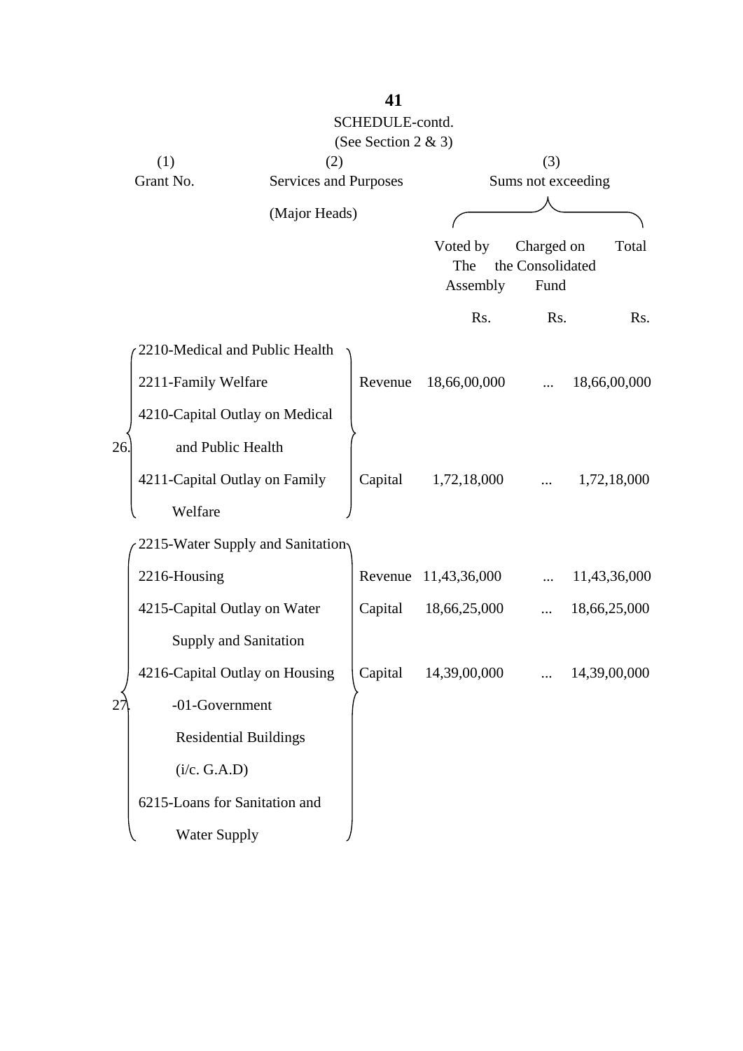SCHEDULE-contd.

(See Section 2 & 3)

| (1) Grant No. | (2) Services and Purposes (Major Heads) | | (3) Sums not exceeding | | |
|---|---|---|---|---|---|
| | | | Voted by The Assembly | Charged on the Consolidated Fund | Total |
| | | | Rs. | Rs. | Rs. |
| 26. | 2210-Medical and Public Health<br>2211-Family Welfare<br>4210-Capital Outlay on Medical and Public Health<br>4211-Capital Outlay on Family Welfare | Revenue | 18,66,00,000 | ... | 18,66,00,000 |
| | | Capital | 1,72,18,000 | ... | 1,72,18,000 |
| 27. | 2215-Water Supply and Sanitation<br>2216-Housing<br>4215-Capital Outlay on Water Supply and Sanitation<br>4216-Capital Outlay on Housing -01-Government Residential Buildings (i/c. G.A.D)<br>6215-Loans for Sanitation and Water Supply | Revenue | 11,43,36,000 | ... | 11,43,36,000 |
| | | Capital | 18,66,25,000 | ... | 18,66,25,000 |
| | | Capital | 14,39,00,000 | ... | 14,39,00,000 |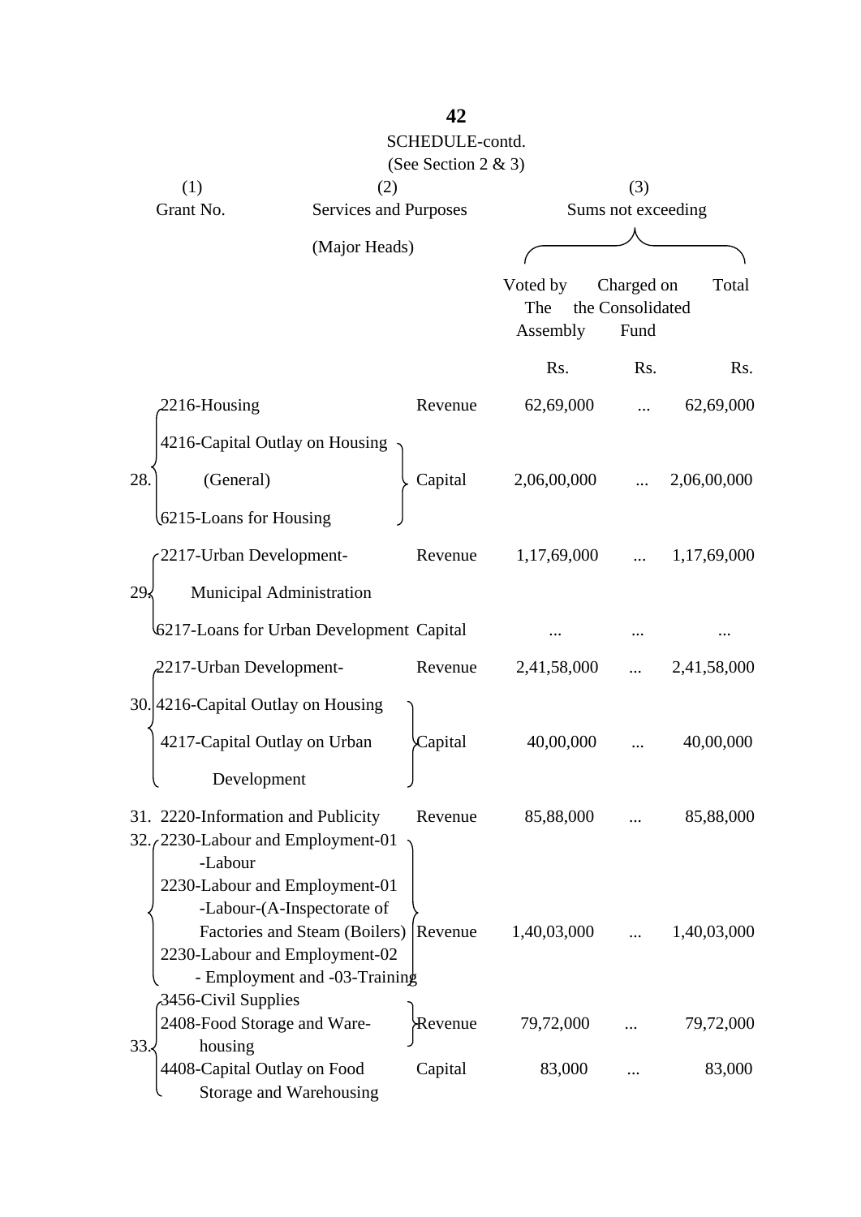SCHEDULE-contd.

(See Section 2 & 3)

| (1) Grant No. | (2) Services and Purposes (Major Heads) | | (3) Sums not exceeding | | |
|---|---|---|---|---|---|
| | | | Voted by The Assembly | Charged on the Consolidated Fund | Total |
| | | | Rs. | Rs. | Rs. |
| 28. | 2216-Housing | Revenue | 62,69,000 | ... | 62,69,000 |
| | 4216-Capital Outlay on Housing (General) 6215-Loans for Housing | Capital | 2,06,00,000 | ... | 2,06,00,000 |
| 29. | 2217-Urban Development-Municipal Administration | Revenue | 1,17,69,000 | ... | 1,17,69,000 |
| | 6217-Loans for Urban Development | Capital | ... | ... | ... |
| 30. | 2217-Urban Development- | Revenue | 2,41,58,000 | ... | 2,41,58,000 |
| | 4216-Capital Outlay on Housing 4217-Capital Outlay on Urban Development | Capital | 40,00,000 | ... | 40,00,000 |
| 31. | 2220-Information and Publicity | Revenue | 85,88,000 | ... | 85,88,000 |
| 32. | 2230-Labour and Employment-01 -Labour 2230-Labour and Employment-01 -Labour-(A-Inspectorate of Factories and Steam (Boilers) 2230-Labour and Employment-02 - Employment and -03-Training | Revenue | 1,40,03,000 | ... | 1,40,03,000 |
| 33. | 3456-Civil Supplies 2408-Food Storage and Warehousing | Revenue | 79,72,000 | ... | 79,72,000 |
| | 4408-Capital Outlay on Food Storage and Warehousing | Capital | 83,000 | ... | 83,000 |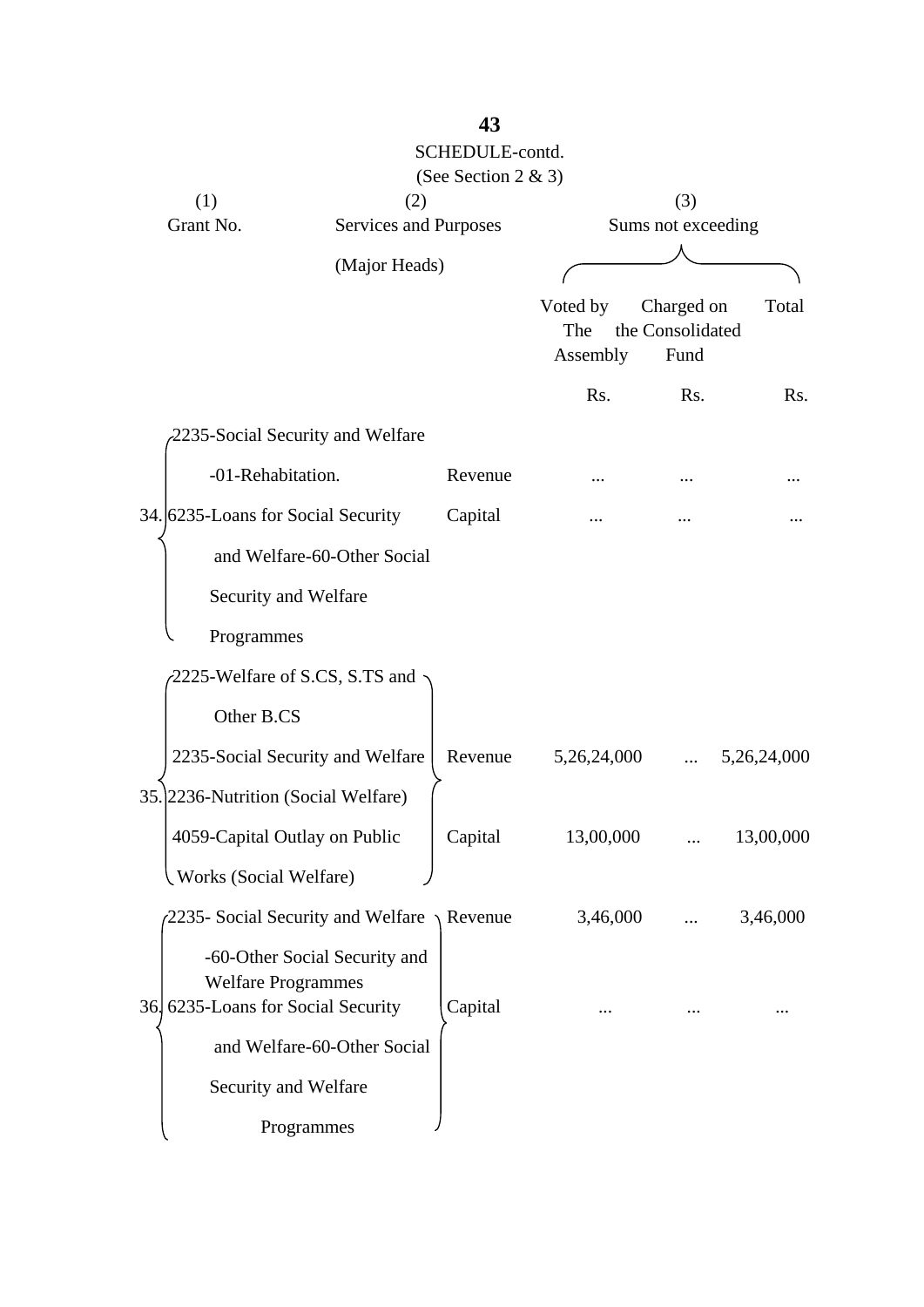SCHEDULE-contd.

(See Section 2 & 3)

| (1) Grant No. | (2) Services and Purposes (Major Heads) | | (3) Sums not exceeding | | |
|---|---|---|---|---|---|
| | | | Voted by The Assembly | Charged on the Consolidated Fund | Total |
| | | | Rs. | Rs. | Rs. |
| 34. | 2235-Social Security and Welfare -01-Rehabitation. | Revenue | ... | ... | ... |
| | 6235-Loans for Social Security and Welfare-60-Other Social Security and Welfare Programmes | Capital | ... | ... | ... |
| 35. | 2225-Welfare of S.CS, S.TS and Other B.CS 2235-Social Security and Welfare 2236-Nutrition (Social Welfare) | Revenue | 5,26,24,000 | ... | 5,26,24,000 |
| | 4059-Capital Outlay on Public Works (Social Welfare) | Capital | 13,00,000 | ... | 13,00,000 |
| 36. | 2235- Social Security and Welfare -60-Other Social Security and Welfare Programmes | Revenue | 3,46,000 | ... | 3,46,000 |
| | 6235-Loans for Social Security and Welfare-60-Other Social Security and Welfare Programmes | Capital | ... | ... | ... |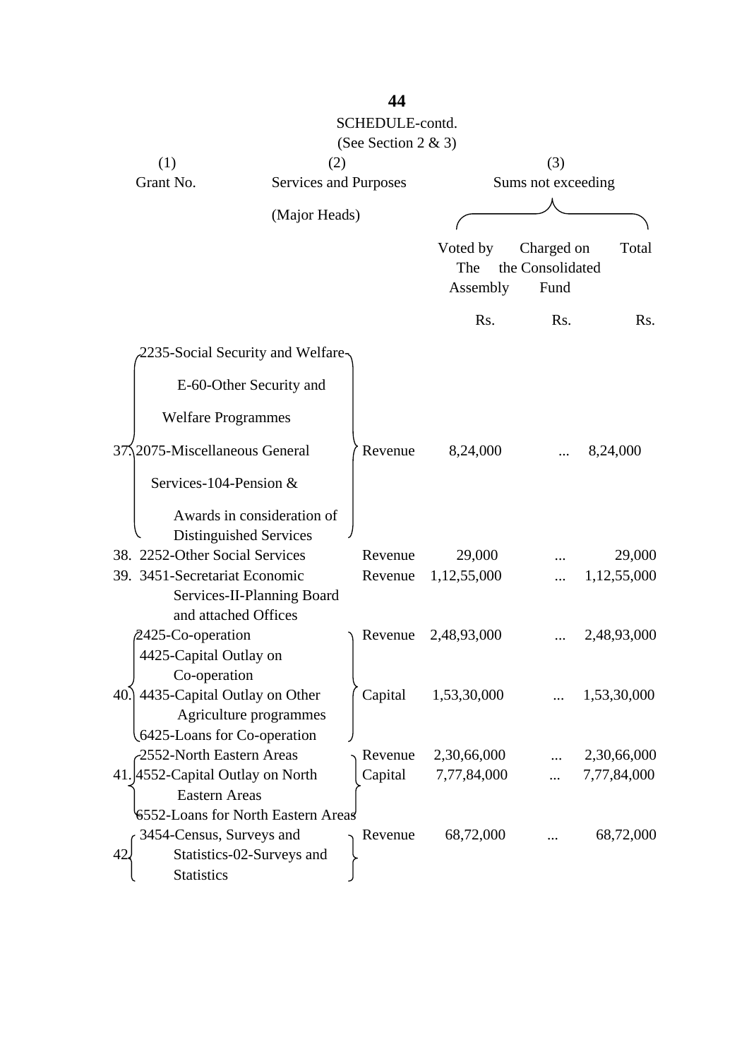SCHEDULE-contd.

(See Section 2 & 3)

| (1) Grant No. | (2) Services and Purposes (Major Heads) | | (3) Sums not exceeding | | |
|---|---|---|---|---|---|
| | | | Voted by The Assembly | Charged on the Consolidated Fund | Total |
| | | | Rs. | Rs. | Rs. |
| 37. | 2235-Social Security and Welfare-E-60-Other Security and Welfare Programmes 2075-Miscellaneous General Services-104-Pension & Awards in consideration of Distinguished Services | Revenue | 8,24,000 | ... | 8,24,000 |
| 38. | 2252-Other Social Services | Revenue | 29,000 | ... | 29,000 |
| 39. | 3451-Secretariat Economic Services-II-Planning Board and attached Offices | Revenue | 1,12,55,000 | ... | 1,12,55,000 |
| 40. | 2425-Co-operation 4425-Capital Outlay on Co-operation 4435-Capital Outlay on Other Agriculture programmes 6425-Loans for Co-operation | Revenue | 2,48,93,000 | ... | 2,48,93,000 |
| | | Capital | 1,53,30,000 | ... | 1,53,30,000 |
| 41. | 2552-North Eastern Areas 4552-Capital Outlay on North Eastern Areas 6552-Loans for North Eastern Areas | Revenue | 2,30,66,000 | ... | 2,30,66,000 |
| | | Capital | 7,77,84,000 | ... | 7,77,84,000 |
| 42. | 3454-Census, Surveys and Statistics-02-Surveys and Statistics | Revenue | 68,72,000 | ... | 68,72,000 |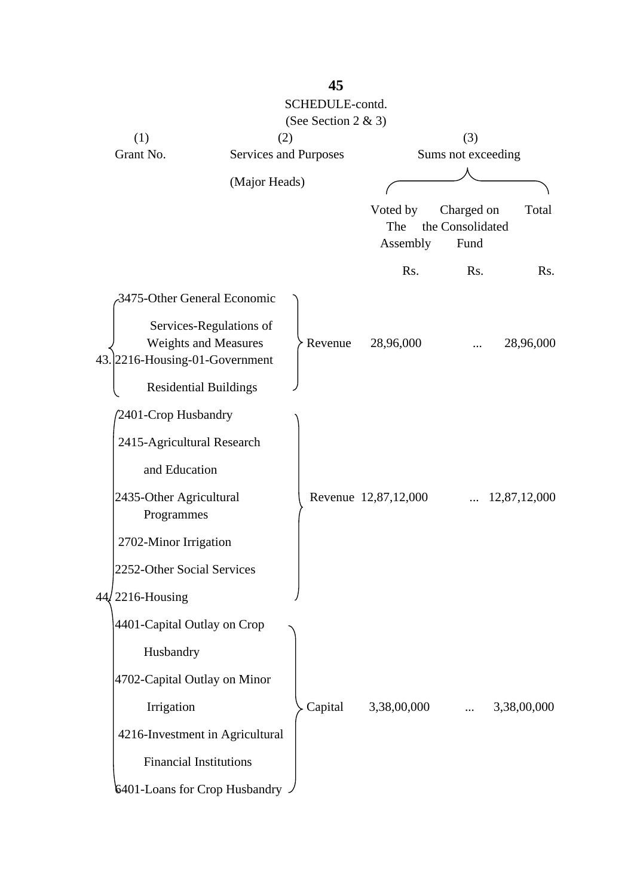SCHEDULE-contd.

(See Section 2 & 3)

| (1) Grant No. | (2) Services and Purposes (Major Heads) | | (3) Sums not exceeding | | |
|---|---|---|---|---|---|
| | | | Voted by The Assembly | Charged on the Consolidated Fund | Total |
| | | | Rs. | Rs. | Rs. |
| 43. | 3475-Other General Economic Services-Regulations of Weights and Measures<br>2216-Housing-01-Government Residential Buildings | Revenue | 28,96,000 | ... | 28,96,000 |
| 44. | 2401-Crop Husbandry<br>2415-Agricultural Research and Education<br>2435-Other Agricultural Programmes<br>2702-Minor Irrigation<br>2252-Other Social Services<br>2216-Housing | Revenue | 12,87,12,000 | ... | 12,87,12,000 |
| | 4401-Capital Outlay on Crop Husbandry<br>4702-Capital Outlay on Minor Irrigation<br>4216-Investment in Agricultural Financial Institutions<br>6401-Loans for Crop Husbandry | Capital | 3,38,00,000 | ... | 3,38,00,000 |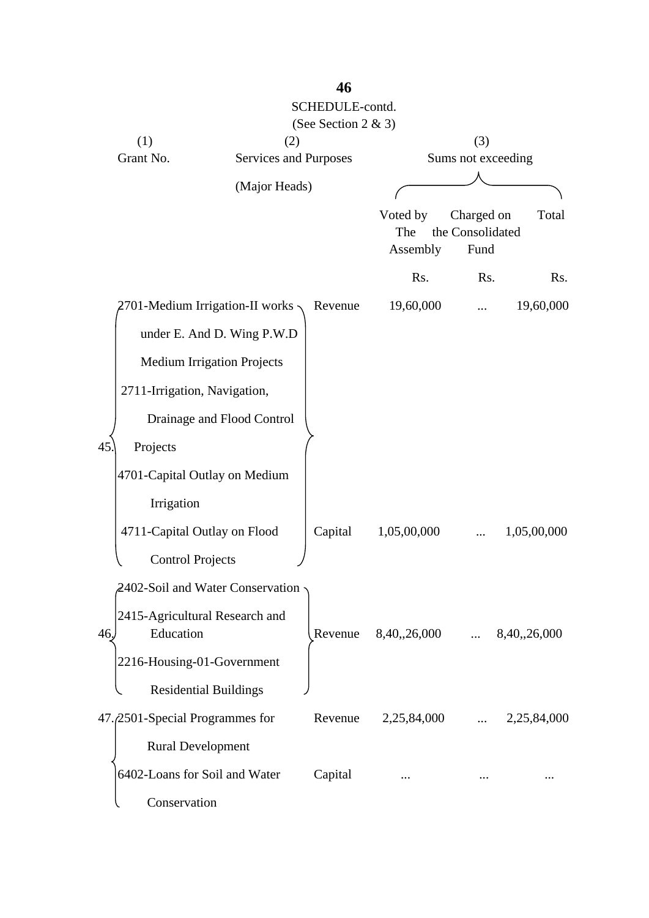SCHEDULE-contd.

(See Section 2 & 3)

| (1) Grant No. | (2) Services and Purposes (Major Heads) | | (3) Sums not exceeding | | |
|---|---|---|---|---|---|
| | | | Voted by The Assembly | Charged on the Consolidated Fund | Total |
| | | | Rs. | Rs. | Rs. |
| 45. | 2701-Medium Irrigation-II works under E. And D. Wing P.W.D Medium Irrigation Projects<br>2711-Irrigation, Navigation, Drainage and Flood Control Projects | Revenue | 19,60,000 | ... | 19,60,000 |
| | 4701-Capital Outlay on Medium Irrigation<br>4711-Capital Outlay on Flood Control Projects | Capital | 1,05,00,000 | ... | 1,05,00,000 |
| 46. | 2402-Soil and Water Conservation<br>2415-Agricultural Research and Education<br>2216-Housing-01-Government Residential Buildings | Revenue | 8,40,,26,000 | ... | 8,40,,26,000 |
| 47. | 2501-Special Programmes for Rural Development | Revenue | 2,25,84,000 | ... | 2,25,84,000 |
| | 6402-Loans for Soil and Water Conservation | Capital | ... | ... | ... |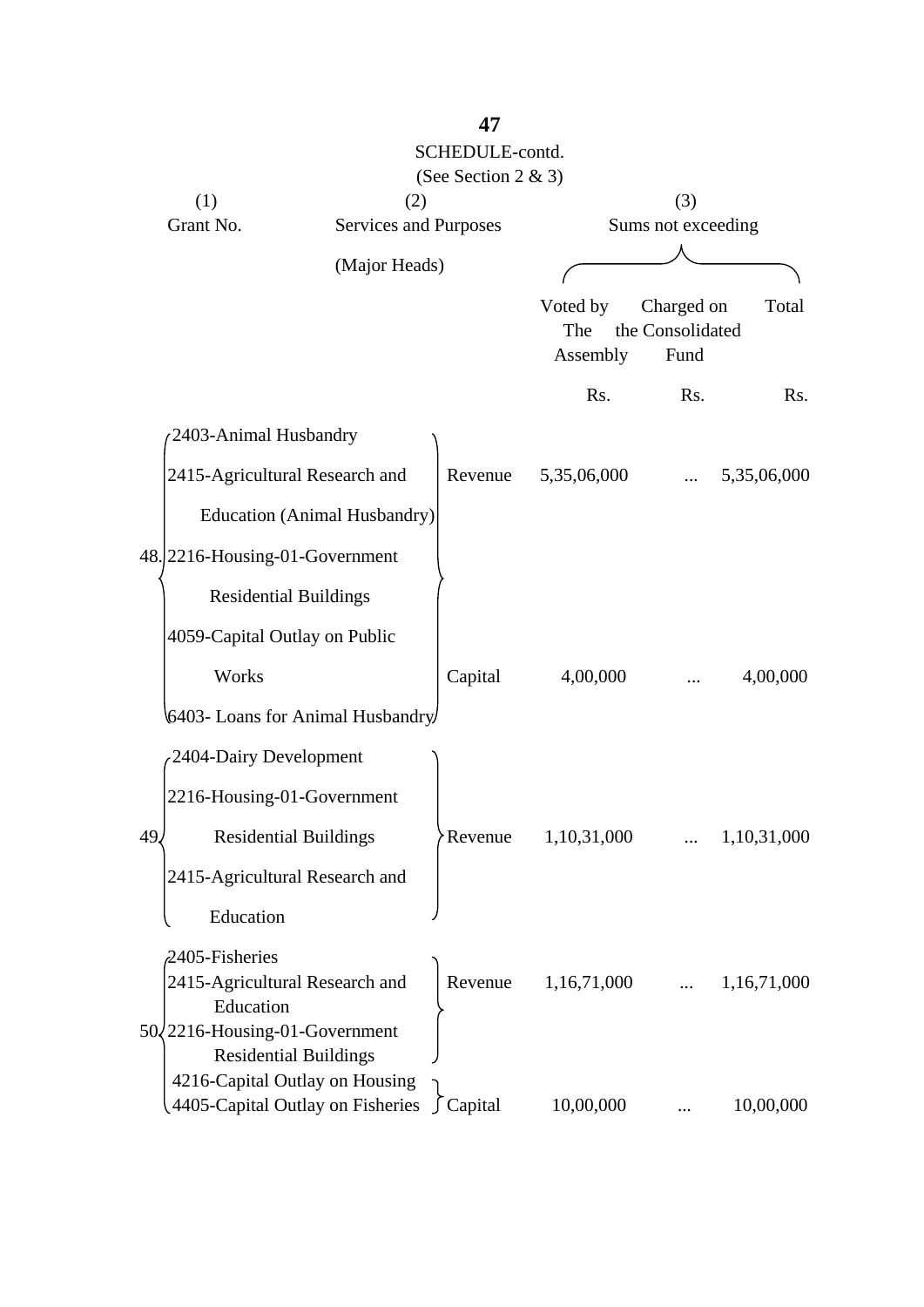SCHEDULE-contd.

(See Section 2 & 3)

| (1) Grant No. | (2) Services and Purposes (Major Heads) | | (3) Sums not exceeding | | |
|---|---|---|---|---|---|
| | | | Voted by The Assembly | Charged on the Consolidated Fund | Total |
| | | | Rs. | Rs. | Rs. |
| 48. | 2403-Animal Husbandry<br>2415-Agricultural Research and Education (Animal Husbandry)<br>2216-Housing-01-Government Residential Buildings | Revenue | 5,35,06,000 | ... | 5,35,06,000 |
| | 4059-Capital Outlay on Public Works<br>6403- Loans for Animal Husbandry | Capital | 4,00,000 | ... | 4,00,000 |
| 49. | 2404-Dairy Development<br>2216-Housing-01-Government Residential Buildings<br>2415-Agricultural Research and Education | Revenue | 1,10,31,000 | ... | 1,10,31,000 |
| 50. | 2405-Fisheries<br>2415-Agricultural Research and Education<br>2216-Housing-01-Government Residential Buildings | Revenue | 1,16,71,000 | ... | 1,16,71,000 |
| | 4216-Capital Outlay on Housing<br>4405-Capital Outlay on Fisheries | Capital | 10,00,000 | ... | 10,00,000 |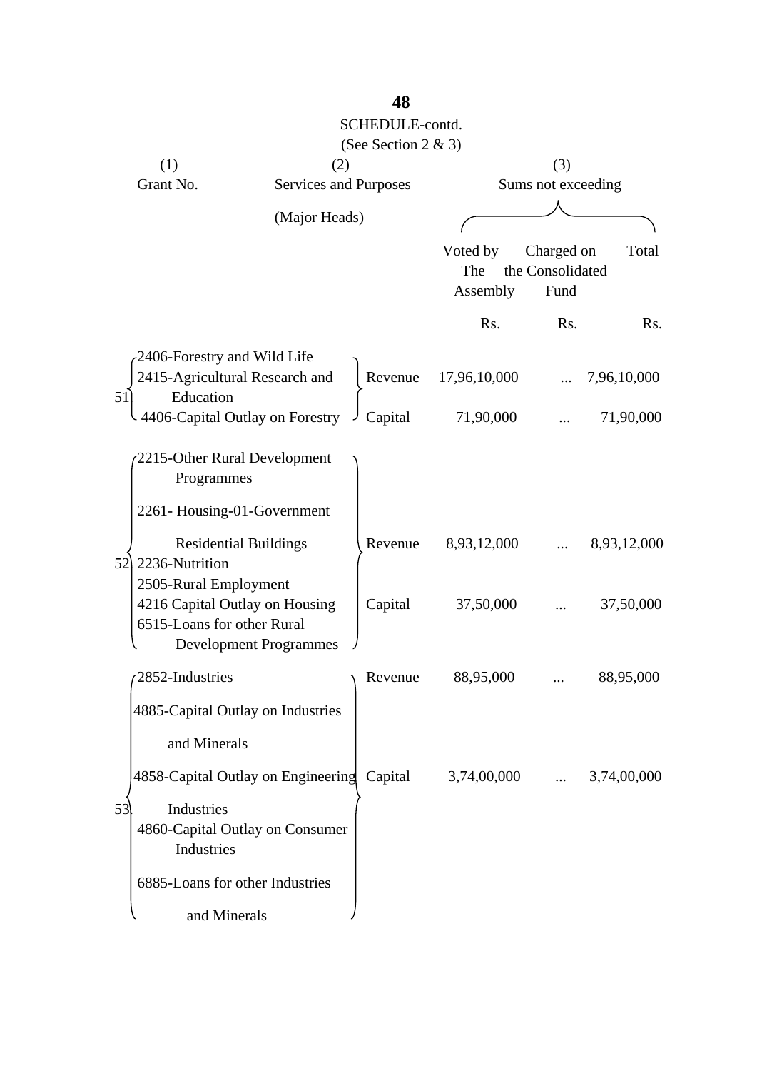SCHEDULE-contd.
(See Section 2 & 3)

| (1) Grant No. | (2) Services and Purposes (Major Heads) | | (3) Sums not exceeding | | |
|---|---|---|---|---|---|
| | | | Voted by The Assembly | Charged on the Consolidated Fund | Total |
| | | | Rs. | Rs. | Rs. |
| 51 | 2406-Forestry and Wild Life<br>2415-Agricultural Research and Education | Revenue | 17,96,10,000 | ... | 7,96,10,000 |
| | 4406-Capital Outlay on Forestry | Capital | 71,90,000 | ... | 71,90,000 |
| 52 | 2215-Other Rural Development Programmes<br>2261- Housing-01-Government Residential Buildings<br>2236-Nutrition<br>2505-Rural Employment | Revenue | 8,93,12,000 | ... | 8,93,12,000 |
| | 4216 Capital Outlay on Housing<br>6515-Loans for other Rural Development Programmes | Capital | 37,50,000 | ... | 37,50,000 |
| 53 | 2852-Industries | Revenue | 88,95,000 | ... | 88,95,000 |
| | 4885-Capital Outlay on Industries and Minerals<br>4858-Capital Outlay on Engineering Industries<br>4860-Capital Outlay on Consumer Industries<br>6885-Loans for other Industries and Minerals | Capital | 3,74,00,000 | ... | 3,74,00,000 |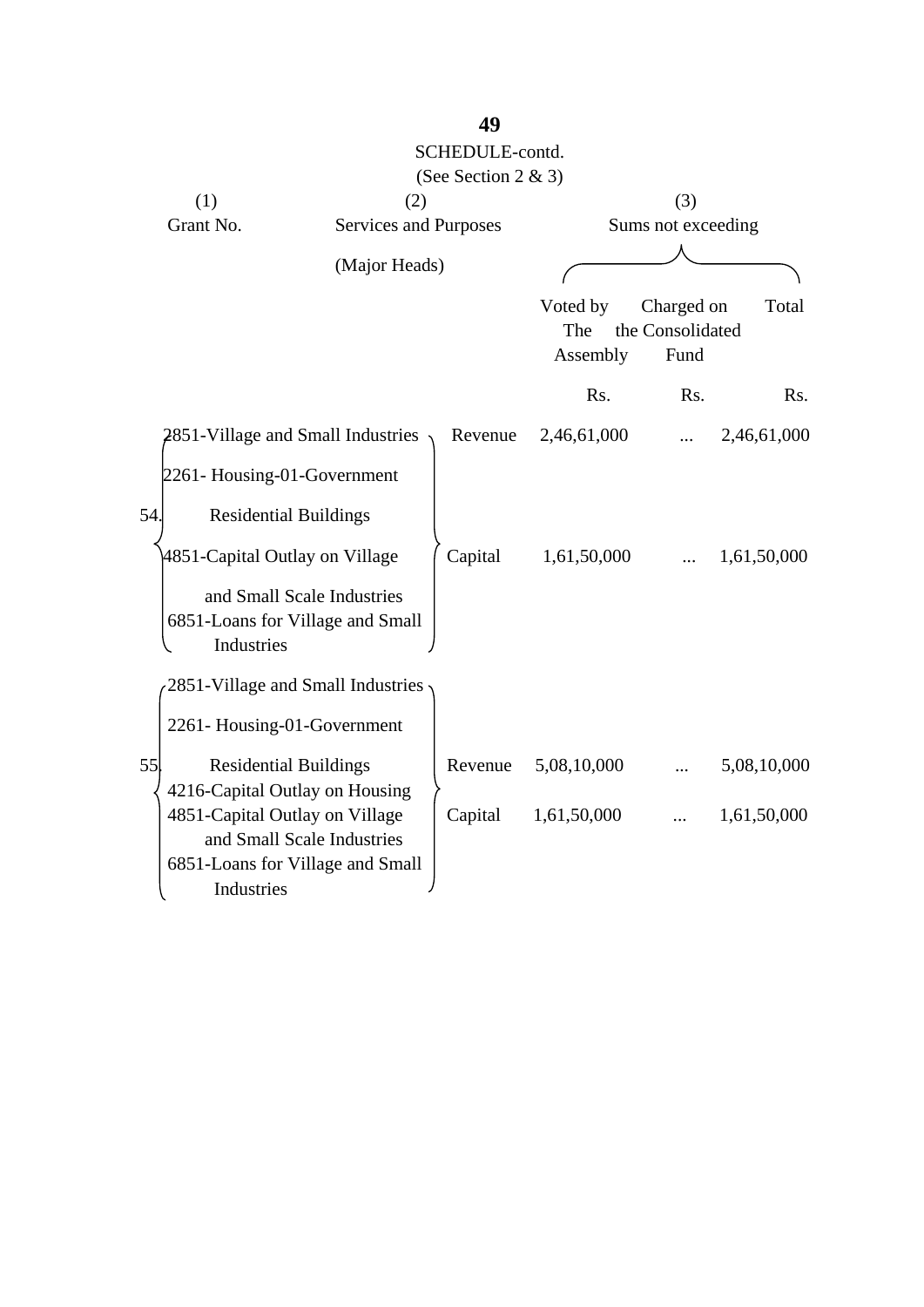SCHEDULE-contd.

(See Section 2 & 3)

| (1) Grant No. | (2) Services and Purposes (Major Heads) | | (3) Sums not exceeding | | |
|---|---|---|---|---|---|
| | | | Voted by The Assembly | Charged on the Consolidated Fund | Total |
| | | | Rs. | Rs. | Rs. |
| 54. | 2851-Village and Small Industries<br>2261- Housing-01-Government Residential Buildings<br>4851-Capital Outlay on Village and Small Scale Industries<br>6851-Loans for Village and Small Industries | Revenue | 2,46,61,000 | ... | 2,46,61,000 |
| | | Capital | 1,61,50,000 | ... | 1,61,50,000 |
| 55. | 2851-Village and Small Industries<br>2261- Housing-01-Government Residential Buildings<br>4216-Capital Outlay on Housing<br>4851-Capital Outlay on Village and Small Scale Industries<br>6851-Loans for Village and Small Industries | Revenue | 5,08,10,000 | ... | 5,08,10,000 |
| | | Capital | 1,61,50,000 | ... | 1,61,50,000 |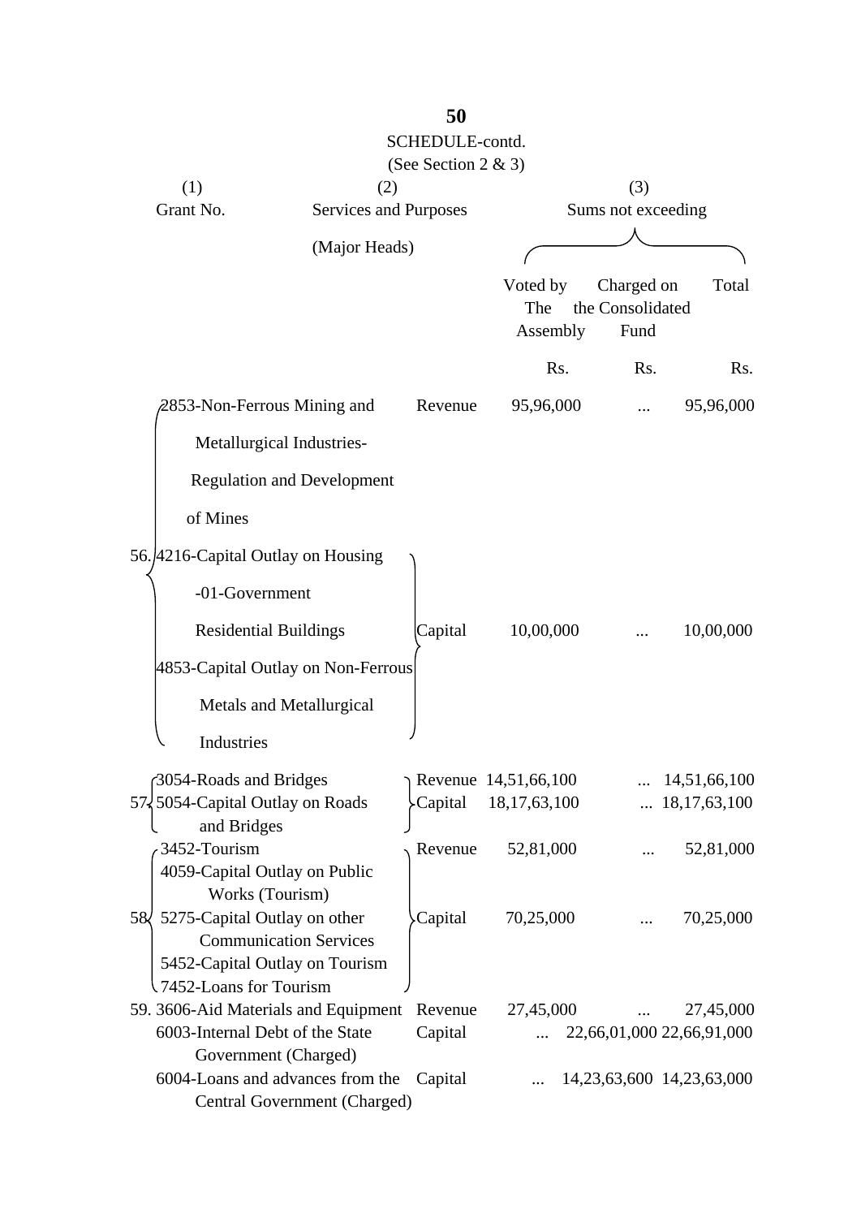SCHEDULE-contd.

(See Section 2 & 3)

| (1) Grant No. | (2) Services and Purposes (Major Heads) | | (3) Sums not exceeding Voted by The Assembly | Charged on the Consolidated Fund | Total |
|---|---|---|---|---|---|
| | | | Rs. | Rs. | Rs. |
| 56. | 2853-Non-Ferrous Mining and Metallurgical Industries- Regulation and Development of Mines | Revenue | 95,96,000 | ... | 95,96,000 |
| | 4216-Capital Outlay on Housing -01-Government Residential Buildings 4853-Capital Outlay on Non-Ferrous Metals and Metallurgical Industries | Capital | 10,00,000 | ... | 10,00,000 |
| 57. | 3054-Roads and Bridges | Revenue | 14,51,66,100 | ... | 14,51,66,100 |
| | 5054-Capital Outlay on Roads and Bridges | Capital | 18,17,63,100 | ... | 18,17,63,100 |
| 58. | 3452-Tourism | Revenue | 52,81,000 | ... | 52,81,000 |
| | 4059-Capital Outlay on Public Works (Tourism) 5275-Capital Outlay on other Communication Services 5452-Capital Outlay on Tourism 7452-Loans for Tourism | Capital | 70,25,000 | ... | 70,25,000 |
| 59. | 3606-Aid Materials and Equipment | Revenue | 27,45,000 | ... | 27,45,000 |
| | 6003-Internal Debt of the State Government (Charged) | Capital | ... | 22,66,01,000 | 22,66,91,000 |
| | 6004-Loans and advances from the Central Government (Charged) | Capital | ... | 14,23,63,600 | 14,23,63,000 |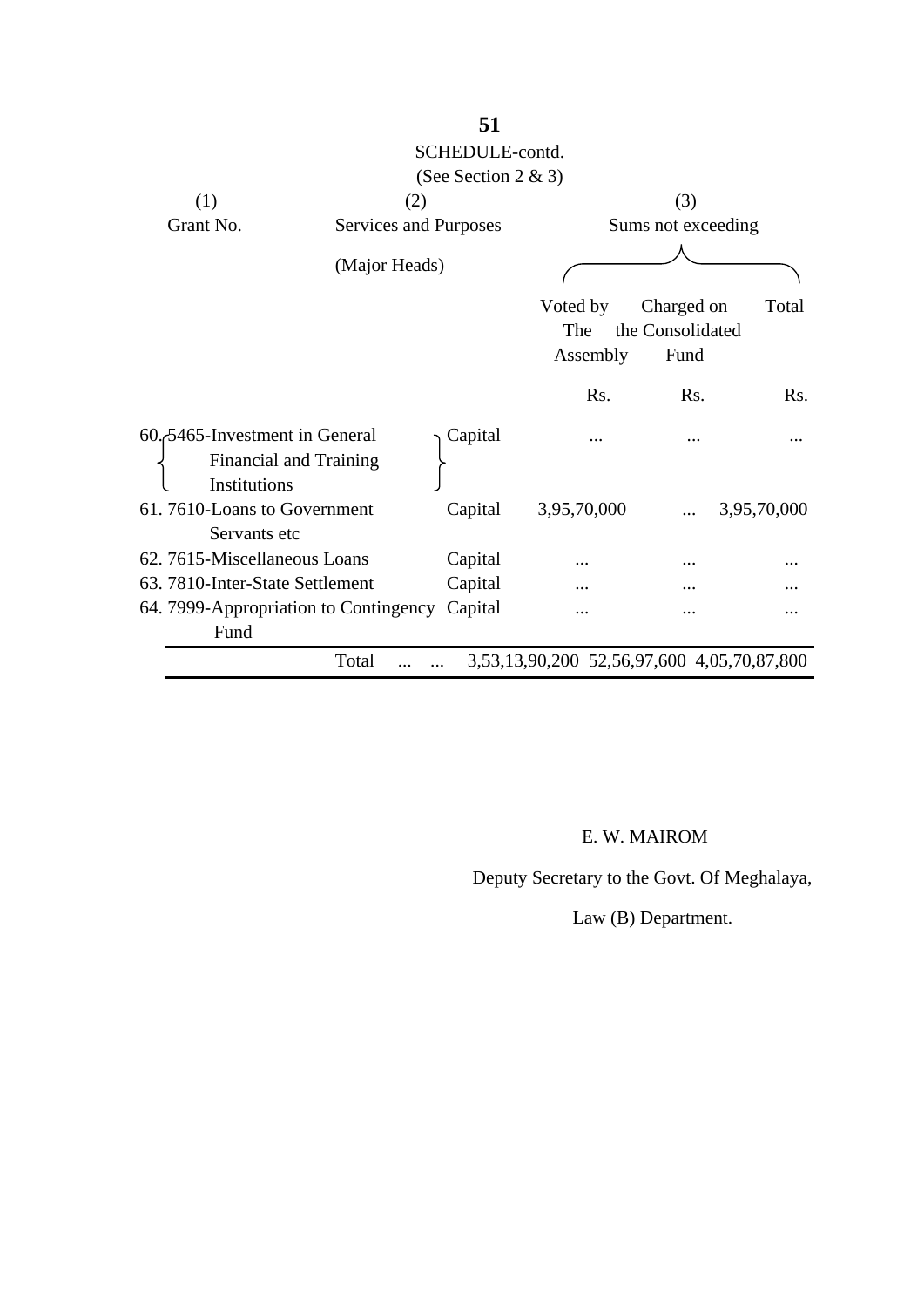SCHEDULE-contd.

(See Section 2 & 3)

| (1) Grant No. | (2) Services and Purposes (Major Heads) | | (3) Sums not exceeding | | |
|---|---|---|---|---|---|
| | | | Voted by The Assembly | Charged on the Consolidated Fund | Total |
| | | | Rs. | Rs. | Rs. |
| 60. | 5465-Investment in General Financial and Training Institutions | Capital | ... | ... | ... |
| 61. | 7610-Loans to Government Servants etc | Capital | 3,95,70,000 | ... | 3,95,70,000 |
| 62. | 7615-Miscellaneous Loans | Capital | ... | ... | ... |
| 63. | 7810-Inter-State Settlement | Capital | ... | ... | ... |
| 64. | 7999-Appropriation to Contingency Fund | Capital | ... | ... | ... |
| | Total ... ... | | 3,53,13,90,200 | 52,56,97,600 | 4,05,70,87,800 |

E. W. MAIROM

Deputy Secretary to the Govt. Of Meghalaya,

Law (B) Department.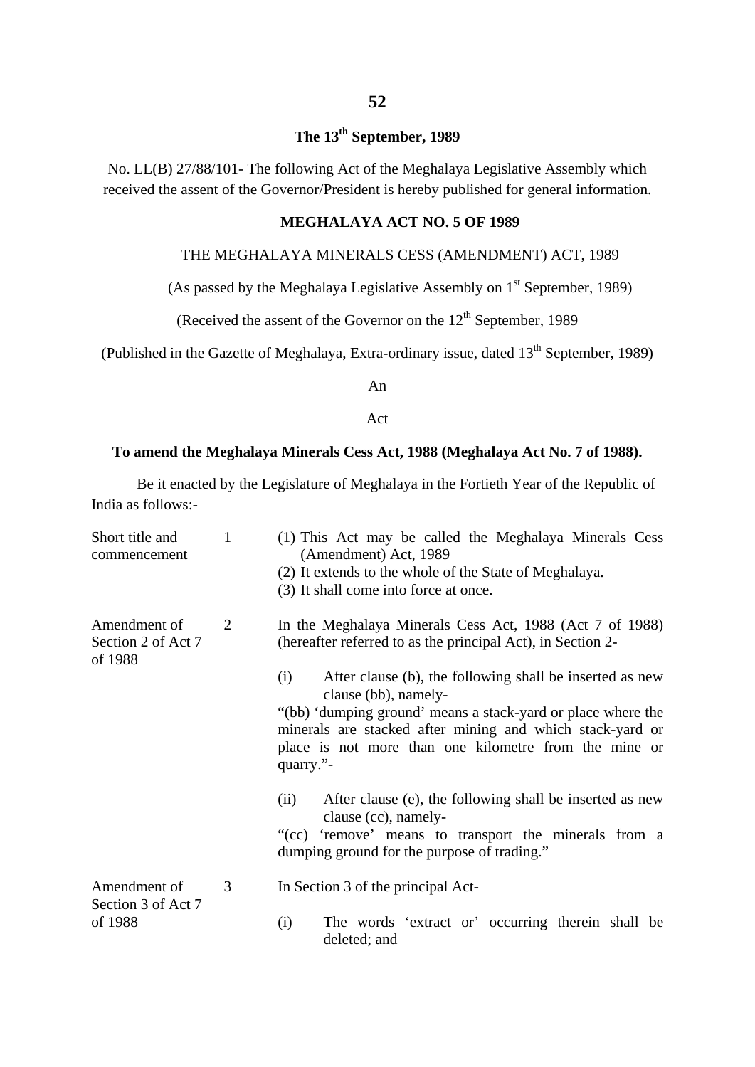**The 13th September, 1989**

No. LL(B) 27/88/101- The following Act of the Meghalaya Legislative Assembly which received the assent of the Governor/President is hereby published for general information.

## MEGHALAYA ACT NO. 5 OF 1989

THE MEGHALAYA MINERALS CESS (AMENDMENT) ACT, 1989

(As passed by the Meghalaya Legislative Assembly on 1st September, 1989)

(Received the assent of the Governor on the 12th September, 1989

(Published in the Gazette of Meghalaya, Extra-ordinary issue, dated 13th September, 1989)

An

Act

**To amend the Meghalaya Minerals Cess Act, 1988 (Meghalaya Act No. 7 of 1988).**

Be it enacted by the Legislature of Meghalaya in the Fortieth Year of the Republic of India as follows:-

Short title and commencement

1 (1) This Act may be called the Meghalaya Minerals Cess (Amendment) Act, 1989

(2) It extends to the whole of the State of Meghalaya.

(3) It shall come into force at once.

Amendment of Section 2 of Act 7 of 1988

2 In the Meghalaya Minerals Cess Act, 1988 (Act 7 of 1988) (hereafter referred to as the principal Act), in Section 2-

(i) After clause (b), the following shall be inserted as new clause (bb), namely-

"(bb) 'dumping ground' means a stack-yard or place where the minerals are stacked after mining and which stack-yard or place is not more than one kilometre from the mine or quarry."-

(ii) After clause (e), the following shall be inserted as new clause (cc), namely-

"(cc) 'remove' means to transport the minerals from a dumping ground for the purpose of trading."

Amendment of Section 3 of Act 7 of 1988

3 In Section 3 of the principal Act-

(i) The words 'extract or' occurring therein shall be deleted; and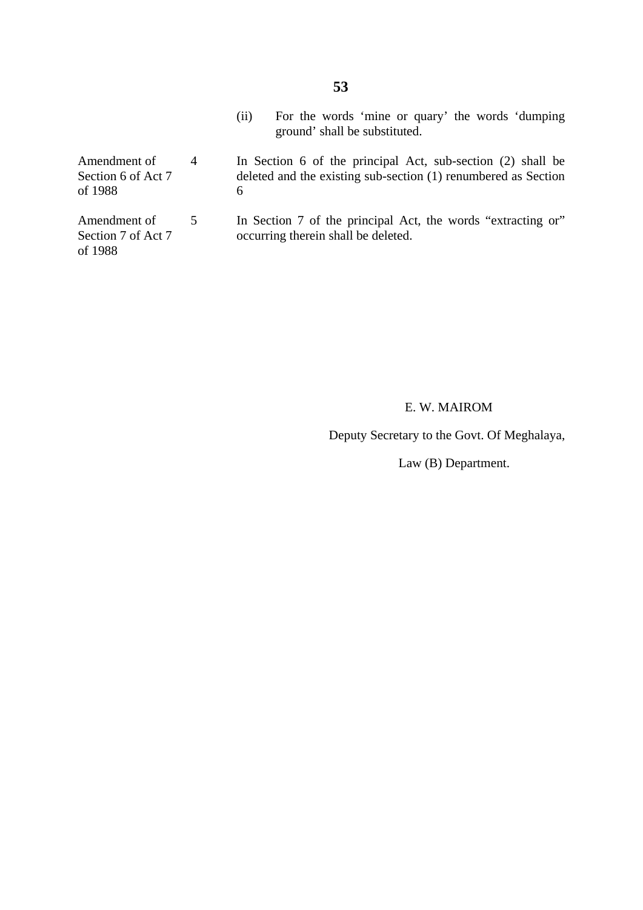(ii) For the words 'mine or quary' the words 'dumping ground' shall be substituted.

| | | |
|---|---|---|
| Amendment of Section 6 of Act 7 of 1988 | 4 | In Section 6 of the principal Act, sub-section (2) shall be deleted and the existing sub-section (1) renumbered as Section 6 |
| Amendment of Section 7 of Act 7 of 1988 | 5 | In Section 7 of the principal Act, the words "extracting or" occurring therein shall be deleted. |

E. W. MAIROM

Deputy Secretary to the Govt. Of Meghalaya,

Law (B) Department.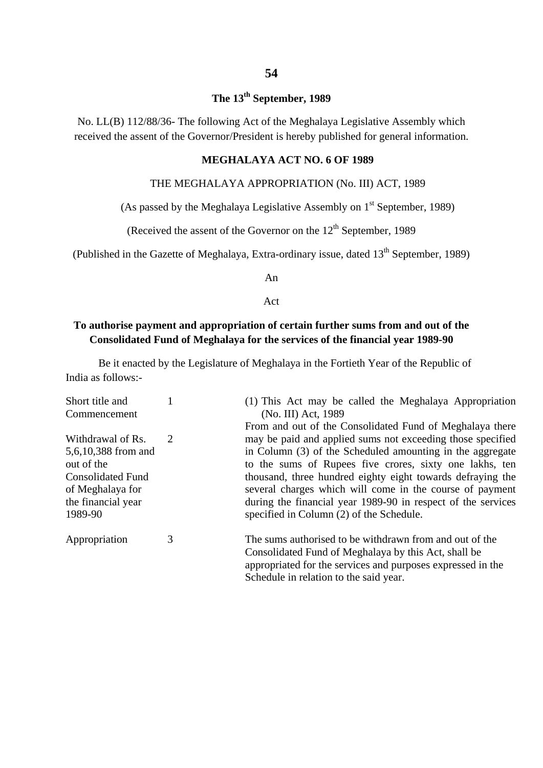## The 13th September, 1989

No. LL(B) 112/88/36- The following Act of the Meghalaya Legislative Assembly which received the assent of the Governor/President is hereby published for general information.

### MEGHALAYA ACT NO. 6 OF 1989

THE MEGHALAYA APPROPRIATION (No. III) ACT, 1989

(As passed by the Meghalaya Legislative Assembly on 1st September, 1989)

(Received the assent of the Governor on the 12th September, 1989

(Published in the Gazette of Meghalaya, Extra-ordinary issue, dated 13th September, 1989)

An

Act

**To authorise payment and appropriation of certain further sums from and out of the Consolidated Fund of Meghalaya for the services of the financial year 1989-90**

Be it enacted by the Legislature of Meghalaya in the Fortieth Year of the Republic of India as follows:-

| | | |
|---|---|---|
| Short title and Commencement | 1 | (1) This Act may be called the Meghalaya Appropriation (No. III) Act, 1989 |
| Withdrawal of Rs. 5,6,10,388 from and out of the Consolidated Fund of Meghalaya for the financial year 1989-90 | 2 | From and out of the Consolidated Fund of Meghalaya there may be paid and applied sums not exceeding those specified in Column (3) of the Scheduled amounting in the aggregate to the sums of Rupees five crores, sixty one lakhs, ten thousand, three hundred eighty eight towards defraying the several charges which will come in the course of payment during the financial year 1989-90 in respect of the services specified in Column (2) of the Schedule. |
| Appropriation | 3 | The sums authorised to be withdrawn from and out of the Consolidated Fund of Meghalaya by this Act, shall be appropriated for the services and purposes expressed in the Schedule in relation to the said year. |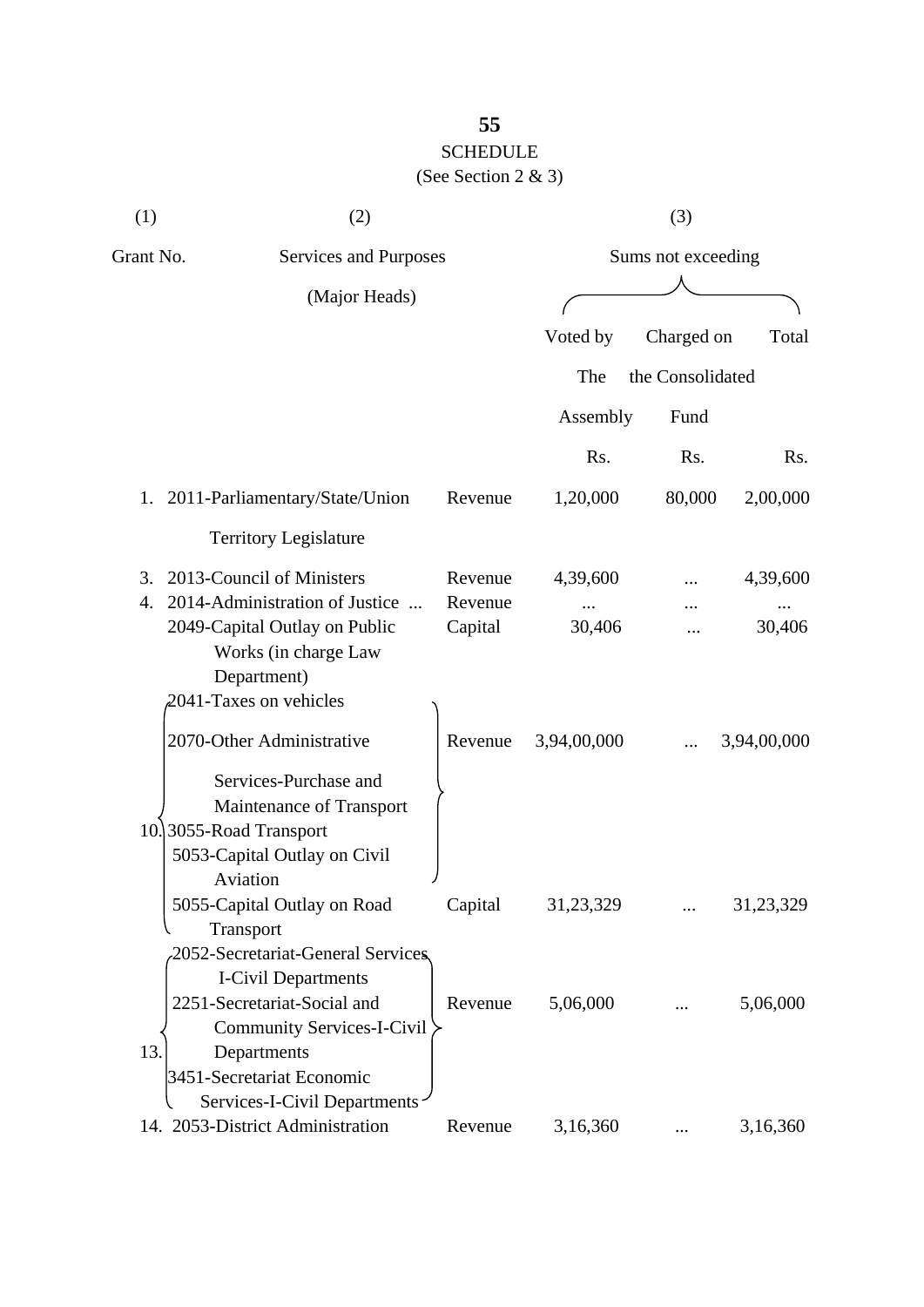**55**

SCHEDULE

(See Section 2 & 3)

| (1) | (2) | | (3) | | |
|---|---|---|---|---|---|
| Grant No. | Services and Purposes (Major Heads) | | Sums not exceeding | | |
| | | | Voted by The Assembly | Charged on the Consolidated Fund | Total |
| | | | Rs. | Rs. | Rs. |
| 1. | 2011-Parliamentary/State/Union Territory Legislature | Revenue | 1,20,000 | 80,000 | 2,00,000 |
| 3. | 2013-Council of Ministers | Revenue | 4,39,600 | ... | 4,39,600 |
| 4. | 2014-Administration of Justice ... | Revenue | ... | ... | ... |
| | 2049-Capital Outlay on Public Works (in charge Law Department) | Capital | 30,406 | ... | 30,406 |
| 10. | 2041-Taxes on vehicles<br>2070-Other Administrative Services-Purchase and Maintenance of Transport<br>3055-Road Transport<br>5053-Capital Outlay on Civil Aviation | Revenue | 3,94,00,000 | ... | 3,94,00,000 |
| | 5055-Capital Outlay on Road Transport | Capital | 31,23,329 | ... | 31,23,329 |
| 13. | 2052-Secretariat-General Services I-Civil Departments<br>2251-Secretariat-Social and Community Services-I-Civil Departments<br>3451-Secretariat Economic Services-I-Civil Departments | Revenue | 5,06,000 | ... | 5,06,000 |
| 14. | 2053-District Administration | Revenue | 3,16,360 | ... | 3,16,360 |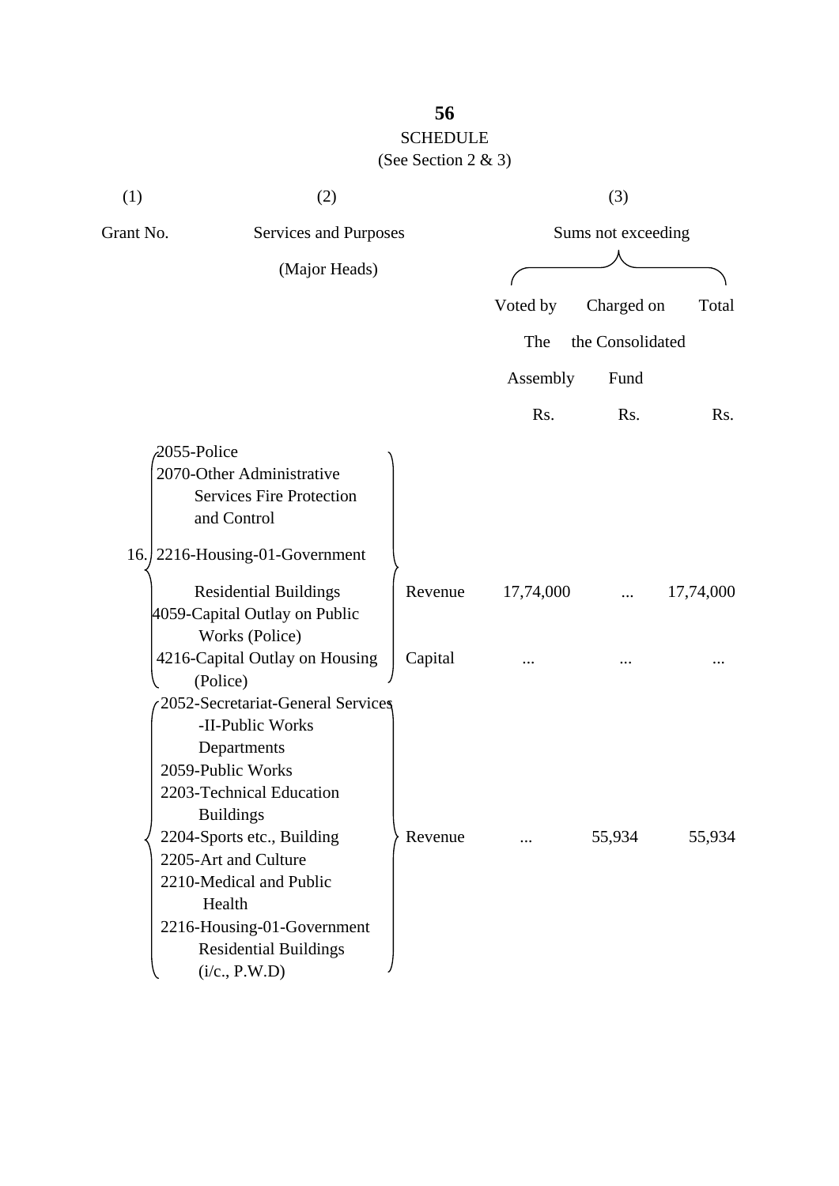# SCHEDULE

(See Section 2 & 3)

| (1) | (2) | | (3) | | |
|---|---|---|---|---|---|
| Grant No. | Services and Purposes (Major Heads) | | Sums not exceeding | | |
| | | | Voted by The Assembly | Charged on the Consolidated Fund | Total |
| | | | Rs. | Rs. | Rs. |
| 16. | 2055-Police<br>2070-Other Administrative Services Fire Protection and Control<br>2216-Housing-01-Government Residential Buildings | Revenue | 17,74,000 | ... | 17,74,000 |
| | 4059-Capital Outlay on Public Works (Police)<br>4216-Capital Outlay on Housing (Police) | Capital | ... | ... | ... |
| | 2052-Secretariat-General Services -II-Public Works Departments<br>2059-Public Works<br>2203-Technical Education Buildings<br>2204-Sports etc., Building<br>2205-Art and Culture<br>2210-Medical and Public Health<br>2216-Housing-01-Government Residential Buildings (i/c., P.W.D) | Revenue | ... | 55,934 | 55,934 |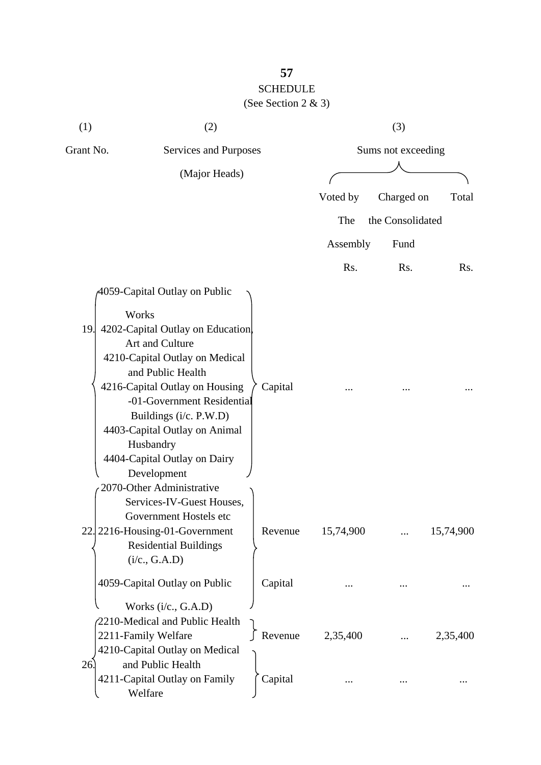# SCHEDULE

(See Section 2 & 3)

| (1) | (2) | | (3) | | |
|---|---|---|---|---|---|
| Grant No. | Services and Purposes (Major Heads) | | Sums not exceeding | | |
| | | | Voted by The Assembly | Charged on the Consolidated Fund | Total |
| | | | Rs. | Rs. | Rs. |
| 19. | 4059-Capital Outlay on Public Works<br>4202-Capital Outlay on Education, Art and Culture<br>4210-Capital Outlay on Medical and Public Health<br>4216-Capital Outlay on Housing -01-Government Residential Buildings (i/c. P.W.D)<br>4403-Capital Outlay on Animal Husbandry<br>4404-Capital Outlay on Dairy Development | Capital | ... | ... | ... |
| 22. | 2070-Other Administrative Services-IV-Guest Houses, Government Hostels etc<br>2216-Housing-01-Government Residential Buildings (i/c., G.A.D) | Revenue | 15,74,900 | ... | 15,74,900 |
| | 4059-Capital Outlay on Public Works (i/c., G.A.D) | Capital | ... | ... | ... |
| 26. | 2210-Medical and Public Health<br>2211-Family Welfare | Revenue | 2,35,400 | ... | 2,35,400 |
| | 4210-Capital Outlay on Medical and Public Health<br>4211-Capital Outlay on Family Welfare | Capital | ... | ... | ... |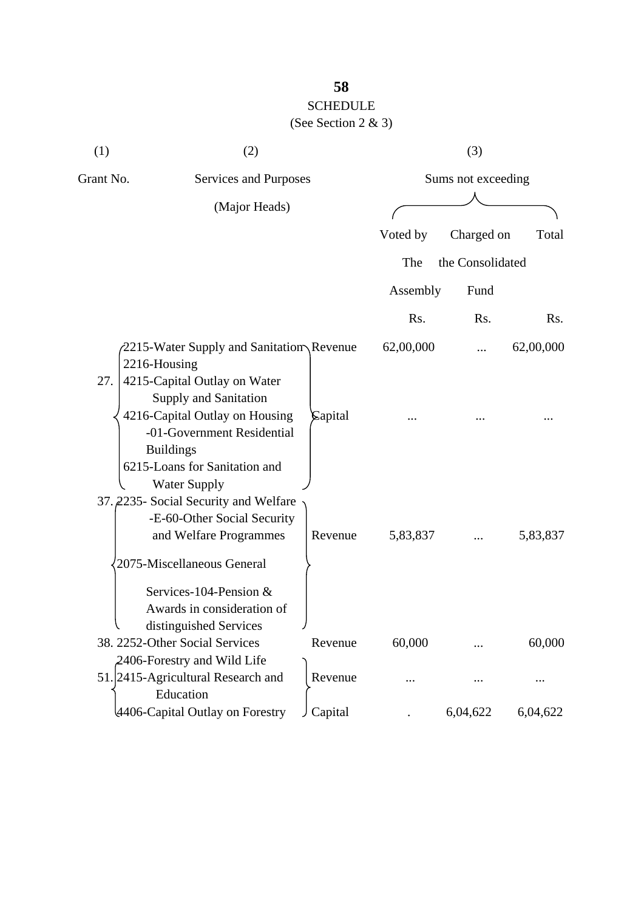## SCHEDULE

(See Section 2 & 3)

| (1) | (2) | | (3) | | |
|---|---|---|---|---|---|
| Grant No. | Services and Purposes (Major Heads) | | Sums not exceeding | | |
| | | | Voted by The Assembly | Charged on the Consolidated Fund | Total |
| | | | Rs. | Rs. | Rs. |
| 27. | 2215-Water Supply and Sanitation<br>2216-Housing | Revenue | 62,00,000 | ... | 62,00,000 |
| | 4215-Capital Outlay on Water Supply and Sanitation<br>4216-Capital Outlay on Housing -01-Government Residential Buildings<br>6215-Loans for Sanitation and Water Supply | Capital | ... | ... | ... |
| 37. | 2235- Social Security and Welfare -E-60-Other Social Security and Welfare Programmes<br>2075-Miscellaneous General Services-104-Pension & Awards in consideration of distinguished Services | Revenue | 5,83,837 | ... | 5,83,837 |
| 38. | 2252-Other Social Services | Revenue | 60,000 | ... | 60,000 |
| 51. | 2406-Forestry and Wild Life<br>2415-Agricultural Research and Education | Revenue | ... | ... | ... |
| | 4406-Capital Outlay on Forestry | Capital | . | 6,04,622 | 6,04,622 |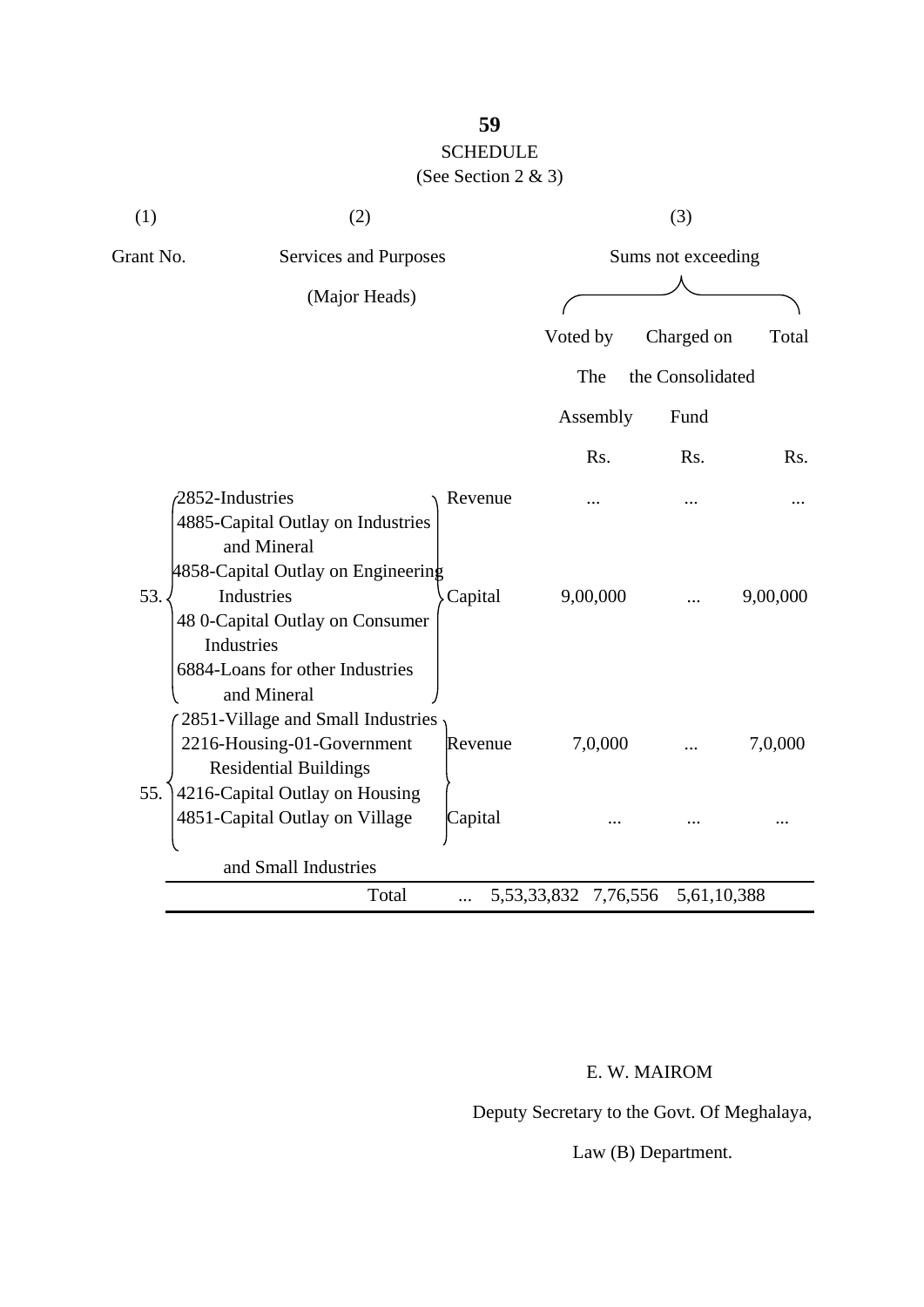## SCHEDULE

(See Section 2 & 3)

| (1) | (2) | | (3) | | |
|---|---|---|---|---|---|
| Grant No. | Services and Purposes (Major Heads) | | Sums not exceeding | | |
| | | | Voted by The Assembly | Charged on the Consolidated Fund | Total |
| | | | Rs. | Rs. | Rs. |
| 53. | 2852-Industries | Revenue | ... | ... | ... |
| | 4885-Capital Outlay on Industries and Mineral<br>4858-Capital Outlay on Engineering Industries<br>48 0-Capital Outlay on Consumer Industries<br>6884-Loans for other Industries and Mineral | Capital | 9,00,000 | ... | 9,00,000 |
| 55. | 2851-Village and Small Industries<br>2216-Housing-01-Government Residential Buildings | Revenue | 7,0,000 | ... | 7,0,000 |
| | 4216-Capital Outlay on Housing<br>4851-Capital Outlay on Village and Small Industries | Capital | ... | ... | ... |
| | Total | ... | 5,53,33,832 | 7,76,556 | 5,61,10,388 |

E. W. MAIROM

Deputy Secretary to the Govt. Of Meghalaya,

Law (B) Department.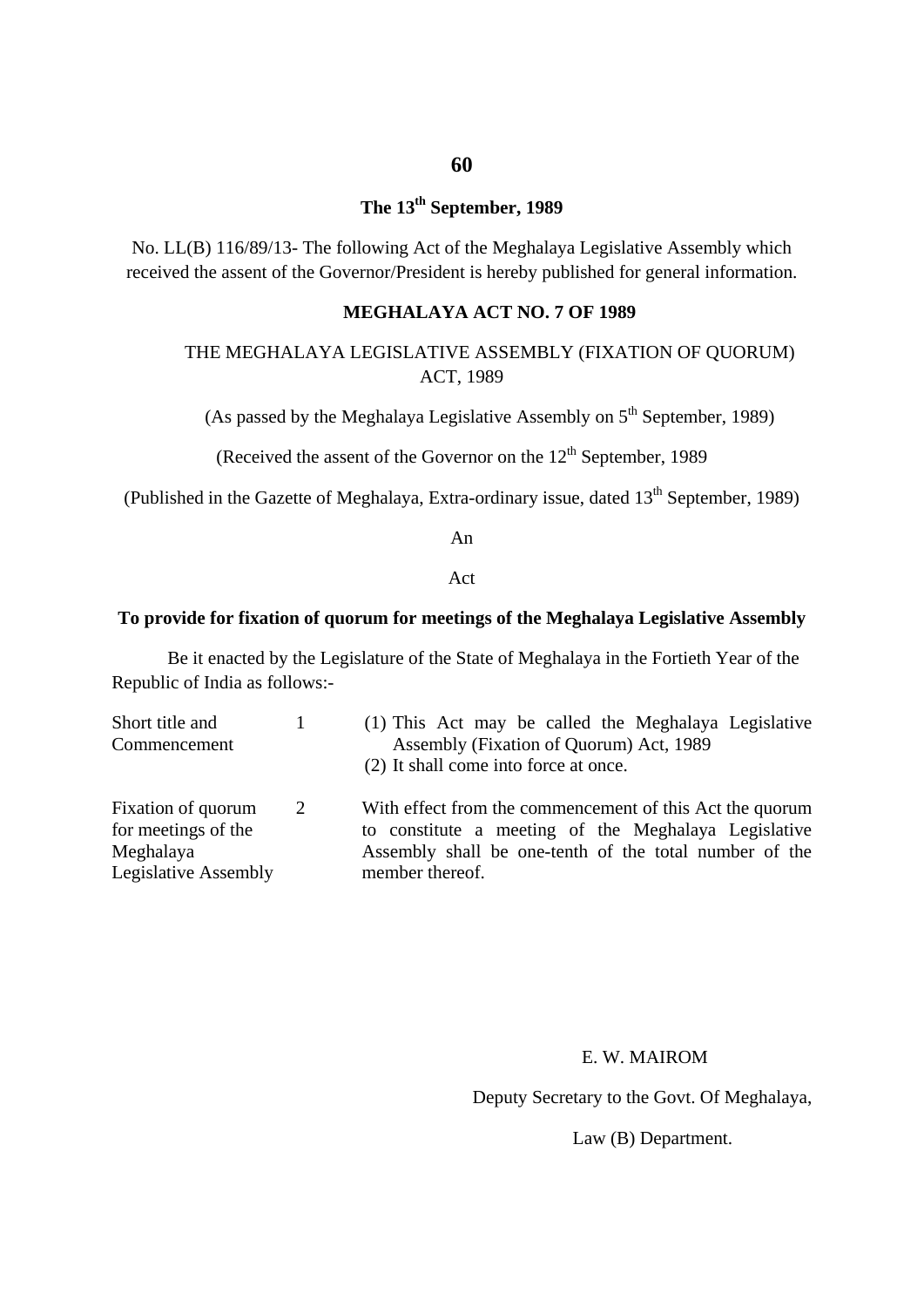**The 13th September, 1989**

No. LL(B) 116/89/13- The following Act of the Meghalaya Legislative Assembly which received the assent of the Governor/President is hereby published for general information.

**MEGHALAYA ACT NO. 7 OF 1989**

THE MEGHALAYA LEGISLATIVE ASSEMBLY (FIXATION OF QUORUM) ACT, 1989

(As passed by the Meghalaya Legislative Assembly on 5th September, 1989)

(Received the assent of the Governor on the 12th September, 1989

(Published in the Gazette of Meghalaya, Extra-ordinary issue, dated 13th September, 1989)

An

Act

**To provide for fixation of quorum for meetings of the Meghalaya Legislative Assembly**

Be it enacted by the Legislature of the State of Meghalaya in the Fortieth Year of the Republic of India as follows:-

| | | |
|---|---|---|
| Short title and Commencement | 1 | (1) This Act may be called the Meghalaya Legislative Assembly (Fixation of Quorum) Act, 1989<br>(2) It shall come into force at once. |
| Fixation of quorum for meetings of the Meghalaya Legislative Assembly | 2 | With effect from the commencement of this Act the quorum to constitute a meeting of the Meghalaya Legislative Assembly shall be one-tenth of the total number of the member thereof. |

E. W. MAIROM

Deputy Secretary to the Govt. Of Meghalaya,

Law (B) Department.